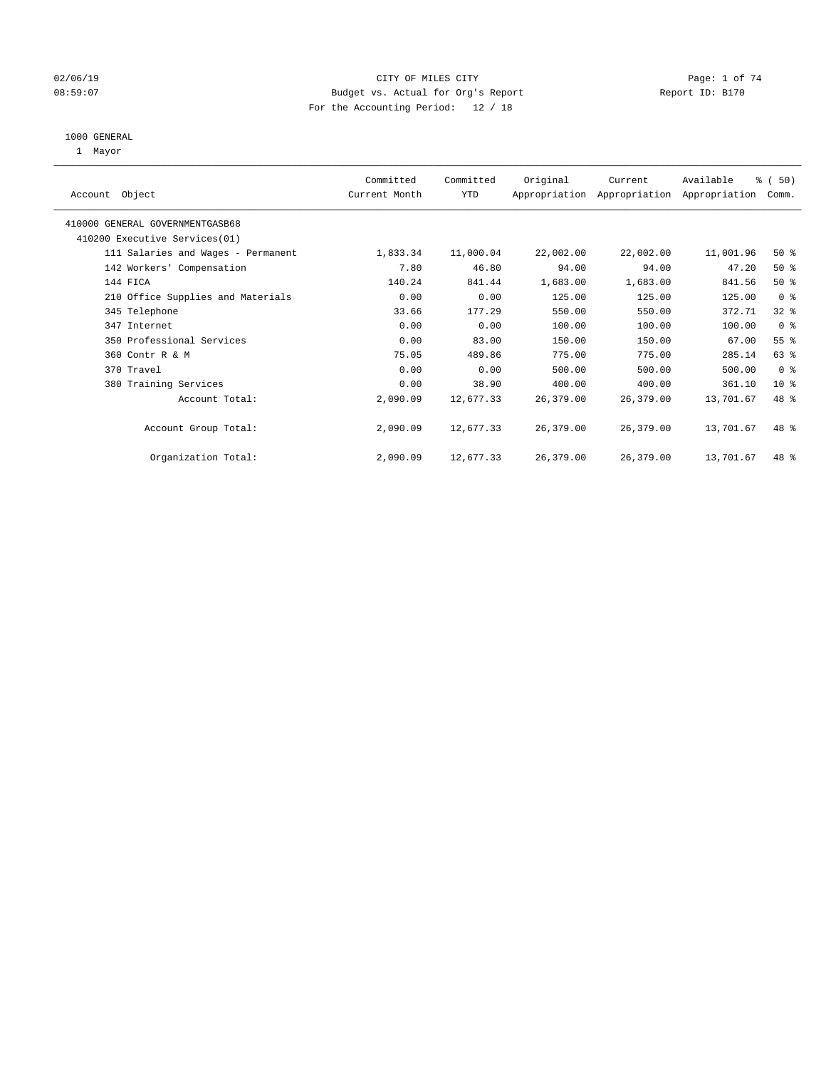02/06/19 CITY OF MILES CITY
08:59:07 Budget vs. Actual for Org's Report Report ID: B170
For the Accounting Period: 12 / 18

1000 GENERAL
1 Mayor

| Account Object | Committed Current Month | Committed YTD | Original Appropriation | Current Appropriation | Available Appropriation | % ( 50) Comm. |
|---|---|---|---|---|---|---|
| 410000 GENERAL GOVERNMENTGASB68 | | | | | | |
| 410200 Executive Services(01) | | | | | | |
| 111 Salaries and Wages - Permanent | 1,833.34 | 11,000.04 | 22,002.00 | 22,002.00 | 11,001.96 | 50 % |
| 142 Workers' Compensation | 7.80 | 46.80 | 94.00 | 94.00 | 47.20 | 50 % |
| 144 FICA | 140.24 | 841.44 | 1,683.00 | 1,683.00 | 841.56 | 50 % |
| 210 Office Supplies and Materials | 0.00 | 0.00 | 125.00 | 125.00 | 125.00 | 0 % |
| 345 Telephone | 33.66 | 177.29 | 550.00 | 550.00 | 372.71 | 32 % |
| 347 Internet | 0.00 | 0.00 | 100.00 | 100.00 | 100.00 | 0 % |
| 350 Professional Services | 0.00 | 83.00 | 150.00 | 150.00 | 67.00 | 55 % |
| 360 Contr R & M | 75.05 | 489.86 | 775.00 | 775.00 | 285.14 | 63 % |
| 370 Travel | 0.00 | 0.00 | 500.00 | 500.00 | 500.00 | 0 % |
| 380 Training Services | 0.00 | 38.90 | 400.00 | 400.00 | 361.10 | 10 % |
| Account Total: | 2,090.09 | 12,677.33 | 26,379.00 | 26,379.00 | 13,701.67 | 48 % |
| Account Group Total: | 2,090.09 | 12,677.33 | 26,379.00 | 26,379.00 | 13,701.67 | 48 % |
| Organization Total: | 2,090.09 | 12,677.33 | 26,379.00 | 26,379.00 | 13,701.67 | 48 % |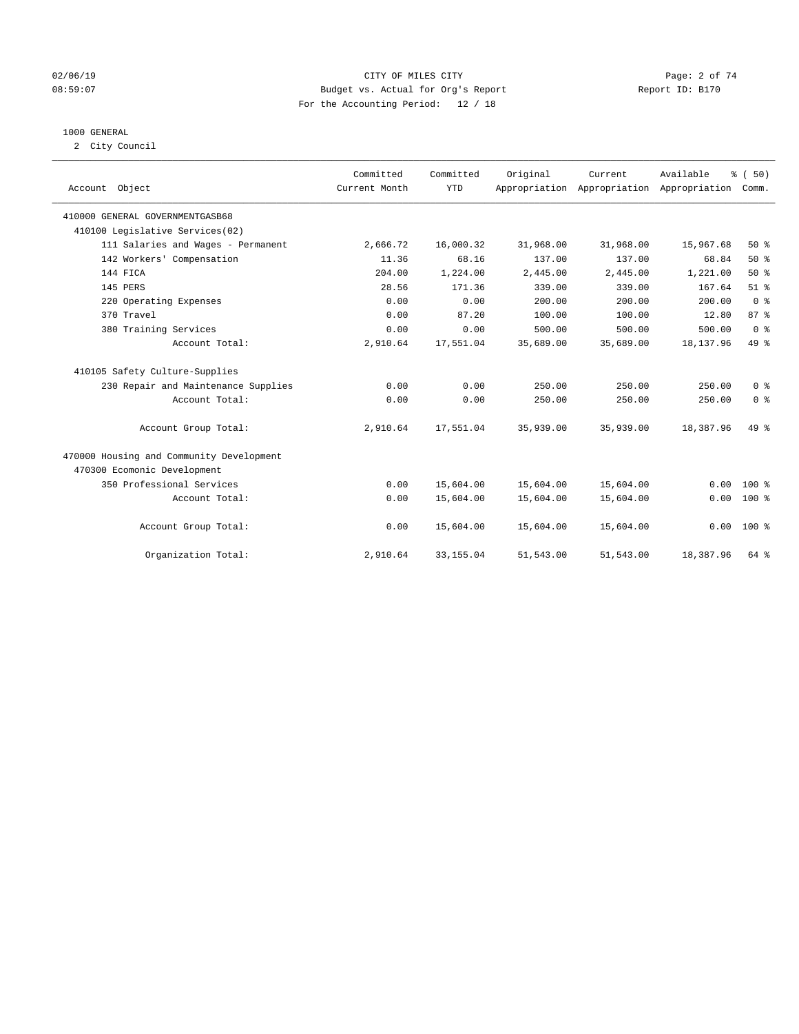CITY OF MILES CITY
Budget vs. Actual for Org's Report
For the Accounting Period: 12 / 18

1000 GENERAL

2 City Council

| Account Object | Committed Current Month | Committed YTD | Original Appropriation | Current Appropriation | Available Appropriation | % ( 50) Comm. |
|---|---|---|---|---|---|---|
| 410000 GENERAL GOVERNMENTGASB68 | | | | | | |
| 410100 Legislative Services(02) | | | | | | |
| 111 Salaries and Wages - Permanent | 2,666.72 | 16,000.32 | 31,968.00 | 31,968.00 | 15,967.68 | 50 % |
| 142 Workers' Compensation | 11.36 | 68.16 | 137.00 | 137.00 | 68.84 | 50 % |
| 144 FICA | 204.00 | 1,224.00 | 2,445.00 | 2,445.00 | 1,221.00 | 50 % |
| 145 PERS | 28.56 | 171.36 | 339.00 | 339.00 | 167.64 | 51 % |
| 220 Operating Expenses | 0.00 | 0.00 | 200.00 | 200.00 | 200.00 | 0 % |
| 370 Travel | 0.00 | 87.20 | 100.00 | 100.00 | 12.80 | 87 % |
| 380 Training Services | 0.00 | 0.00 | 500.00 | 500.00 | 500.00 | 0 % |
| Account Total: | 2,910.64 | 17,551.04 | 35,689.00 | 35,689.00 | 18,137.96 | 49 % |
| 410105 Safety Culture-Supplies | | | | | | |
| 230 Repair and Maintenance Supplies | 0.00 | 0.00 | 250.00 | 250.00 | 250.00 | 0 % |
| Account Total: | 0.00 | 0.00 | 250.00 | 250.00 | 250.00 | 0 % |
| Account Group Total: | 2,910.64 | 17,551.04 | 35,939.00 | 35,939.00 | 18,387.96 | 49 % |
| 470000 Housing and Community Development | | | | | | |
| 470300 Ecomonic Development | | | | | | |
| 350 Professional Services | 0.00 | 15,604.00 | 15,604.00 | 15,604.00 | 0.00 | 100 % |
| Account Total: | 0.00 | 15,604.00 | 15,604.00 | 15,604.00 | 0.00 | 100 % |
| Account Group Total: | 0.00 | 15,604.00 | 15,604.00 | 15,604.00 | 0.00 | 100 % |
| Organization Total: | 2,910.64 | 33,155.04 | 51,543.00 | 51,543.00 | 18,387.96 | 64 % |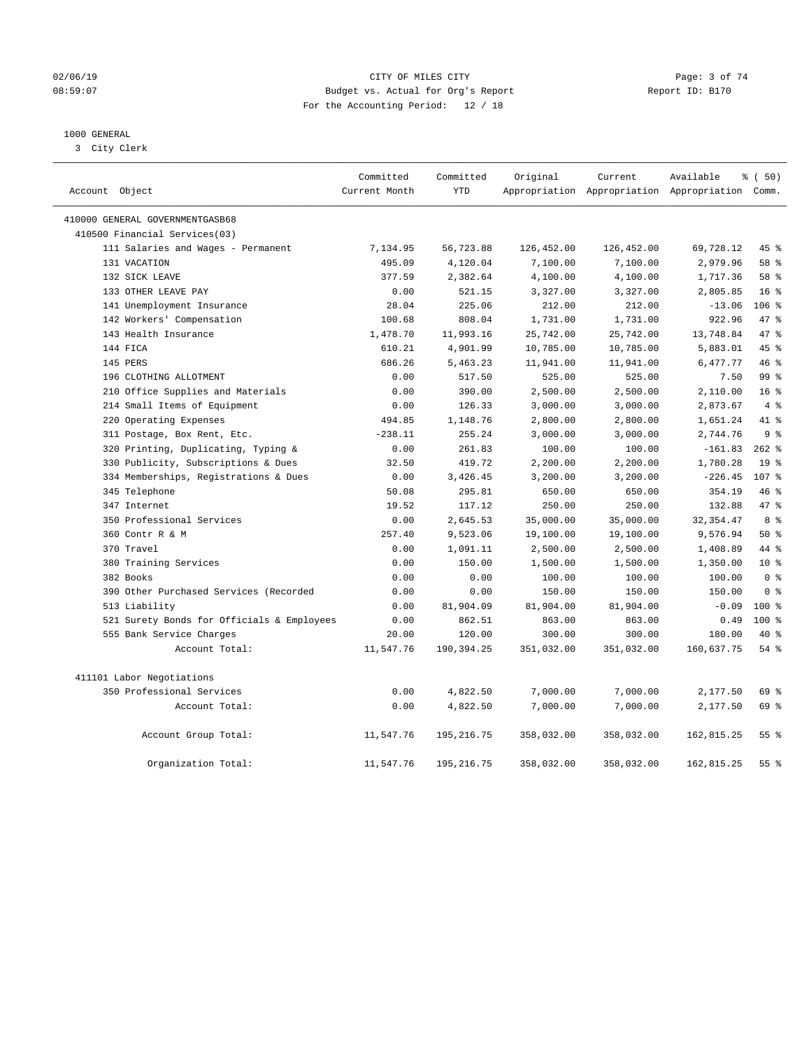02/06/19 CITY OF MILES CITY
08:59:07 Budget vs. Actual for Org's Report Report ID: B170
For the Accounting Period: 12 / 18

1000 GENERAL
3 City Clerk

| Account Object | Committed Current Month | Committed YTD | Original Appropriation | Current Appropriation | Available Appropriation | % ( 50) Comm. |
|---|---|---|---|---|---|---|
| 410000 GENERAL GOVERNMENTGASB68 | | | | | | |
| 410500 Financial Services(03) | | | | | | |
| 111 Salaries and Wages - Permanent | 7,134.95 | 56,723.88 | 126,452.00 | 126,452.00 | 69,728.12 | 45 % |
| 131 VACATION | 495.09 | 4,120.04 | 7,100.00 | 7,100.00 | 2,979.96 | 58 % |
| 132 SICK LEAVE | 377.59 | 2,382.64 | 4,100.00 | 4,100.00 | 1,717.36 | 58 % |
| 133 OTHER LEAVE PAY | 0.00 | 521.15 | 3,327.00 | 3,327.00 | 2,805.85 | 16 % |
| 141 Unemployment Insurance | 28.04 | 225.06 | 212.00 | 212.00 | -13.06 | 106 % |
| 142 Workers' Compensation | 100.68 | 808.04 | 1,731.00 | 1,731.00 | 922.96 | 47 % |
| 143 Health Insurance | 1,478.70 | 11,993.16 | 25,742.00 | 25,742.00 | 13,748.84 | 47 % |
| 144 FICA | 610.21 | 4,901.99 | 10,785.00 | 10,785.00 | 5,883.01 | 45 % |
| 145 PERS | 686.26 | 5,463.23 | 11,941.00 | 11,941.00 | 6,477.77 | 46 % |
| 196 CLOTHING ALLOTMENT | 0.00 | 517.50 | 525.00 | 525.00 | 7.50 | 99 % |
| 210 Office Supplies and Materials | 0.00 | 390.00 | 2,500.00 | 2,500.00 | 2,110.00 | 16 % |
| 214 Small Items of Equipment | 0.00 | 126.33 | 3,000.00 | 3,000.00 | 2,873.67 | 4 % |
| 220 Operating Expenses | 494.85 | 1,148.76 | 2,800.00 | 2,800.00 | 1,651.24 | 41 % |
| 311 Postage, Box Rent, Etc. | -238.11 | 255.24 | 3,000.00 | 3,000.00 | 2,744.76 | 9 % |
| 320 Printing, Duplicating, Typing & | 0.00 | 261.83 | 100.00 | 100.00 | -161.83 | 262 % |
| 330 Publicity, Subscriptions & Dues | 32.50 | 419.72 | 2,200.00 | 2,200.00 | 1,780.28 | 19 % |
| 334 Memberships, Registrations & Dues | 0.00 | 3,426.45 | 3,200.00 | 3,200.00 | -226.45 | 107 % |
| 345 Telephone | 50.08 | 295.81 | 650.00 | 650.00 | 354.19 | 46 % |
| 347 Internet | 19.52 | 117.12 | 250.00 | 250.00 | 132.88 | 47 % |
| 350 Professional Services | 0.00 | 2,645.53 | 35,000.00 | 35,000.00 | 32,354.47 | 8 % |
| 360 Contr R & M | 257.40 | 9,523.06 | 19,100.00 | 19,100.00 | 9,576.94 | 50 % |
| 370 Travel | 0.00 | 1,091.11 | 2,500.00 | 2,500.00 | 1,408.89 | 44 % |
| 380 Training Services | 0.00 | 150.00 | 1,500.00 | 1,500.00 | 1,350.00 | 10 % |
| 382 Books | 0.00 | 0.00 | 100.00 | 100.00 | 100.00 | 0 % |
| 390 Other Purchased Services (Recorded | 0.00 | 0.00 | 150.00 | 150.00 | 150.00 | 0 % |
| 513 Liability | 0.00 | 81,904.09 | 81,904.00 | 81,904.00 | -0.09 | 100 % |
| 521 Surety Bonds for Officials & Employees | 0.00 | 862.51 | 863.00 | 863.00 | 0.49 | 100 % |
| 555 Bank Service Charges | 20.00 | 120.00 | 300.00 | 300.00 | 180.00 | 40 % |
| Account Total: | 11,547.76 | 190,394.25 | 351,032.00 | 351,032.00 | 160,637.75 | 54 % |
| 411101 Labor Negotiations | | | | | | |
| 350 Professional Services | 0.00 | 4,822.50 | 7,000.00 | 7,000.00 | 2,177.50 | 69 % |
| Account Total: | 0.00 | 4,822.50 | 7,000.00 | 7,000.00 | 2,177.50 | 69 % |
| Account Group Total: | 11,547.76 | 195,216.75 | 358,032.00 | 358,032.00 | 162,815.25 | 55 % |
| Organization Total: | 11,547.76 | 195,216.75 | 358,032.00 | 358,032.00 | 162,815.25 | 55 % |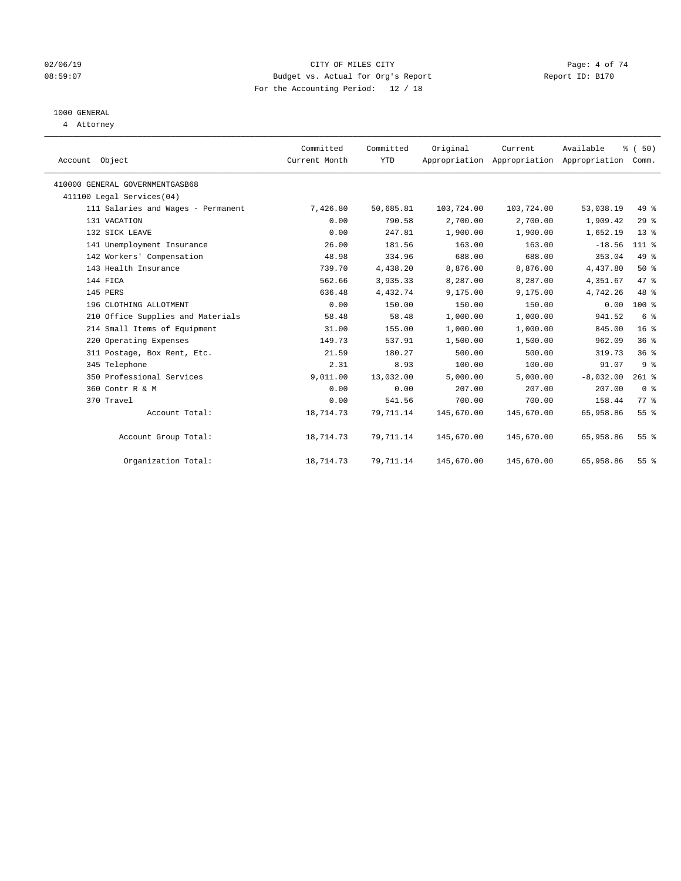CITY OF MILES CITY
Budget vs. Actual for Org's Report
For the Accounting Period: 12 / 18

02/06/19
08:59:07

Report ID: B170

1000 GENERAL
4 Attorney

| Account Object | Committed Current Month | Committed YTD | Original Appropriation | Current Appropriation | Available Appropriation | % ( 50) Comm. |
|---|---|---|---|---|---|---|
| 410000 GENERAL GOVERNMENTGASB68 | | | | | | |
| 411100 Legal Services(04) | | | | | | |
| 111 Salaries and Wages - Permanent | 7,426.80 | 50,685.81 | 103,724.00 | 103,724.00 | 53,038.19 | 49 % |
| 131 VACATION | 0.00 | 790.58 | 2,700.00 | 2,700.00 | 1,909.42 | 29 % |
| 132 SICK LEAVE | 0.00 | 247.81 | 1,900.00 | 1,900.00 | 1,652.19 | 13 % |
| 141 Unemployment Insurance | 26.00 | 181.56 | 163.00 | 163.00 | -18.56 | 111 % |
| 142 Workers' Compensation | 48.98 | 334.96 | 688.00 | 688.00 | 353.04 | 49 % |
| 143 Health Insurance | 739.70 | 4,438.20 | 8,876.00 | 8,876.00 | 4,437.80 | 50 % |
| 144 FICA | 562.66 | 3,935.33 | 8,287.00 | 8,287.00 | 4,351.67 | 47 % |
| 145 PERS | 636.48 | 4,432.74 | 9,175.00 | 9,175.00 | 4,742.26 | 48 % |
| 196 CLOTHING ALLOTMENT | 0.00 | 150.00 | 150.00 | 150.00 | 0.00 | 100 % |
| 210 Office Supplies and Materials | 58.48 | 58.48 | 1,000.00 | 1,000.00 | 941.52 | 6 % |
| 214 Small Items of Equipment | 31.00 | 155.00 | 1,000.00 | 1,000.00 | 845.00 | 16 % |
| 220 Operating Expenses | 149.73 | 537.91 | 1,500.00 | 1,500.00 | 962.09 | 36 % |
| 311 Postage, Box Rent, Etc. | 21.59 | 180.27 | 500.00 | 500.00 | 319.73 | 36 % |
| 345 Telephone | 2.31 | 8.93 | 100.00 | 100.00 | 91.07 | 9 % |
| 350 Professional Services | 9,011.00 | 13,032.00 | 5,000.00 | 5,000.00 | -8,032.00 | 261 % |
| 360 Contr R & M | 0.00 | 0.00 | 207.00 | 207.00 | 207.00 | 0 % |
| 370 Travel | 0.00 | 541.56 | 700.00 | 700.00 | 158.44 | 77 % |
| Account Total: | 18,714.73 | 79,711.14 | 145,670.00 | 145,670.00 | 65,958.86 | 55 % |
| Account Group Total: | 18,714.73 | 79,711.14 | 145,670.00 | 145,670.00 | 65,958.86 | 55 % |
| Organization Total: | 18,714.73 | 79,711.14 | 145,670.00 | 145,670.00 | 65,958.86 | 55 % |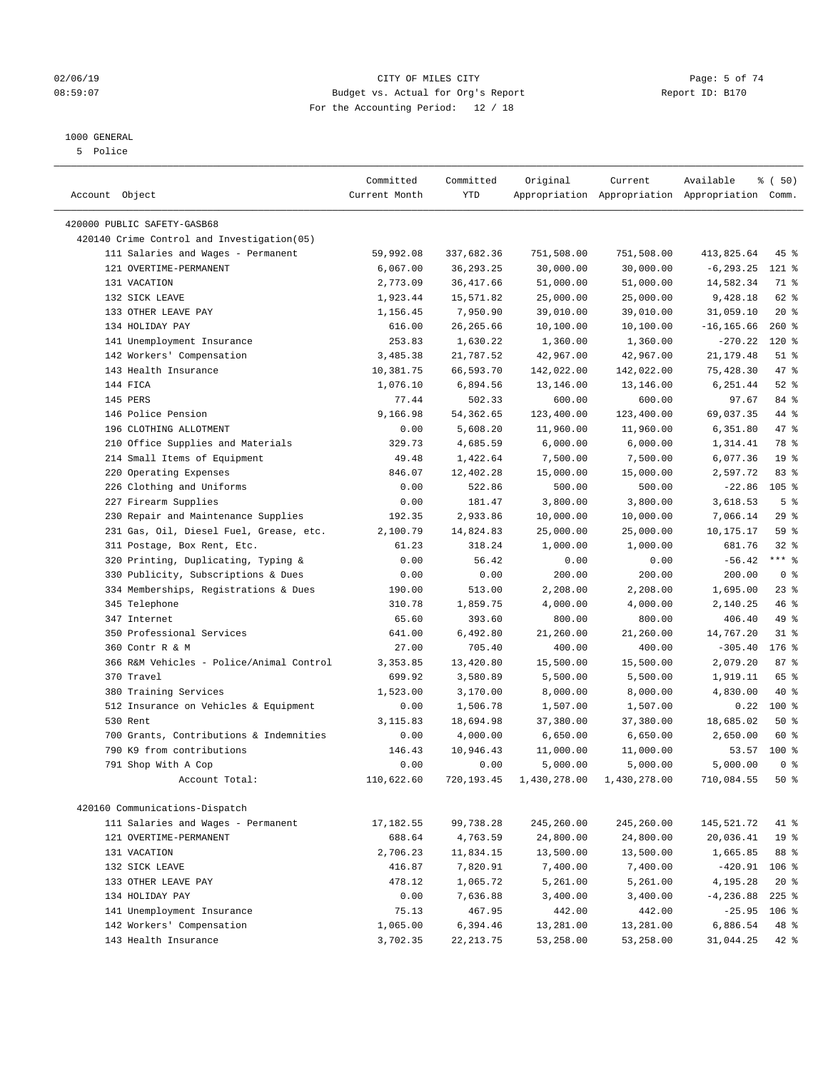CITY OF MILES CITY
Budget vs. Actual for Org's Report
For the Accounting Period: 12 / 18

1000 GENERAL
5 Police

| Account Object | Committed Current Month | Committed YTD | Original Appropriation | Current Appropriation | Available Appropriation | % ( 50) Comm. |
|---|---|---|---|---|---|---|
| 420000 PUBLIC SAFETY-GASB68 | | | | | | |
| 420140 Crime Control and Investigation(05) | | | | | | |
| 111 Salaries and Wages - Permanent | 59,992.08 | 337,682.36 | 751,508.00 | 751,508.00 | 413,825.64 | 45 % |
| 121 OVERTIME-PERMANENT | 6,067.00 | 36,293.25 | 30,000.00 | 30,000.00 | -6,293.25 | 121 % |
| 131 VACATION | 2,773.09 | 36,417.66 | 51,000.00 | 51,000.00 | 14,582.34 | 71 % |
| 132 SICK LEAVE | 1,923.44 | 15,571.82 | 25,000.00 | 25,000.00 | 9,428.18 | 62 % |
| 133 OTHER LEAVE PAY | 1,156.45 | 7,950.90 | 39,010.00 | 39,010.00 | 31,059.10 | 20 % |
| 134 HOLIDAY PAY | 616.00 | 26,265.66 | 10,100.00 | 10,100.00 | -16,165.66 | 260 % |
| 141 Unemployment Insurance | 253.83 | 1,630.22 | 1,360.00 | 1,360.00 | -270.22 | 120 % |
| 142 Workers' Compensation | 3,485.38 | 21,787.52 | 42,967.00 | 42,967.00 | 21,179.48 | 51 % |
| 143 Health Insurance | 10,381.75 | 66,593.70 | 142,022.00 | 142,022.00 | 75,428.30 | 47 % |
| 144 FICA | 1,076.10 | 6,894.56 | 13,146.00 | 13,146.00 | 6,251.44 | 52 % |
| 145 PERS | 77.44 | 502.33 | 600.00 | 600.00 | 97.67 | 84 % |
| 146 Police Pension | 9,166.98 | 54,362.65 | 123,400.00 | 123,400.00 | 69,037.35 | 44 % |
| 196 CLOTHING ALLOTMENT | 0.00 | 5,608.20 | 11,960.00 | 11,960.00 | 6,351.80 | 47 % |
| 210 Office Supplies and Materials | 329.73 | 4,685.59 | 6,000.00 | 6,000.00 | 1,314.41 | 78 % |
| 214 Small Items of Equipment | 49.48 | 1,422.64 | 7,500.00 | 7,500.00 | 6,077.36 | 19 % |
| 220 Operating Expenses | 846.07 | 12,402.28 | 15,000.00 | 15,000.00 | 2,597.72 | 83 % |
| 226 Clothing and Uniforms | 0.00 | 522.86 | 500.00 | 500.00 | -22.86 | 105 % |
| 227 Firearm Supplies | 0.00 | 181.47 | 3,800.00 | 3,800.00 | 3,618.53 | 5 % |
| 230 Repair and Maintenance Supplies | 192.35 | 2,933.86 | 10,000.00 | 10,000.00 | 7,066.14 | 29 % |
| 231 Gas, Oil, Diesel Fuel, Grease, etc. | 2,100.79 | 14,824.83 | 25,000.00 | 25,000.00 | 10,175.17 | 59 % |
| 311 Postage, Box Rent, Etc. | 61.23 | 318.24 | 1,000.00 | 1,000.00 | 681.76 | 32 % |
| 320 Printing, Duplicating, Typing & | 0.00 | 56.42 | 0.00 | 0.00 | -56.42 | *** % |
| 330 Publicity, Subscriptions & Dues | 0.00 | 0.00 | 200.00 | 200.00 | 200.00 | 0 % |
| 334 Memberships, Registrations & Dues | 190.00 | 513.00 | 2,208.00 | 2,208.00 | 1,695.00 | 23 % |
| 345 Telephone | 310.78 | 1,859.75 | 4,000.00 | 4,000.00 | 2,140.25 | 46 % |
| 347 Internet | 65.60 | 393.60 | 800.00 | 800.00 | 406.40 | 49 % |
| 350 Professional Services | 641.00 | 6,492.80 | 21,260.00 | 21,260.00 | 14,767.20 | 31 % |
| 360 Contr R & M | 27.00 | 705.40 | 400.00 | 400.00 | -305.40 | 176 % |
| 366 R&M Vehicles - Police/Animal Control | 3,353.85 | 13,420.80 | 15,500.00 | 15,500.00 | 2,079.20 | 87 % |
| 370 Travel | 699.92 | 3,580.89 | 5,500.00 | 5,500.00 | 1,919.11 | 65 % |
| 380 Training Services | 1,523.00 | 3,170.00 | 8,000.00 | 8,000.00 | 4,830.00 | 40 % |
| 512 Insurance on Vehicles & Equipment | 0.00 | 1,506.78 | 1,507.00 | 1,507.00 | 0.22 | 100 % |
| 530 Rent | 3,115.83 | 18,694.98 | 37,380.00 | 37,380.00 | 18,685.02 | 50 % |
| 700 Grants, Contributions & Indemnities | 0.00 | 4,000.00 | 6,650.00 | 6,650.00 | 2,650.00 | 60 % |
| 790 K9 from contributions | 146.43 | 10,946.43 | 11,000.00 | 11,000.00 | 53.57 | 100 % |
| 791 Shop With A Cop | 0.00 | 0.00 | 5,000.00 | 5,000.00 | 5,000.00 | 0 % |
| Account Total: | 110,622.60 | 720,193.45 | 1,430,278.00 | 1,430,278.00 | 710,084.55 | 50 % |
| 420160 Communications-Dispatch | | | | | | |
| 111 Salaries and Wages - Permanent | 17,182.55 | 99,738.28 | 245,260.00 | 245,260.00 | 145,521.72 | 41 % |
| 121 OVERTIME-PERMANENT | 688.64 | 4,763.59 | 24,800.00 | 24,800.00 | 20,036.41 | 19 % |
| 131 VACATION | 2,706.23 | 11,834.15 | 13,500.00 | 13,500.00 | 1,665.85 | 88 % |
| 132 SICK LEAVE | 416.87 | 7,820.91 | 7,400.00 | 7,400.00 | -420.91 | 106 % |
| 133 OTHER LEAVE PAY | 478.12 | 1,065.72 | 5,261.00 | 5,261.00 | 4,195.28 | 20 % |
| 134 HOLIDAY PAY | 0.00 | 7,636.88 | 3,400.00 | 3,400.00 | -4,236.88 | 225 % |
| 141 Unemployment Insurance | 75.13 | 467.95 | 442.00 | 442.00 | -25.95 | 106 % |
| 142 Workers' Compensation | 1,065.00 | 6,394.46 | 13,281.00 | 13,281.00 | 6,886.54 | 48 % |
| 143 Health Insurance | 3,702.35 | 22,213.75 | 53,258.00 | 53,258.00 | 31,044.25 | 42 % |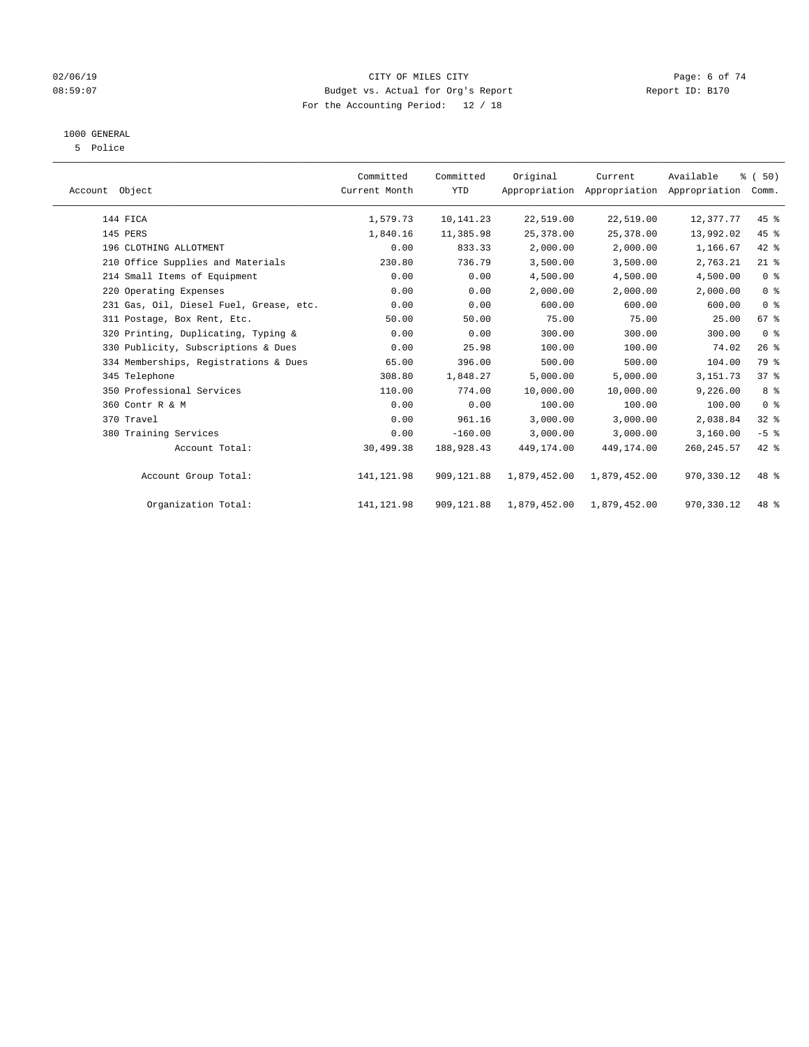CITY OF MILES CITY

Budget vs. Actual for Org's Report

For the Accounting Period: 12 / 18

02/06/19 08:59:07 Report ID: B170

1000 GENERAL

5 Police

| Account Object | Committed Current Month | Committed YTD | Original Appropriation | Current Appropriation | Available Appropriation | % ( 50) Comm. |
|---|---|---|---|---|---|---|
| 144 FICA | 1,579.73 | 10,141.23 | 22,519.00 | 22,519.00 | 12,377.77 | 45 % |
| 145 PERS | 1,840.16 | 11,385.98 | 25,378.00 | 25,378.00 | 13,992.02 | 45 % |
| 196 CLOTHING ALLOTMENT | 0.00 | 833.33 | 2,000.00 | 2,000.00 | 1,166.67 | 42 % |
| 210 Office Supplies and Materials | 230.80 | 736.79 | 3,500.00 | 3,500.00 | 2,763.21 | 21 % |
| 214 Small Items of Equipment | 0.00 | 0.00 | 4,500.00 | 4,500.00 | 4,500.00 | 0 % |
| 220 Operating Expenses | 0.00 | 0.00 | 2,000.00 | 2,000.00 | 2,000.00 | 0 % |
| 231 Gas, Oil, Diesel Fuel, Grease, etc. | 0.00 | 0.00 | 600.00 | 600.00 | 600.00 | 0 % |
| 311 Postage, Box Rent, Etc. | 50.00 | 50.00 | 75.00 | 75.00 | 25.00 | 67 % |
| 320 Printing, Duplicating, Typing & | 0.00 | 0.00 | 300.00 | 300.00 | 300.00 | 0 % |
| 330 Publicity, Subscriptions & Dues | 0.00 | 25.98 | 100.00 | 100.00 | 74.02 | 26 % |
| 334 Memberships, Registrations & Dues | 65.00 | 396.00 | 500.00 | 500.00 | 104.00 | 79 % |
| 345 Telephone | 308.80 | 1,848.27 | 5,000.00 | 5,000.00 | 3,151.73 | 37 % |
| 350 Professional Services | 110.00 | 774.00 | 10,000.00 | 10,000.00 | 9,226.00 | 8 % |
| 360 Contr R & M | 0.00 | 0.00 | 100.00 | 100.00 | 100.00 | 0 % |
| 370 Travel | 0.00 | 961.16 | 3,000.00 | 3,000.00 | 2,038.84 | 32 % |
| 380 Training Services | 0.00 | -160.00 | 3,000.00 | 3,000.00 | 3,160.00 | -5 % |
| Account Total: | 30,499.38 | 188,928.43 | 449,174.00 | 449,174.00 | 260,245.57 | 42 % |
| Account Group Total: | 141,121.98 | 909,121.88 | 1,879,452.00 | 1,879,452.00 | 970,330.12 | 48 % |
| Organization Total: | 141,121.98 | 909,121.88 | 1,879,452.00 | 1,879,452.00 | 970,330.12 | 48 % |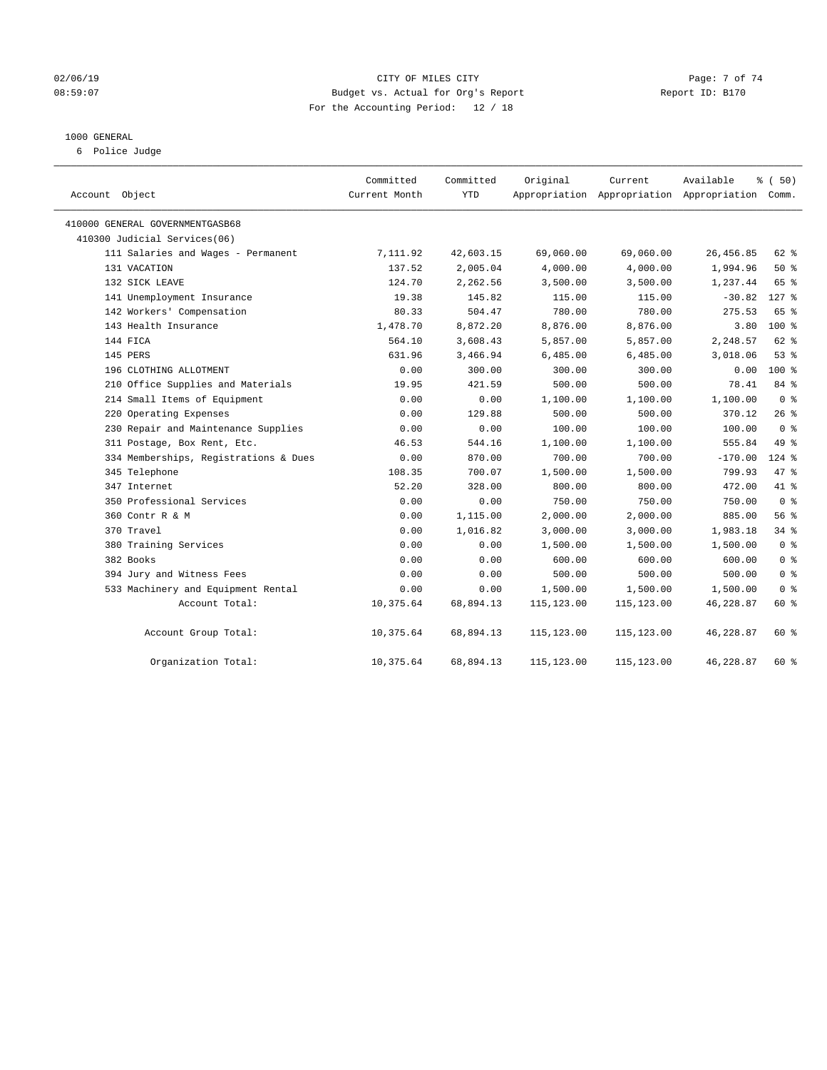02/06/19 CITY OF MILES CITY
08:59:07 Budget vs. Actual for Org's Report Report ID: B170
For the Accounting Period: 12 / 18

1000 GENERAL
6 Police Judge

| Account Object | Committed Current Month | Committed YTD | Original Appropriation | Current Appropriation | Available Appropriation | % ( 50) Comm. |
|---|---|---|---|---|---|---|
| 410000 GENERAL GOVERNMENTGASB68 | | | | | | |
| 410300 Judicial Services(06) | | | | | | |
| 111 Salaries and Wages - Permanent | 7,111.92 | 42,603.15 | 69,060.00 | 69,060.00 | 26,456.85 | 62 % |
| 131 VACATION | 137.52 | 2,005.04 | 4,000.00 | 4,000.00 | 1,994.96 | 50 % |
| 132 SICK LEAVE | 124.70 | 2,262.56 | 3,500.00 | 3,500.00 | 1,237.44 | 65 % |
| 141 Unemployment Insurance | 19.38 | 145.82 | 115.00 | 115.00 | -30.82 | 127 % |
| 142 Workers' Compensation | 80.33 | 504.47 | 780.00 | 780.00 | 275.53 | 65 % |
| 143 Health Insurance | 1,478.70 | 8,872.20 | 8,876.00 | 8,876.00 | 3.80 | 100 % |
| 144 FICA | 564.10 | 3,608.43 | 5,857.00 | 5,857.00 | 2,248.57 | 62 % |
| 145 PERS | 631.96 | 3,466.94 | 6,485.00 | 6,485.00 | 3,018.06 | 53 % |
| 196 CLOTHING ALLOTMENT | 0.00 | 300.00 | 300.00 | 300.00 | 0.00 | 100 % |
| 210 Office Supplies and Materials | 19.95 | 421.59 | 500.00 | 500.00 | 78.41 | 84 % |
| 214 Small Items of Equipment | 0.00 | 0.00 | 1,100.00 | 1,100.00 | 1,100.00 | 0 % |
| 220 Operating Expenses | 0.00 | 129.88 | 500.00 | 500.00 | 370.12 | 26 % |
| 230 Repair and Maintenance Supplies | 0.00 | 0.00 | 100.00 | 100.00 | 100.00 | 0 % |
| 311 Postage, Box Rent, Etc. | 46.53 | 544.16 | 1,100.00 | 1,100.00 | 555.84 | 49 % |
| 334 Memberships, Registrations & Dues | 0.00 | 870.00 | 700.00 | 700.00 | -170.00 | 124 % |
| 345 Telephone | 108.35 | 700.07 | 1,500.00 | 1,500.00 | 799.93 | 47 % |
| 347 Internet | 52.20 | 328.00 | 800.00 | 800.00 | 472.00 | 41 % |
| 350 Professional Services | 0.00 | 0.00 | 750.00 | 750.00 | 750.00 | 0 % |
| 360 Contr R & M | 0.00 | 1,115.00 | 2,000.00 | 2,000.00 | 885.00 | 56 % |
| 370 Travel | 0.00 | 1,016.82 | 3,000.00 | 3,000.00 | 1,983.18 | 34 % |
| 380 Training Services | 0.00 | 0.00 | 1,500.00 | 1,500.00 | 1,500.00 | 0 % |
| 382 Books | 0.00 | 0.00 | 600.00 | 600.00 | 600.00 | 0 % |
| 394 Jury and Witness Fees | 0.00 | 0.00 | 500.00 | 500.00 | 500.00 | 0 % |
| 533 Machinery and Equipment Rental | 0.00 | 0.00 | 1,500.00 | 1,500.00 | 1,500.00 | 0 % |
| Account Total: | 10,375.64 | 68,894.13 | 115,123.00 | 115,123.00 | 46,228.87 | 60 % |
| Account Group Total: | 10,375.64 | 68,894.13 | 115,123.00 | 115,123.00 | 46,228.87 | 60 % |
| Organization Total: | 10,375.64 | 68,894.13 | 115,123.00 | 115,123.00 | 46,228.87 | 60 % |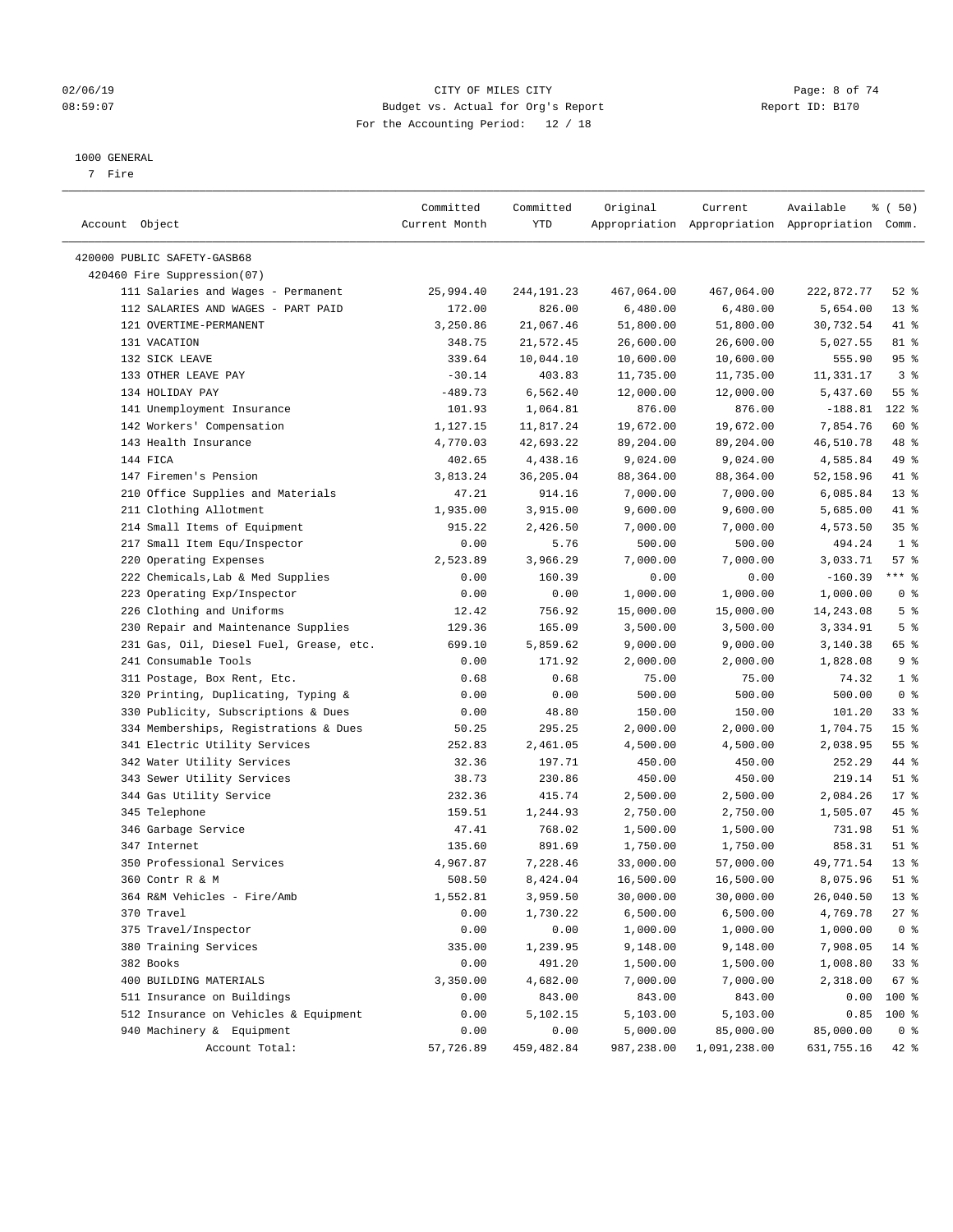CITY OF MILES CITY
Budget vs. Actual for Org's Report
For the Accounting Period: 12 / 18

02/06/19
08:59:07

Report ID: B170

1000 GENERAL
7 Fire

| Account Object | Committed Current Month | Committed YTD | Original Appropriation | Current Appropriation | Available Appropriation | % ( 50) Comm. |
|---|---|---|---|---|---|---|
| 420000 PUBLIC SAFETY-GASB68 | | | | | | |
| 420460 Fire Suppression(07) | | | | | | |
| 111 Salaries and Wages - Permanent | 25,994.40 | 244,191.23 | 467,064.00 | 467,064.00 | 222,872.77 | 52 % |
| 112 SALARIES AND WAGES - PART PAID | 172.00 | 826.00 | 6,480.00 | 6,480.00 | 5,654.00 | 13 % |
| 121 OVERTIME-PERMANENT | 3,250.86 | 21,067.46 | 51,800.00 | 51,800.00 | 30,732.54 | 41 % |
| 131 VACATION | 348.75 | 21,572.45 | 26,600.00 | 26,600.00 | 5,027.55 | 81 % |
| 132 SICK LEAVE | 339.64 | 10,044.10 | 10,600.00 | 10,600.00 | 555.90 | 95 % |
| 133 OTHER LEAVE PAY | -30.14 | 403.83 | 11,735.00 | 11,735.00 | 11,331.17 | 3 % |
| 134 HOLIDAY PAY | -489.73 | 6,562.40 | 12,000.00 | 12,000.00 | 5,437.60 | 55 % |
| 141 Unemployment Insurance | 101.93 | 1,064.81 | 876.00 | 876.00 | -188.81 | 122 % |
| 142 Workers' Compensation | 1,127.15 | 11,817.24 | 19,672.00 | 19,672.00 | 7,854.76 | 60 % |
| 143 Health Insurance | 4,770.03 | 42,693.22 | 89,204.00 | 89,204.00 | 46,510.78 | 48 % |
| 144 FICA | 402.65 | 4,438.16 | 9,024.00 | 9,024.00 | 4,585.84 | 49 % |
| 147 Firemen's Pension | 3,813.24 | 36,205.04 | 88,364.00 | 88,364.00 | 52,158.96 | 41 % |
| 210 Office Supplies and Materials | 47.21 | 914.16 | 7,000.00 | 7,000.00 | 6,085.84 | 13 % |
| 211 Clothing Allotment | 1,935.00 | 3,915.00 | 9,600.00 | 9,600.00 | 5,685.00 | 41 % |
| 214 Small Items of Equipment | 915.22 | 2,426.50 | 7,000.00 | 7,000.00 | 4,573.50 | 35 % |
| 217 Small Item Equ/Inspector | 0.00 | 5.76 | 500.00 | 500.00 | 494.24 | 1 % |
| 220 Operating Expenses | 2,523.89 | 3,966.29 | 7,000.00 | 7,000.00 | 3,033.71 | 57 % |
| 222 Chemicals,Lab & Med Supplies | 0.00 | 160.39 | 0.00 | 0.00 | -160.39 | *** % |
| 223 Operating Exp/Inspector | 0.00 | 0.00 | 1,000.00 | 1,000.00 | 1,000.00 | 0 % |
| 226 Clothing and Uniforms | 12.42 | 756.92 | 15,000.00 | 15,000.00 | 14,243.08 | 5 % |
| 230 Repair and Maintenance Supplies | 129.36 | 165.09 | 3,500.00 | 3,500.00 | 3,334.91 | 5 % |
| 231 Gas, Oil, Diesel Fuel, Grease, etc. | 699.10 | 5,859.62 | 9,000.00 | 9,000.00 | 3,140.38 | 65 % |
| 241 Consumable Tools | 0.00 | 171.92 | 2,000.00 | 2,000.00 | 1,828.08 | 9 % |
| 311 Postage, Box Rent, Etc. | 0.68 | 0.68 | 75.00 | 75.00 | 74.32 | 1 % |
| 320 Printing, Duplicating, Typing & | 0.00 | 0.00 | 500.00 | 500.00 | 500.00 | 0 % |
| 330 Publicity, Subscriptions & Dues | 0.00 | 48.80 | 150.00 | 150.00 | 101.20 | 33 % |
| 334 Memberships, Registrations & Dues | 50.25 | 295.25 | 2,000.00 | 2,000.00 | 1,704.75 | 15 % |
| 341 Electric Utility Services | 252.83 | 2,461.05 | 4,500.00 | 4,500.00 | 2,038.95 | 55 % |
| 342 Water Utility Services | 32.36 | 197.71 | 450.00 | 450.00 | 252.29 | 44 % |
| 343 Sewer Utility Services | 38.73 | 230.86 | 450.00 | 450.00 | 219.14 | 51 % |
| 344 Gas Utility Service | 232.36 | 415.74 | 2,500.00 | 2,500.00 | 2,084.26 | 17 % |
| 345 Telephone | 159.51 | 1,244.93 | 2,750.00 | 2,750.00 | 1,505.07 | 45 % |
| 346 Garbage Service | 47.41 | 768.02 | 1,500.00 | 1,500.00 | 731.98 | 51 % |
| 347 Internet | 135.60 | 891.69 | 1,750.00 | 1,750.00 | 858.31 | 51 % |
| 350 Professional Services | 4,967.87 | 7,228.46 | 33,000.00 | 57,000.00 | 49,771.54 | 13 % |
| 360 Contr R & M | 508.50 | 8,424.04 | 16,500.00 | 16,500.00 | 8,075.96 | 51 % |
| 364 R&M Vehicles - Fire/Amb | 1,552.81 | 3,959.50 | 30,000.00 | 30,000.00 | 26,040.50 | 13 % |
| 370 Travel | 0.00 | 1,730.22 | 6,500.00 | 6,500.00 | 4,769.78 | 27 % |
| 375 Travel/Inspector | 0.00 | 0.00 | 1,000.00 | 1,000.00 | 1,000.00 | 0 % |
| 380 Training Services | 335.00 | 1,239.95 | 9,148.00 | 9,148.00 | 7,908.05 | 14 % |
| 382 Books | 0.00 | 491.20 | 1,500.00 | 1,500.00 | 1,008.80 | 33 % |
| 400 BUILDING MATERIALS | 3,350.00 | 4,682.00 | 7,000.00 | 7,000.00 | 2,318.00 | 67 % |
| 511 Insurance on Buildings | 0.00 | 843.00 | 843.00 | 843.00 | 0.00 | 100 % |
| 512 Insurance on Vehicles & Equipment | 0.00 | 5,102.15 | 5,103.00 | 5,103.00 | 0.85 | 100 % |
| 940 Machinery & Equipment | 0.00 | 0.00 | 5,000.00 | 85,000.00 | 85,000.00 | 0 % |
| Account Total: | 57,726.89 | 459,482.84 | 987,238.00 | 1,091,238.00 | 631,755.16 | 42 % |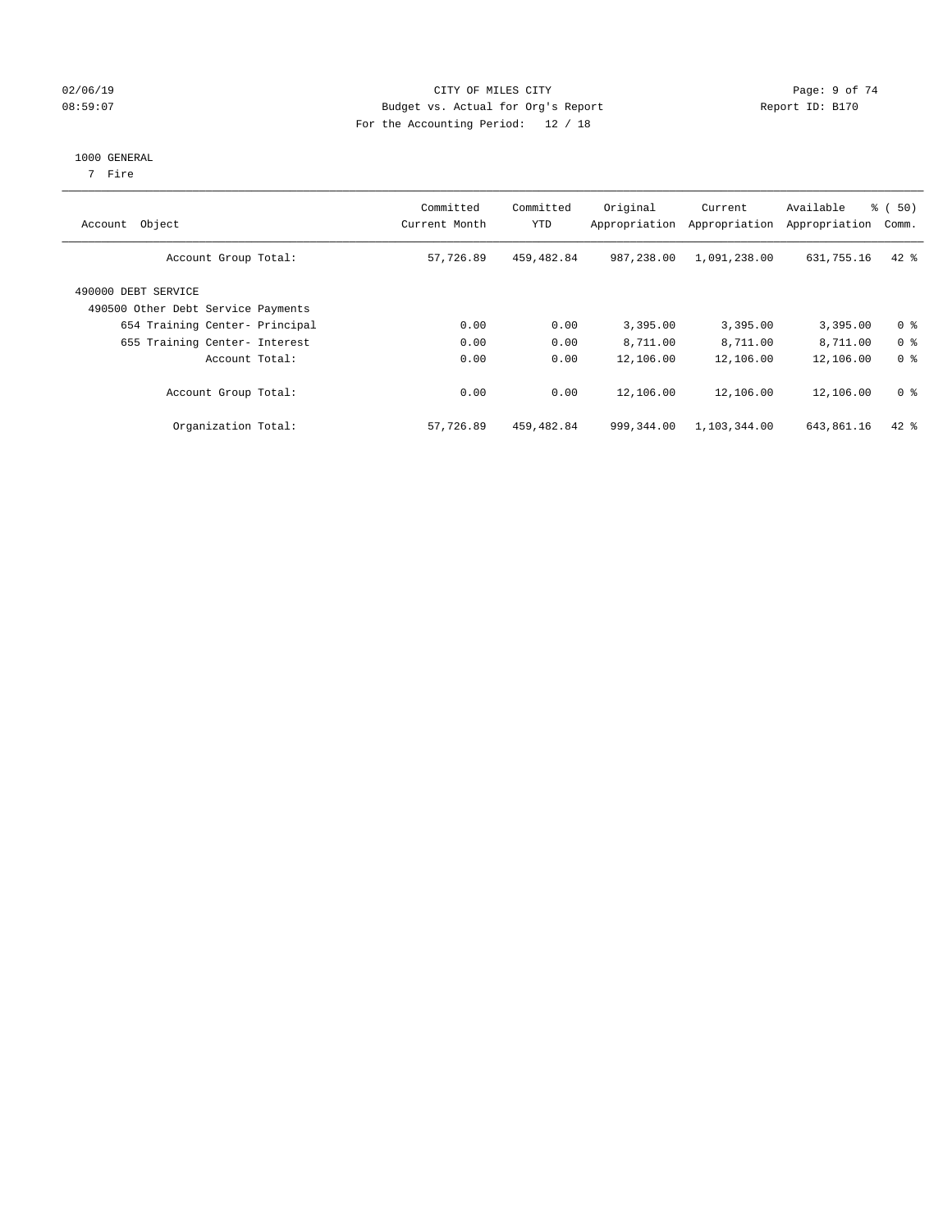1000 GENERAL

7 Fire

| Account Object | Committed Current Month | Committed YTD | Original Appropriation | Current Appropriation | Available Appropriation | % ( 50) Comm. |
|---|---|---|---|---|---|---|
| Account Group Total: | 57,726.89 | 459,482.84 | 987,238.00 | 1,091,238.00 | 631,755.16 | 42 % |
| 490000 DEBT SERVICE | | | | | | |
| 490500 Other Debt Service Payments | | | | | | |
| 654 Training Center- Principal | 0.00 | 0.00 | 3,395.00 | 3,395.00 | 3,395.00 | 0 % |
| 655 Training Center- Interest | 0.00 | 0.00 | 8,711.00 | 8,711.00 | 8,711.00 | 0 % |
| Account Total: | 0.00 | 0.00 | 12,106.00 | 12,106.00 | 12,106.00 | 0 % |
| Account Group Total: | 0.00 | 0.00 | 12,106.00 | 12,106.00 | 12,106.00 | 0 % |
| Organization Total: | 57,726.89 | 459,482.84 | 999,344.00 | 1,103,344.00 | 643,861.16 | 42 % |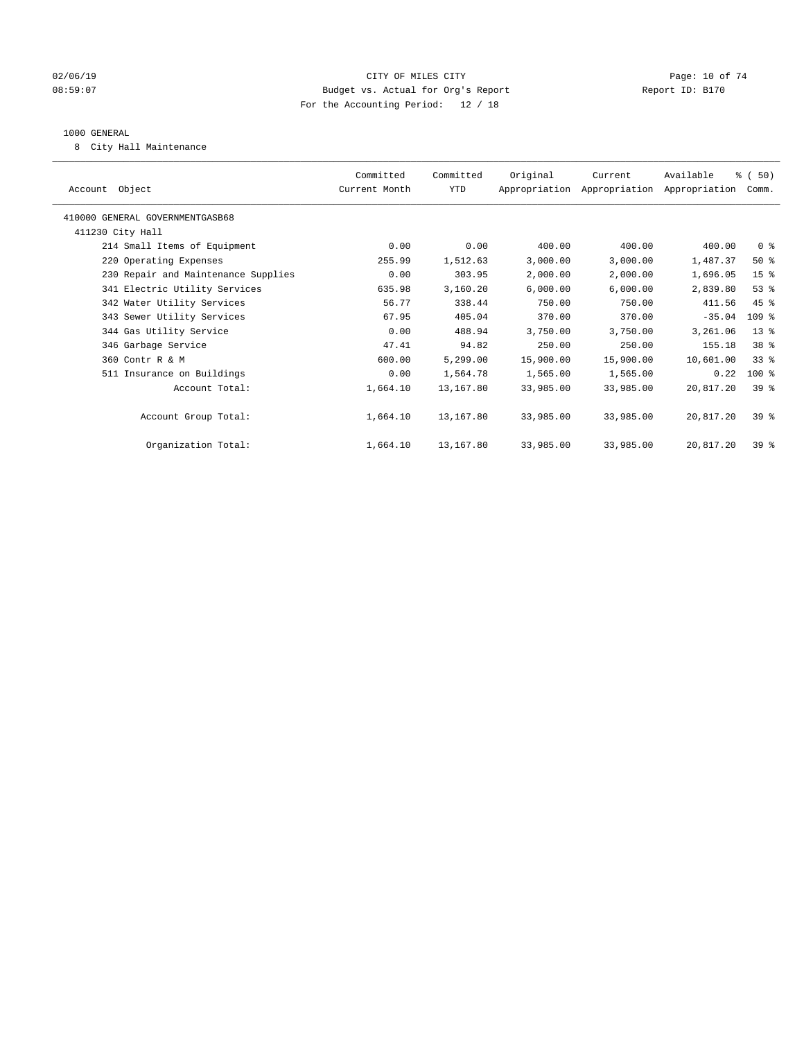CITY OF MILES CITY
Budget vs. Actual for Org's Report
For the Accounting Period: 12 / 18

02/06/19
08:59:07

Report ID: B170

1000 GENERAL
8 City Hall Maintenance

| Account Object | Committed Current Month | Committed YTD | Original Appropriation | Current Appropriation | Available Appropriation | % ( 50) Comm. |
|---|---|---|---|---|---|---|
| 410000 GENERAL GOVERNMENTGASB68 | | | | | | |
| 411230 City Hall | | | | | | |
| 214 Small Items of Equipment | 0.00 | 0.00 | 400.00 | 400.00 | 400.00 | 0 % |
| 220 Operating Expenses | 255.99 | 1,512.63 | 3,000.00 | 3,000.00 | 1,487.37 | 50 % |
| 230 Repair and Maintenance Supplies | 0.00 | 303.95 | 2,000.00 | 2,000.00 | 1,696.05 | 15 % |
| 341 Electric Utility Services | 635.98 | 3,160.20 | 6,000.00 | 6,000.00 | 2,839.80 | 53 % |
| 342 Water Utility Services | 56.77 | 338.44 | 750.00 | 750.00 | 411.56 | 45 % |
| 343 Sewer Utility Services | 67.95 | 405.04 | 370.00 | 370.00 | -35.04 | 109 % |
| 344 Gas Utility Service | 0.00 | 488.94 | 3,750.00 | 3,750.00 | 3,261.06 | 13 % |
| 346 Garbage Service | 47.41 | 94.82 | 250.00 | 250.00 | 155.18 | 38 % |
| 360 Contr R & M | 600.00 | 5,299.00 | 15,900.00 | 15,900.00 | 10,601.00 | 33 % |
| 511 Insurance on Buildings | 0.00 | 1,564.78 | 1,565.00 | 1,565.00 | 0.22 | 100 % |
| Account Total: | 1,664.10 | 13,167.80 | 33,985.00 | 33,985.00 | 20,817.20 | 39 % |
| Account Group Total: | 1,664.10 | 13,167.80 | 33,985.00 | 33,985.00 | 20,817.20 | 39 % |
| Organization Total: | 1,664.10 | 13,167.80 | 33,985.00 | 33,985.00 | 20,817.20 | 39 % |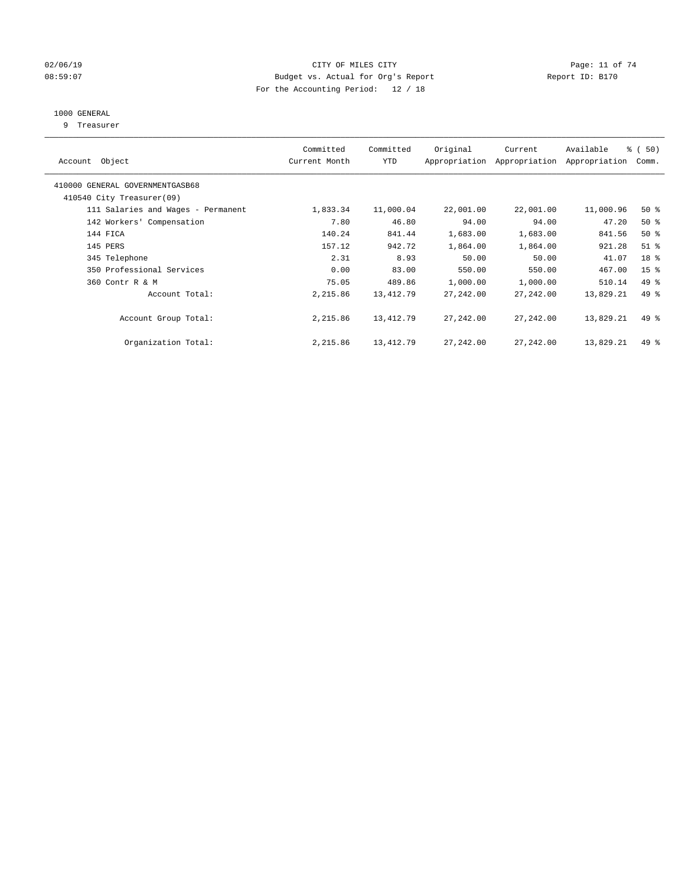CITY OF MILES CITY
Budget vs. Actual for Org's Report
For the Accounting Period: 12 / 18

02/06/19
08:59:07

Report ID: B170

1000 GENERAL
9 Treasurer

| Account Object | Committed Current Month | Committed YTD | Original Appropriation | Current Appropriation | Available Appropriation | % ( 50) Comm. |
|---|---|---|---|---|---|---|
| 410000 GENERAL GOVERNMENTGASB68 | | | | | | |
| 410540 City Treasurer(09) | | | | | | |
| 111 Salaries and Wages - Permanent | 1,833.34 | 11,000.04 | 22,001.00 | 22,001.00 | 11,000.96 | 50 % |
| 142 Workers' Compensation | 7.80 | 46.80 | 94.00 | 94.00 | 47.20 | 50 % |
| 144 FICA | 140.24 | 841.44 | 1,683.00 | 1,683.00 | 841.56 | 50 % |
| 145 PERS | 157.12 | 942.72 | 1,864.00 | 1,864.00 | 921.28 | 51 % |
| 345 Telephone | 2.31 | 8.93 | 50.00 | 50.00 | 41.07 | 18 % |
| 350 Professional Services | 0.00 | 83.00 | 550.00 | 550.00 | 467.00 | 15 % |
| 360 Contr R & M | 75.05 | 489.86 | 1,000.00 | 1,000.00 | 510.14 | 49 % |
| Account Total: | 2,215.86 | 13,412.79 | 27,242.00 | 27,242.00 | 13,829.21 | 49 % |
| Account Group Total: | 2,215.86 | 13,412.79 | 27,242.00 | 27,242.00 | 13,829.21 | 49 % |
| Organization Total: | 2,215.86 | 13,412.79 | 27,242.00 | 27,242.00 | 13,829.21 | 49 % |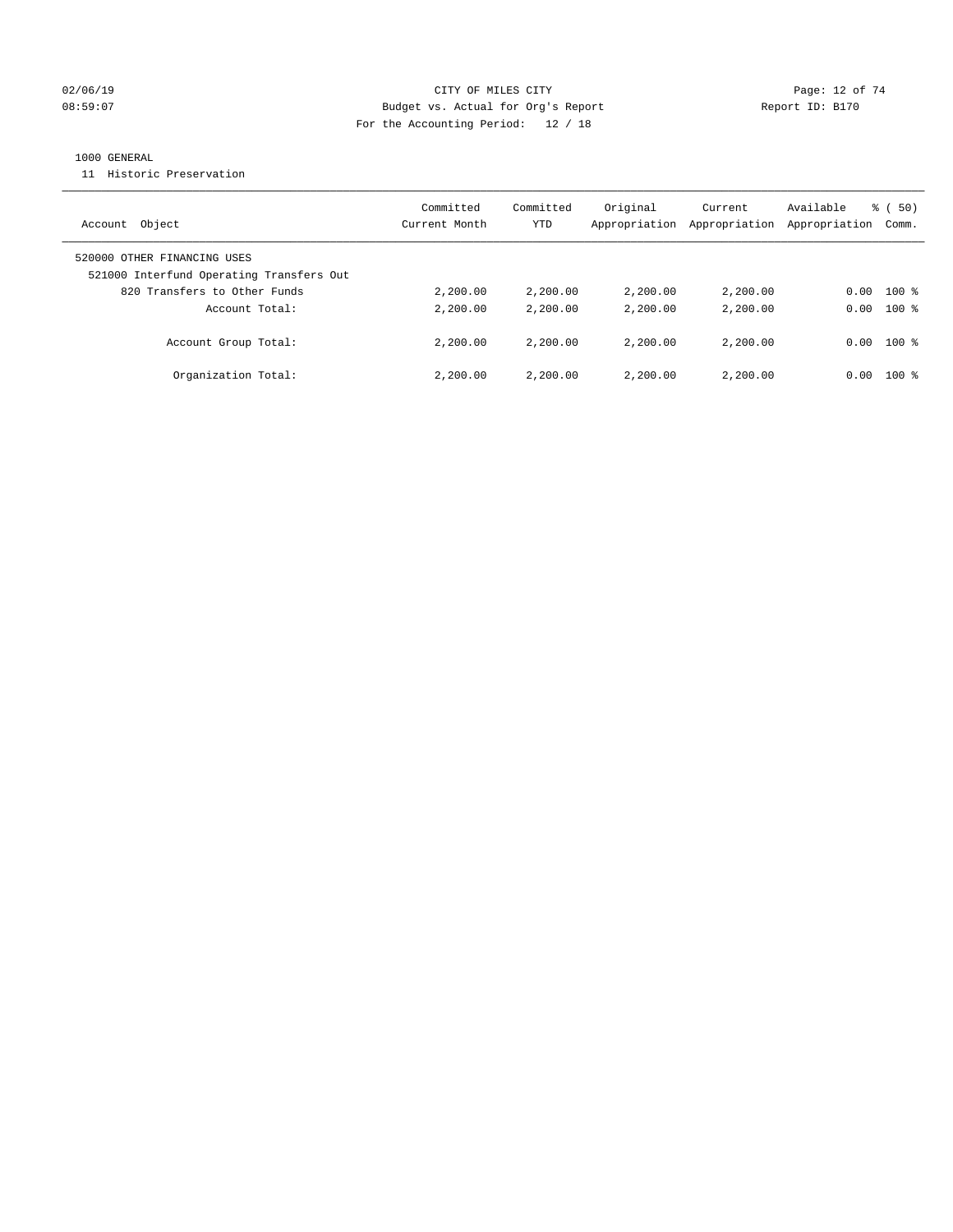CITY OF MILES CITY
Budget vs. Actual for Org's Report
For the Accounting Period: 12 / 18

1000 GENERAL
11 Historic Preservation

| Account Object | Committed Current Month | Committed YTD | Original Appropriation | Current Appropriation | Available Appropriation | % ( 50) Comm. |
|---|---|---|---|---|---|---|
| 520000 OTHER FINANCING USES | | | | | | |
| 521000 Interfund Operating Transfers Out | | | | | | |
| 820 Transfers to Other Funds | 2,200.00 | 2,200.00 | 2,200.00 | 2,200.00 | 0.00 | 100 % |
| Account Total: | 2,200.00 | 2,200.00 | 2,200.00 | 2,200.00 | 0.00 | 100 % |
| Account Group Total: | 2,200.00 | 2,200.00 | 2,200.00 | 2,200.00 | 0.00 | 100 % |
| Organization Total: | 2,200.00 | 2,200.00 | 2,200.00 | 2,200.00 | 0.00 | 100 % |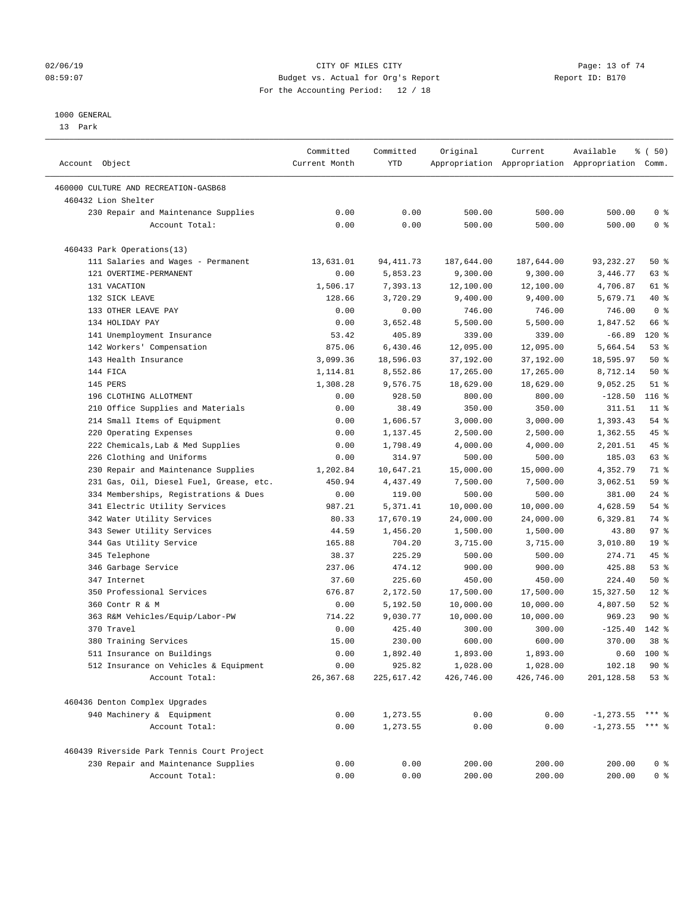CITY OF MILES CITY
Budget vs. Actual for Org's Report
For the Accounting Period: 12 / 18

02/06/19
08:59:07

Report ID: B170

1000 GENERAL
13 Park

| Account Object | Committed Current Month | Committed YTD | Original Appropriation | Current Appropriation | Available Appropriation | % ( 50) Comm. |
|---|---|---|---|---|---|---|
| 460000 CULTURE AND RECREATION-GASB68 | | | | | | |
| 460432 Lion Shelter | | | | | | |
| 230 Repair and Maintenance Supplies | 0.00 | 0.00 | 500.00 | 500.00 | 500.00 | 0 % |
| Account Total: | 0.00 | 0.00 | 500.00 | 500.00 | 500.00 | 0 % |
| 460433 Park Operations(13) | | | | | | |
| 111 Salaries and Wages - Permanent | 13,631.01 | 94,411.73 | 187,644.00 | 187,644.00 | 93,232.27 | 50 % |
| 121 OVERTIME-PERMANENT | 0.00 | 5,853.23 | 9,300.00 | 9,300.00 | 3,446.77 | 63 % |
| 131 VACATION | 1,506.17 | 7,393.13 | 12,100.00 | 12,100.00 | 4,706.87 | 61 % |
| 132 SICK LEAVE | 128.66 | 3,720.29 | 9,400.00 | 9,400.00 | 5,679.71 | 40 % |
| 133 OTHER LEAVE PAY | 0.00 | 0.00 | 746.00 | 746.00 | 746.00 | 0 % |
| 134 HOLIDAY PAY | 0.00 | 3,652.48 | 5,500.00 | 5,500.00 | 1,847.52 | 66 % |
| 141 Unemployment Insurance | 53.42 | 405.89 | 339.00 | 339.00 | -66.89 | 120 % |
| 142 Workers' Compensation | 875.06 | 6,430.46 | 12,095.00 | 12,095.00 | 5,664.54 | 53 % |
| 143 Health Insurance | 3,099.36 | 18,596.03 | 37,192.00 | 37,192.00 | 18,595.97 | 50 % |
| 144 FICA | 1,114.81 | 8,552.86 | 17,265.00 | 17,265.00 | 8,712.14 | 50 % |
| 145 PERS | 1,308.28 | 9,576.75 | 18,629.00 | 18,629.00 | 9,052.25 | 51 % |
| 196 CLOTHING ALLOTMENT | 0.00 | 928.50 | 800.00 | 800.00 | -128.50 | 116 % |
| 210 Office Supplies and Materials | 0.00 | 38.49 | 350.00 | 350.00 | 311.51 | 11 % |
| 214 Small Items of Equipment | 0.00 | 1,606.57 | 3,000.00 | 3,000.00 | 1,393.43 | 54 % |
| 220 Operating Expenses | 0.00 | 1,137.45 | 2,500.00 | 2,500.00 | 1,362.55 | 45 % |
| 222 Chemicals,Lab & Med Supplies | 0.00 | 1,798.49 | 4,000.00 | 4,000.00 | 2,201.51 | 45 % |
| 226 Clothing and Uniforms | 0.00 | 314.97 | 500.00 | 500.00 | 185.03 | 63 % |
| 230 Repair and Maintenance Supplies | 1,202.84 | 10,647.21 | 15,000.00 | 15,000.00 | 4,352.79 | 71 % |
| 231 Gas, Oil, Diesel Fuel, Grease, etc. | 450.94 | 4,437.49 | 7,500.00 | 7,500.00 | 3,062.51 | 59 % |
| 334 Memberships, Registrations & Dues | 0.00 | 119.00 | 500.00 | 500.00 | 381.00 | 24 % |
| 341 Electric Utility Services | 987.21 | 5,371.41 | 10,000.00 | 10,000.00 | 4,628.59 | 54 % |
| 342 Water Utility Services | 80.33 | 17,670.19 | 24,000.00 | 24,000.00 | 6,329.81 | 74 % |
| 343 Sewer Utility Services | 44.59 | 1,456.20 | 1,500.00 | 1,500.00 | 43.80 | 97 % |
| 344 Gas Utility Service | 165.88 | 704.20 | 3,715.00 | 3,715.00 | 3,010.80 | 19 % |
| 345 Telephone | 38.37 | 225.29 | 500.00 | 500.00 | 274.71 | 45 % |
| 346 Garbage Service | 237.06 | 474.12 | 900.00 | 900.00 | 425.88 | 53 % |
| 347 Internet | 37.60 | 225.60 | 450.00 | 450.00 | 224.40 | 50 % |
| 350 Professional Services | 676.87 | 2,172.50 | 17,500.00 | 17,500.00 | 15,327.50 | 12 % |
| 360 Contr R & M | 0.00 | 5,192.50 | 10,000.00 | 10,000.00 | 4,807.50 | 52 % |
| 363 R&M Vehicles/Equip/Labor-PW | 714.22 | 9,030.77 | 10,000.00 | 10,000.00 | 969.23 | 90 % |
| 370 Travel | 0.00 | 425.40 | 300.00 | 300.00 | -125.40 | 142 % |
| 380 Training Services | 15.00 | 230.00 | 600.00 | 600.00 | 370.00 | 38 % |
| 511 Insurance on Buildings | 0.00 | 1,892.40 | 1,893.00 | 1,893.00 | 0.60 | 100 % |
| 512 Insurance on Vehicles & Equipment | 0.00 | 925.82 | 1,028.00 | 1,028.00 | 102.18 | 90 % |
| Account Total: | 26,367.68 | 225,617.42 | 426,746.00 | 426,746.00 | 201,128.58 | 53 % |
| 460436 Denton Complex Upgrades | | | | | | |
| 940 Machinery & Equipment | 0.00 | 1,273.55 | 0.00 | 0.00 | -1,273.55 | *** % |
| Account Total: | 0.00 | 1,273.55 | 0.00 | 0.00 | -1,273.55 | *** % |
| 460439 Riverside Park Tennis Court Project | | | | | | |
| 230 Repair and Maintenance Supplies | 0.00 | 0.00 | 200.00 | 200.00 | 200.00 | 0 % |
| Account Total: | 0.00 | 0.00 | 200.00 | 200.00 | 200.00 | 0 % |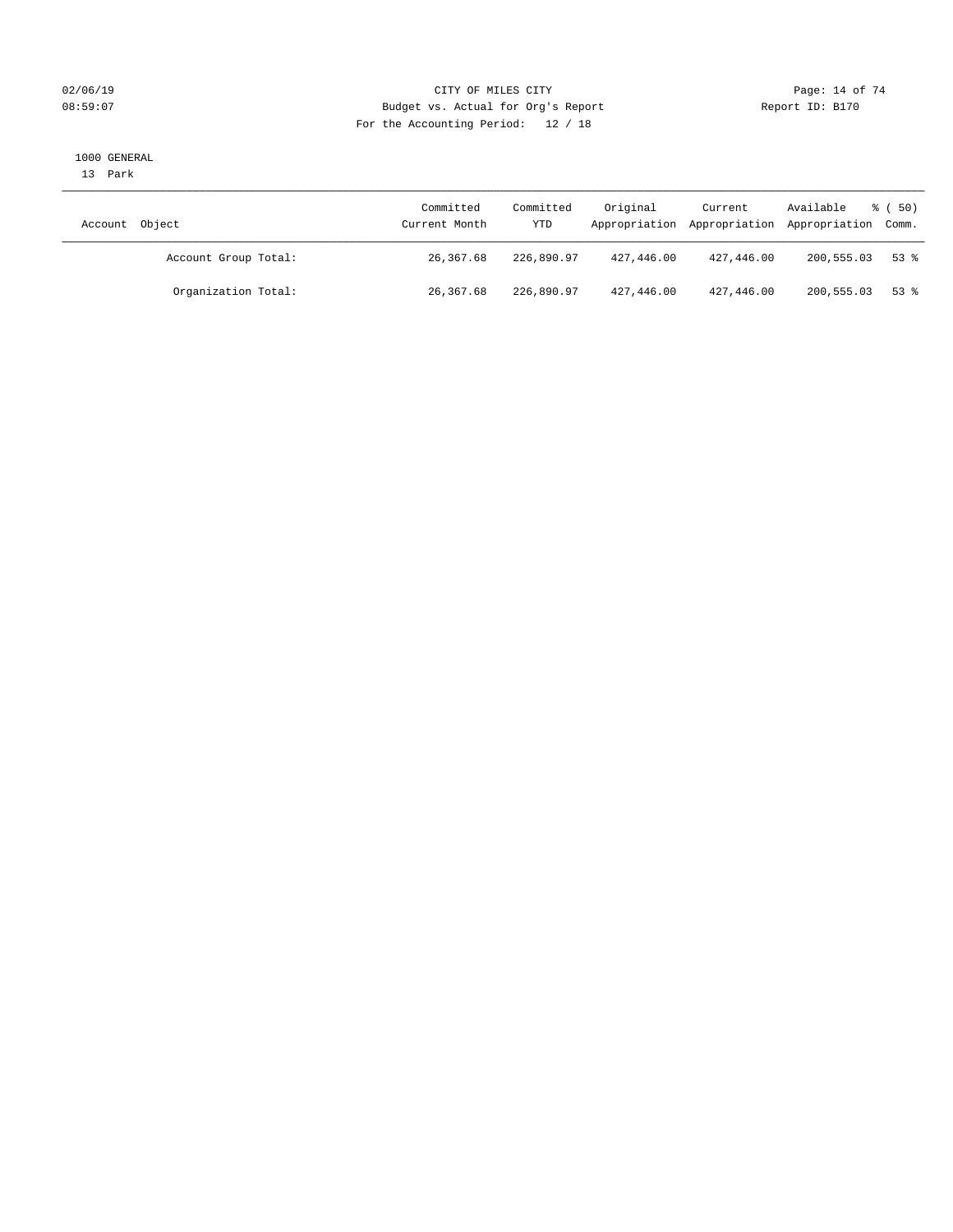CITY OF MILES CITY
Budget vs. Actual for Org's Report
For the Accounting Period: 12 / 18

02/06/19
08:59:07

Report ID: B170

1000 GENERAL
13 Park

| Account Object | Committed Current Month | Committed YTD | Original Appropriation | Current Appropriation | Available Appropriation | % ( 50) Comm. |
|---|---|---|---|---|---|---|
| Account Group Total: | 26,367.68 | 226,890.97 | 427,446.00 | 427,446.00 | 200,555.03 | 53 % |
| Organization Total: | 26,367.68 | 226,890.97 | 427,446.00 | 427,446.00 | 200,555.03 | 53 % |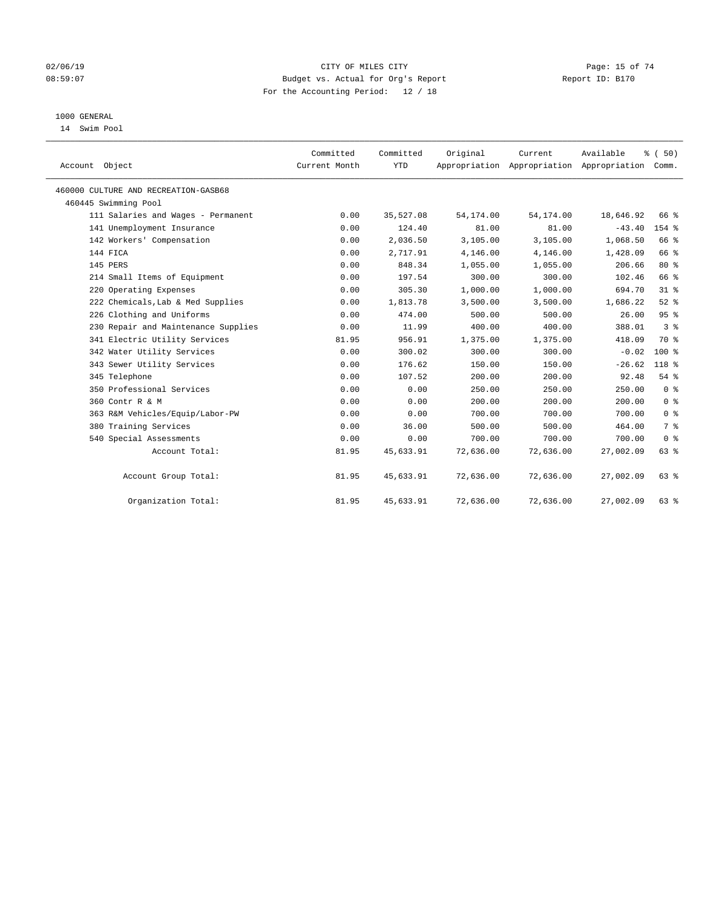CITY OF MILES CITY

Budget vs. Actual for Org's Report

For the Accounting Period: 12 / 18

02/06/19
08:59:07

Report ID: B170

1000 GENERAL
14 Swim Pool

| Account Object | Committed Current Month | Committed YTD | Original Appropriation | Current Appropriation | Available Appropriation | % ( 50) Comm. |
|---|---|---|---|---|---|---|
| 460000 CULTURE AND RECREATION-GASB68 | | | | | | |
| 460445 Swimming Pool | | | | | | |
| 111 Salaries and Wages - Permanent | 0.00 | 35,527.08 | 54,174.00 | 54,174.00 | 18,646.92 | 66 % |
| 141 Unemployment Insurance | 0.00 | 124.40 | 81.00 | 81.00 | -43.40 | 154 % |
| 142 Workers' Compensation | 0.00 | 2,036.50 | 3,105.00 | 3,105.00 | 1,068.50 | 66 % |
| 144 FICA | 0.00 | 2,717.91 | 4,146.00 | 4,146.00 | 1,428.09 | 66 % |
| 145 PERS | 0.00 | 848.34 | 1,055.00 | 1,055.00 | 206.66 | 80 % |
| 214 Small Items of Equipment | 0.00 | 197.54 | 300.00 | 300.00 | 102.46 | 66 % |
| 220 Operating Expenses | 0.00 | 305.30 | 1,000.00 | 1,000.00 | 694.70 | 31 % |
| 222 Chemicals,Lab & Med Supplies | 0.00 | 1,813.78 | 3,500.00 | 3,500.00 | 1,686.22 | 52 % |
| 226 Clothing and Uniforms | 0.00 | 474.00 | 500.00 | 500.00 | 26.00 | 95 % |
| 230 Repair and Maintenance Supplies | 0.00 | 11.99 | 400.00 | 400.00 | 388.01 | 3 % |
| 341 Electric Utility Services | 81.95 | 956.91 | 1,375.00 | 1,375.00 | 418.09 | 70 % |
| 342 Water Utility Services | 0.00 | 300.02 | 300.00 | 300.00 | -0.02 | 100 % |
| 343 Sewer Utility Services | 0.00 | 176.62 | 150.00 | 150.00 | -26.62 | 118 % |
| 345 Telephone | 0.00 | 107.52 | 200.00 | 200.00 | 92.48 | 54 % |
| 350 Professional Services | 0.00 | 0.00 | 250.00 | 250.00 | 250.00 | 0 % |
| 360 Contr R & M | 0.00 | 0.00 | 200.00 | 200.00 | 200.00 | 0 % |
| 363 R&M Vehicles/Equip/Labor-PW | 0.00 | 0.00 | 700.00 | 700.00 | 700.00 | 0 % |
| 380 Training Services | 0.00 | 36.00 | 500.00 | 500.00 | 464.00 | 7 % |
| 540 Special Assessments | 0.00 | 0.00 | 700.00 | 700.00 | 700.00 | 0 % |
| Account Total: | 81.95 | 45,633.91 | 72,636.00 | 72,636.00 | 27,002.09 | 63 % |
| Account Group Total: | 81.95 | 45,633.91 | 72,636.00 | 72,636.00 | 27,002.09 | 63 % |
| Organization Total: | 81.95 | 45,633.91 | 72,636.00 | 72,636.00 | 27,002.09 | 63 % |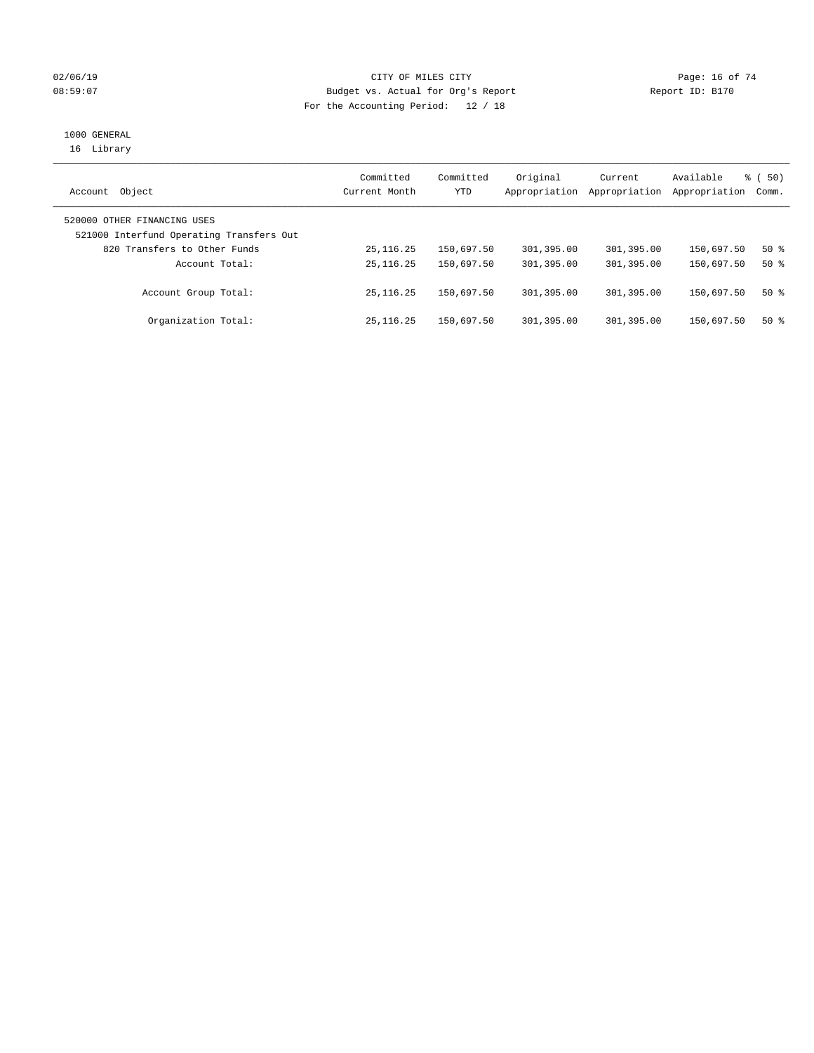02/06/19 CITY OF MILES CITY

08:59:07 Budget vs. Actual for Org's Report Report ID: B170

For the Accounting Period: 12 / 18

1000 GENERAL

16 Library

| Account Object | Committed Current Month | Committed YTD | Original Appropriation | Current Appropriation | Available Appropriation | % ( 50) Comm. |
|---|---|---|---|---|---|---|
| 520000 OTHER FINANCING USES | | | | | | |
| 521000 Interfund Operating Transfers Out | | | | | | |
| 820 Transfers to Other Funds | 25,116.25 | 150,697.50 | 301,395.00 | 301,395.00 | 150,697.50 | 50 % |
| Account Total: | 25,116.25 | 150,697.50 | 301,395.00 | 301,395.00 | 150,697.50 | 50 % |
| Account Group Total: | 25,116.25 | 150,697.50 | 301,395.00 | 301,395.00 | 150,697.50 | 50 % |
| Organization Total: | 25,116.25 | 150,697.50 | 301,395.00 | 301,395.00 | 150,697.50 | 50 % |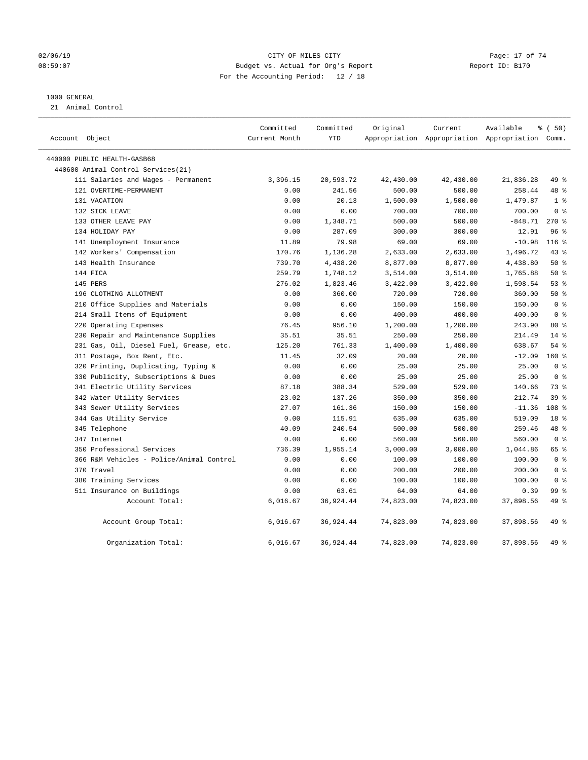02/06/19 CITY OF MILES CITY
08:59:07 Budget vs. Actual for Org's Report Report ID: B170
For the Accounting Period: 12 / 18

1000 GENERAL
21 Animal Control

| Account Object | Committed Current Month | Committed YTD | Original Appropriation | Current Appropriation | Available Appropriation | % ( 50) Comm. |
|---|---|---|---|---|---|---|
| 440000 PUBLIC HEALTH-GASB68 | | | | | | |
| 440600 Animal Control Services(21) | | | | | | |
| 111 Salaries and Wages - Permanent | 3,396.15 | 20,593.72 | 42,430.00 | 42,430.00 | 21,836.28 | 49 % |
| 121 OVERTIME-PERMANENT | 0.00 | 241.56 | 500.00 | 500.00 | 258.44 | 48 % |
| 131 VACATION | 0.00 | 20.13 | 1,500.00 | 1,500.00 | 1,479.87 | 1 % |
| 132 SICK LEAVE | 0.00 | 0.00 | 700.00 | 700.00 | 700.00 | 0 % |
| 133 OTHER LEAVE PAY | 0.00 | 1,348.71 | 500.00 | 500.00 | -848.71 | 270 % |
| 134 HOLIDAY PAY | 0.00 | 287.09 | 300.00 | 300.00 | 12.91 | 96 % |
| 141 Unemployment Insurance | 11.89 | 79.98 | 69.00 | 69.00 | -10.98 | 116 % |
| 142 Workers' Compensation | 170.76 | 1,136.28 | 2,633.00 | 2,633.00 | 1,496.72 | 43 % |
| 143 Health Insurance | 739.70 | 4,438.20 | 8,877.00 | 8,877.00 | 4,438.80 | 50 % |
| 144 FICA | 259.79 | 1,748.12 | 3,514.00 | 3,514.00 | 1,765.88 | 50 % |
| 145 PERS | 276.02 | 1,823.46 | 3,422.00 | 3,422.00 | 1,598.54 | 53 % |
| 196 CLOTHING ALLOTMENT | 0.00 | 360.00 | 720.00 | 720.00 | 360.00 | 50 % |
| 210 Office Supplies and Materials | 0.00 | 0.00 | 150.00 | 150.00 | 150.00 | 0 % |
| 214 Small Items of Equipment | 0.00 | 0.00 | 400.00 | 400.00 | 400.00 | 0 % |
| 220 Operating Expenses | 76.45 | 956.10 | 1,200.00 | 1,200.00 | 243.90 | 80 % |
| 230 Repair and Maintenance Supplies | 35.51 | 35.51 | 250.00 | 250.00 | 214.49 | 14 % |
| 231 Gas, Oil, Diesel Fuel, Grease, etc. | 125.20 | 761.33 | 1,400.00 | 1,400.00 | 638.67 | 54 % |
| 311 Postage, Box Rent, Etc. | 11.45 | 32.09 | 20.00 | 20.00 | -12.09 | 160 % |
| 320 Printing, Duplicating, Typing & | 0.00 | 0.00 | 25.00 | 25.00 | 25.00 | 0 % |
| 330 Publicity, Subscriptions & Dues | 0.00 | 0.00 | 25.00 | 25.00 | 25.00 | 0 % |
| 341 Electric Utility Services | 87.18 | 388.34 | 529.00 | 529.00 | 140.66 | 73 % |
| 342 Water Utility Services | 23.02 | 137.26 | 350.00 | 350.00 | 212.74 | 39 % |
| 343 Sewer Utility Services | 27.07 | 161.36 | 150.00 | 150.00 | -11.36 | 108 % |
| 344 Gas Utility Service | 0.00 | 115.91 | 635.00 | 635.00 | 519.09 | 18 % |
| 345 Telephone | 40.09 | 240.54 | 500.00 | 500.00 | 259.46 | 48 % |
| 347 Internet | 0.00 | 0.00 | 560.00 | 560.00 | 560.00 | 0 % |
| 350 Professional Services | 736.39 | 1,955.14 | 3,000.00 | 3,000.00 | 1,044.86 | 65 % |
| 366 R&M Vehicles - Police/Animal Control | 0.00 | 0.00 | 100.00 | 100.00 | 100.00 | 0 % |
| 370 Travel | 0.00 | 0.00 | 200.00 | 200.00 | 200.00 | 0 % |
| 380 Training Services | 0.00 | 0.00 | 100.00 | 100.00 | 100.00 | 0 % |
| 511 Insurance on Buildings | 0.00 | 63.61 | 64.00 | 64.00 | 0.39 | 99 % |
| Account Total: | 6,016.67 | 36,924.44 | 74,823.00 | 74,823.00 | 37,898.56 | 49 % |
| Account Group Total: | 6,016.67 | 36,924.44 | 74,823.00 | 74,823.00 | 37,898.56 | 49 % |
| Organization Total: | 6,016.67 | 36,924.44 | 74,823.00 | 74,823.00 | 37,898.56 | 49 % |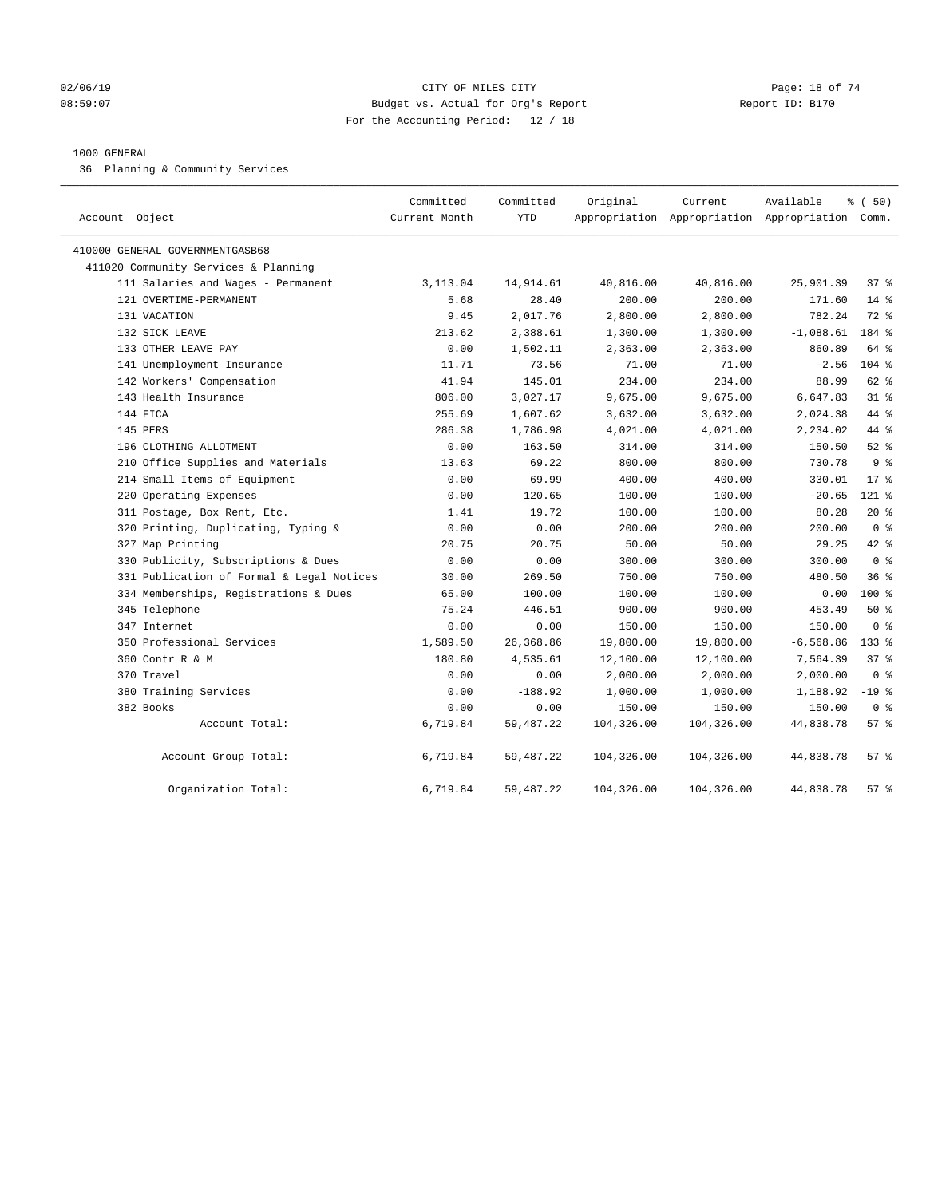CITY OF MILES CITY
Budget vs. Actual for Org's Report
For the Accounting Period: 12 / 18

1000 GENERAL
36 Planning & Community Services

| Account Object | Committed Current Month | Committed YTD | Original Appropriation | Current Appropriation | Available Appropriation | % ( 50) Comm. |
|---|---|---|---|---|---|---|
| 410000 GENERAL GOVERNMENTGASB68 | | | | | | |
| 411020 Community Services & Planning | | | | | | |
| 111 Salaries and Wages - Permanent | 3,113.04 | 14,914.61 | 40,816.00 | 40,816.00 | 25,901.39 | 37 % |
| 121 OVERTIME-PERMANENT | 5.68 | 28.40 | 200.00 | 200.00 | 171.60 | 14 % |
| 131 VACATION | 9.45 | 2,017.76 | 2,800.00 | 2,800.00 | 782.24 | 72 % |
| 132 SICK LEAVE | 213.62 | 2,388.61 | 1,300.00 | 1,300.00 | -1,088.61 | 184 % |
| 133 OTHER LEAVE PAY | 0.00 | 1,502.11 | 2,363.00 | 2,363.00 | 860.89 | 64 % |
| 141 Unemployment Insurance | 11.71 | 73.56 | 71.00 | 71.00 | -2.56 | 104 % |
| 142 Workers' Compensation | 41.94 | 145.01 | 234.00 | 234.00 | 88.99 | 62 % |
| 143 Health Insurance | 806.00 | 3,027.17 | 9,675.00 | 9,675.00 | 6,647.83 | 31 % |
| 144 FICA | 255.69 | 1,607.62 | 3,632.00 | 3,632.00 | 2,024.38 | 44 % |
| 145 PERS | 286.38 | 1,786.98 | 4,021.00 | 4,021.00 | 2,234.02 | 44 % |
| 196 CLOTHING ALLOTMENT | 0.00 | 163.50 | 314.00 | 314.00 | 150.50 | 52 % |
| 210 Office Supplies and Materials | 13.63 | 69.22 | 800.00 | 800.00 | 730.78 | 9 % |
| 214 Small Items of Equipment | 0.00 | 69.99 | 400.00 | 400.00 | 330.01 | 17 % |
| 220 Operating Expenses | 0.00 | 120.65 | 100.00 | 100.00 | -20.65 | 121 % |
| 311 Postage, Box Rent, Etc. | 1.41 | 19.72 | 100.00 | 100.00 | 80.28 | 20 % |
| 320 Printing, Duplicating, Typing & | 0.00 | 0.00 | 200.00 | 200.00 | 200.00 | 0 % |
| 327 Map Printing | 20.75 | 20.75 | 50.00 | 50.00 | 29.25 | 42 % |
| 330 Publicity, Subscriptions & Dues | 0.00 | 0.00 | 300.00 | 300.00 | 300.00 | 0 % |
| 331 Publication of Formal & Legal Notices | 30.00 | 269.50 | 750.00 | 750.00 | 480.50 | 36 % |
| 334 Memberships, Registrations & Dues | 65.00 | 100.00 | 100.00 | 100.00 | 0.00 | 100 % |
| 345 Telephone | 75.24 | 446.51 | 900.00 | 900.00 | 453.49 | 50 % |
| 347 Internet | 0.00 | 0.00 | 150.00 | 150.00 | 150.00 | 0 % |
| 350 Professional Services | 1,589.50 | 26,368.86 | 19,800.00 | 19,800.00 | -6,568.86 | 133 % |
| 360 Contr R & M | 180.80 | 4,535.61 | 12,100.00 | 12,100.00 | 7,564.39 | 37 % |
| 370 Travel | 0.00 | 0.00 | 2,000.00 | 2,000.00 | 2,000.00 | 0 % |
| 380 Training Services | 0.00 | -188.92 | 1,000.00 | 1,000.00 | 1,188.92 | -19 % |
| 382 Books | 0.00 | 0.00 | 150.00 | 150.00 | 150.00 | 0 % |
| Account Total: | 6,719.84 | 59,487.22 | 104,326.00 | 104,326.00 | 44,838.78 | 57 % |
| Account Group Total: | 6,719.84 | 59,487.22 | 104,326.00 | 104,326.00 | 44,838.78 | 57 % |
| Organization Total: | 6,719.84 | 59,487.22 | 104,326.00 | 104,326.00 | 44,838.78 | 57 % |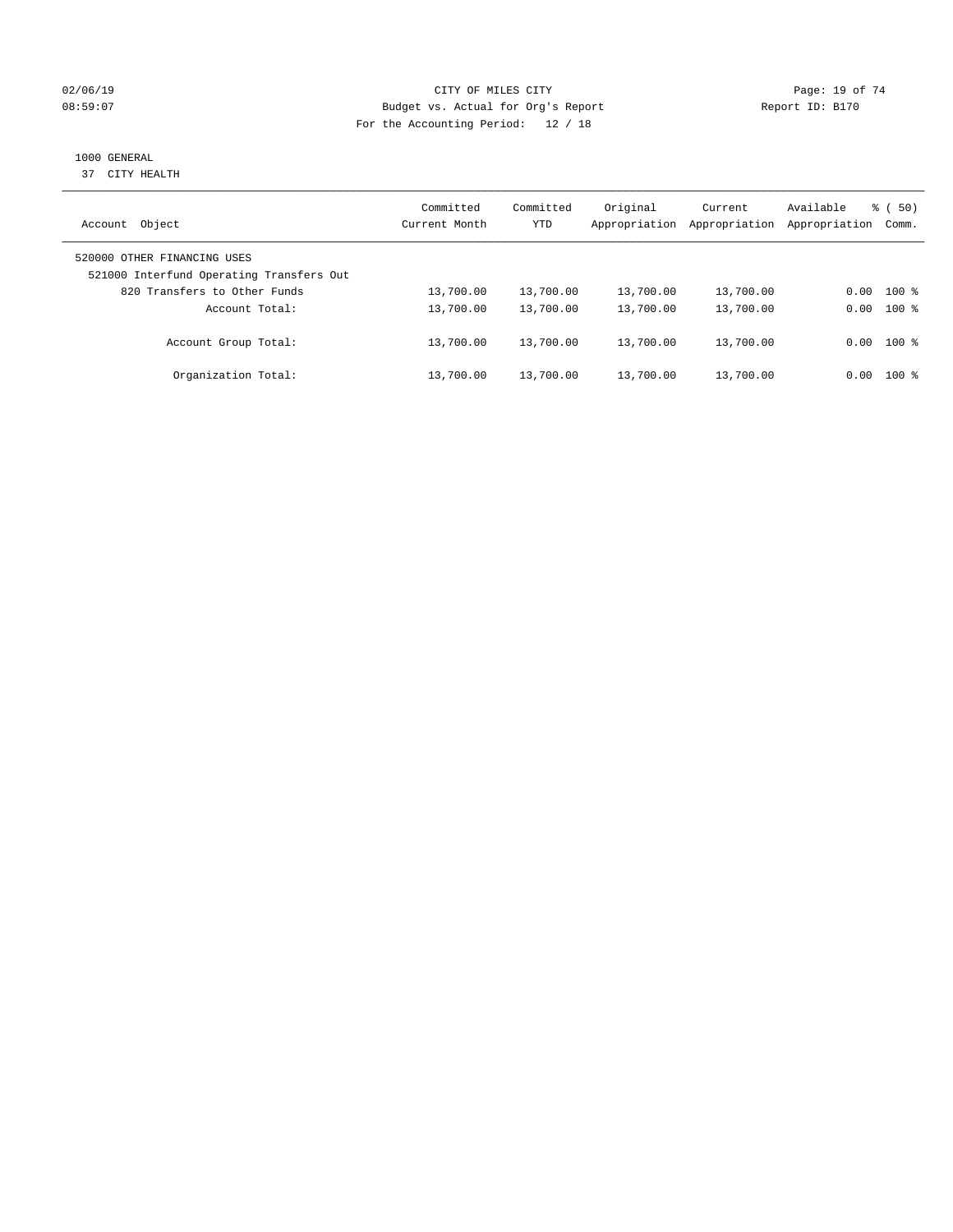CITY OF MILES CITY

Budget vs. Actual for Org's Report

For the Accounting Period: 12 / 18

1000 GENERAL

37 CITY HEALTH

| Account Object | Committed Current Month | Committed YTD | Original Appropriation | Current Appropriation | Available Appropriation | % ( 50) Comm. |
|---|---|---|---|---|---|---|
| 520000 OTHER FINANCING USES | | | | | | |
| 521000 Interfund Operating Transfers Out | | | | | | |
| 820 Transfers to Other Funds | 13,700.00 | 13,700.00 | 13,700.00 | 13,700.00 | 0.00 | 100 % |
| Account Total: | 13,700.00 | 13,700.00 | 13,700.00 | 13,700.00 | 0.00 | 100 % |
| Account Group Total: | 13,700.00 | 13,700.00 | 13,700.00 | 13,700.00 | 0.00 | 100 % |
| Organization Total: | 13,700.00 | 13,700.00 | 13,700.00 | 13,700.00 | 0.00 | 100 % |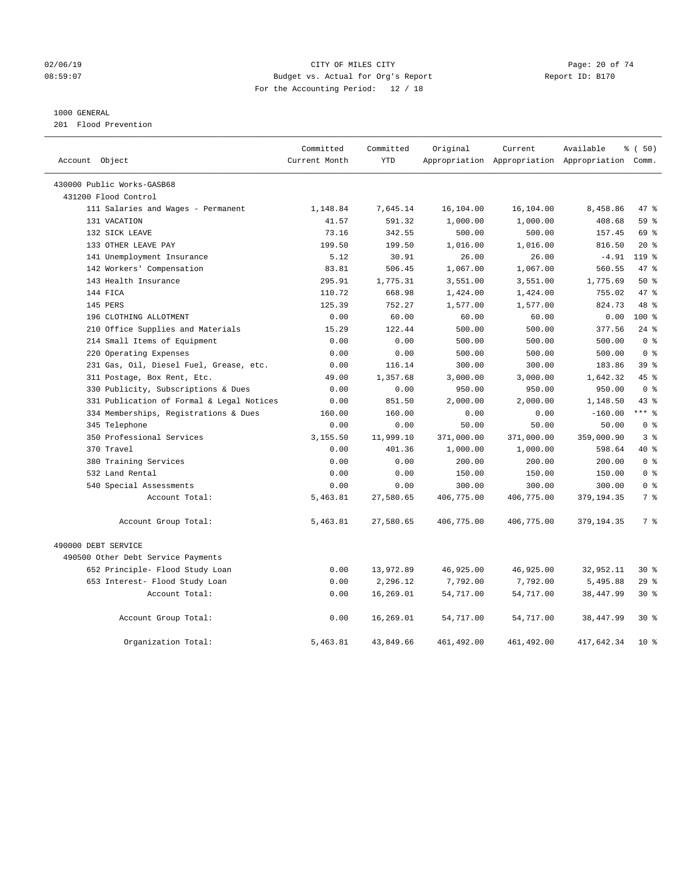CITY OF MILES CITY
Budget vs. Actual for Org's Report
For the Accounting Period: 12 / 18

02/06/19
08:59:07

Report ID: B170

1000 GENERAL
201 Flood Prevention

| Account Object | Committed Current Month | Committed YTD | Original Appropriation | Current Appropriation | Available Appropriation | % ( 50) Comm. |
|---|---|---|---|---|---|---|
| 430000 Public Works-GASB68 | | | | | | |
| 431200 Flood Control | | | | | | |
| 111 Salaries and Wages - Permanent | 1,148.84 | 7,645.14 | 16,104.00 | 16,104.00 | 8,458.86 | 47 % |
| 131 VACATION | 41.57 | 591.32 | 1,000.00 | 1,000.00 | 408.68 | 59 % |
| 132 SICK LEAVE | 73.16 | 342.55 | 500.00 | 500.00 | 157.45 | 69 % |
| 133 OTHER LEAVE PAY | 199.50 | 199.50 | 1,016.00 | 1,016.00 | 816.50 | 20 % |
| 141 Unemployment Insurance | 5.12 | 30.91 | 26.00 | 26.00 | -4.91 | 119 % |
| 142 Workers' Compensation | 83.81 | 506.45 | 1,067.00 | 1,067.00 | 560.55 | 47 % |
| 143 Health Insurance | 295.91 | 1,775.31 | 3,551.00 | 3,551.00 | 1,775.69 | 50 % |
| 144 FICA | 110.72 | 668.98 | 1,424.00 | 1,424.00 | 755.02 | 47 % |
| 145 PERS | 125.39 | 752.27 | 1,577.00 | 1,577.00 | 824.73 | 48 % |
| 196 CLOTHING ALLOTMENT | 0.00 | 60.00 | 60.00 | 60.00 | 0.00 | 100 % |
| 210 Office Supplies and Materials | 15.29 | 122.44 | 500.00 | 500.00 | 377.56 | 24 % |
| 214 Small Items of Equipment | 0.00 | 0.00 | 500.00 | 500.00 | 500.00 | 0 % |
| 220 Operating Expenses | 0.00 | 0.00 | 500.00 | 500.00 | 500.00 | 0 % |
| 231 Gas, Oil, Diesel Fuel, Grease, etc. | 0.00 | 116.14 | 300.00 | 300.00 | 183.86 | 39 % |
| 311 Postage, Box Rent, Etc. | 49.00 | 1,357.68 | 3,000.00 | 3,000.00 | 1,642.32 | 45 % |
| 330 Publicity, Subscriptions & Dues | 0.00 | 0.00 | 950.00 | 950.00 | 950.00 | 0 % |
| 331 Publication of Formal & Legal Notices | 0.00 | 851.50 | 2,000.00 | 2,000.00 | 1,148.50 | 43 % |
| 334 Memberships, Registrations & Dues | 160.00 | 160.00 | 0.00 | 0.00 | -160.00 | *** % |
| 345 Telephone | 0.00 | 0.00 | 50.00 | 50.00 | 50.00 | 0 % |
| 350 Professional Services | 3,155.50 | 11,999.10 | 371,000.00 | 371,000.00 | 359,000.90 | 3 % |
| 370 Travel | 0.00 | 401.36 | 1,000.00 | 1,000.00 | 598.64 | 40 % |
| 380 Training Services | 0.00 | 0.00 | 200.00 | 200.00 | 200.00 | 0 % |
| 532 Land Rental | 0.00 | 0.00 | 150.00 | 150.00 | 150.00 | 0 % |
| 540 Special Assessments | 0.00 | 0.00 | 300.00 | 300.00 | 300.00 | 0 % |
| Account Total: | 5,463.81 | 27,580.65 | 406,775.00 | 406,775.00 | 379,194.35 | 7 % |
| Account Group Total: | 5,463.81 | 27,580.65 | 406,775.00 | 406,775.00 | 379,194.35 | 7 % |
| 490000 DEBT SERVICE | | | | | | |
| 490500 Other Debt Service Payments | | | | | | |
| 652 Principle- Flood Study Loan | 0.00 | 13,972.89 | 46,925.00 | 46,925.00 | 32,952.11 | 30 % |
| 653 Interest- Flood Study Loan | 0.00 | 2,296.12 | 7,792.00 | 7,792.00 | 5,495.88 | 29 % |
| Account Total: | 0.00 | 16,269.01 | 54,717.00 | 54,717.00 | 38,447.99 | 30 % |
| Account Group Total: | 0.00 | 16,269.01 | 54,717.00 | 54,717.00 | 38,447.99 | 30 % |
| Organization Total: | 5,463.81 | 43,849.66 | 461,492.00 | 461,492.00 | 417,642.34 | 10 % |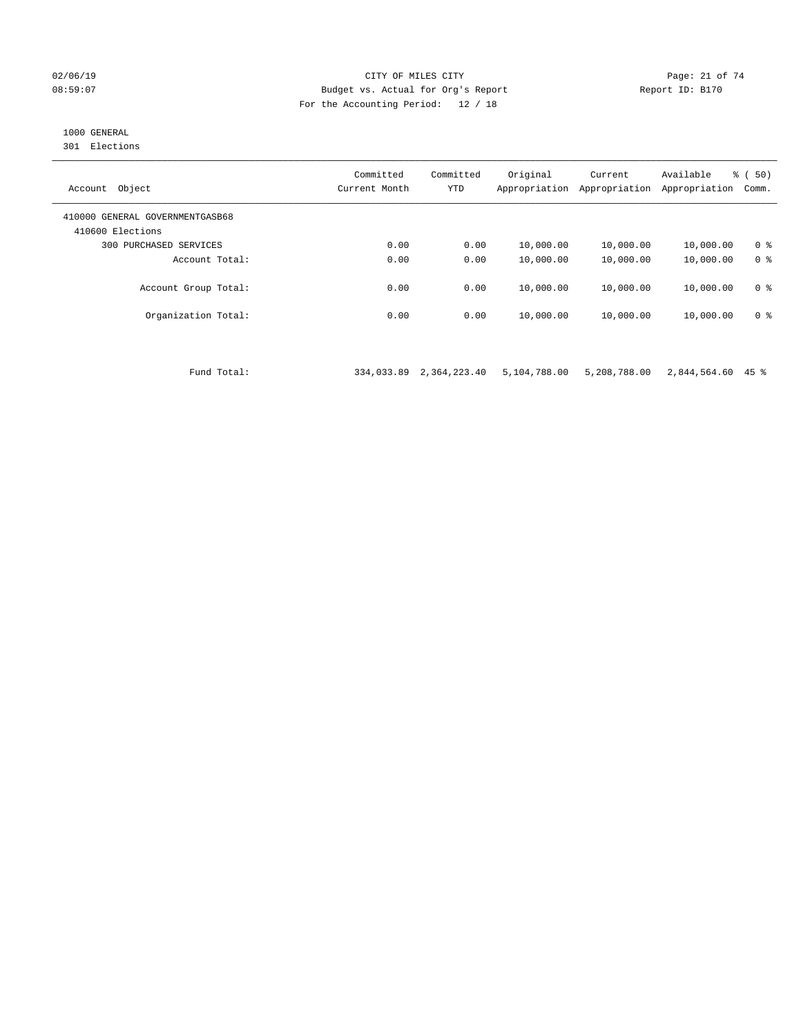CITY OF MILES CITY
Budget vs. Actual for Org's Report
For the Accounting Period: 12 / 18

02/06/19
08:59:07

Report ID: B170

1000 GENERAL
301 Elections

| Account Object | Committed Current Month | Committed YTD | Original Appropriation | Current Appropriation | Available Appropriation | % ( 50) Comm. |
|---|---|---|---|---|---|---|
| 410000 GENERAL GOVERNMENTGASB68 | | | | | | |
| 410600 Elections | | | | | | |
| 300 PURCHASED SERVICES | 0.00 | 0.00 | 10,000.00 | 10,000.00 | 10,000.00 | 0 % |
| Account Total: | 0.00 | 0.00 | 10,000.00 | 10,000.00 | 10,000.00 | 0 % |
| Account Group Total: | 0.00 | 0.00 | 10,000.00 | 10,000.00 | 10,000.00 | 0 % |
| Organization Total: | 0.00 | 0.00 | 10,000.00 | 10,000.00 | 10,000.00 | 0 % |
| Fund Total: | 334,033.89 | 2,364,223.40 | 5,104,788.00 | 5,208,788.00 | 2,844,564.60 | 45 % |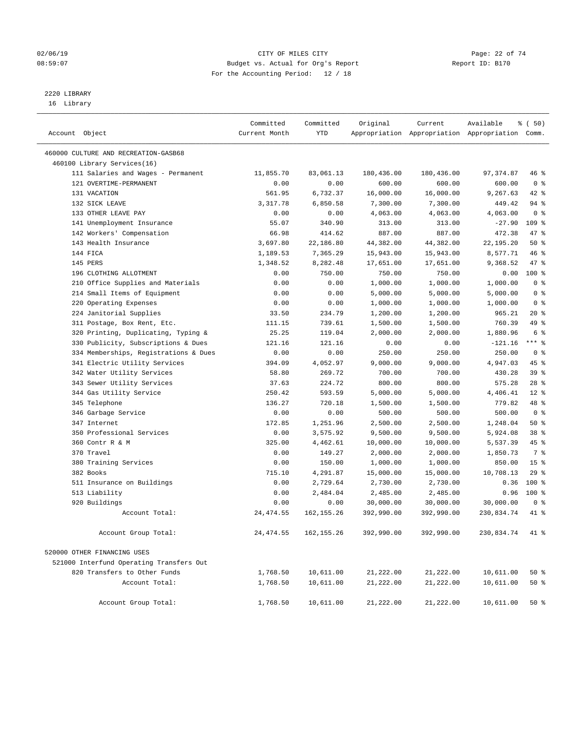CITY OF MILES CITY
Budget vs. Actual for Org's Report
For the Accounting Period: 12 / 18

02/06/19
08:59:07

Report ID: B170

2220 LIBRARY
16 Library

| Account Object | Committed Current Month | Committed YTD | Original Appropriation | Current Appropriation | Available Appropriation | % ( 50) Comm. |
|---|---|---|---|---|---|---|
| 460000 CULTURE AND RECREATION-GASB68 | | | | | | |
| 460100 Library Services(16) | | | | | | |
| 111 Salaries and Wages - Permanent | 11,855.70 | 83,061.13 | 180,436.00 | 180,436.00 | 97,374.87 | 46 % |
| 121 OVERTIME-PERMANENT | 0.00 | 0.00 | 600.00 | 600.00 | 600.00 | 0 % |
| 131 VACATION | 561.95 | 6,732.37 | 16,000.00 | 16,000.00 | 9,267.63 | 42 % |
| 132 SICK LEAVE | 3,317.78 | 6,850.58 | 7,300.00 | 7,300.00 | 449.42 | 94 % |
| 133 OTHER LEAVE PAY | 0.00 | 0.00 | 4,063.00 | 4,063.00 | 4,063.00 | 0 % |
| 141 Unemployment Insurance | 55.07 | 340.90 | 313.00 | 313.00 | -27.90 | 109 % |
| 142 Workers' Compensation | 66.98 | 414.62 | 887.00 | 887.00 | 472.38 | 47 % |
| 143 Health Insurance | 3,697.80 | 22,186.80 | 44,382.00 | 44,382.00 | 22,195.20 | 50 % |
| 144 FICA | 1,189.53 | 7,365.29 | 15,943.00 | 15,943.00 | 8,577.71 | 46 % |
| 145 PERS | 1,348.52 | 8,282.48 | 17,651.00 | 17,651.00 | 9,368.52 | 47 % |
| 196 CLOTHING ALLOTMENT | 0.00 | 750.00 | 750.00 | 750.00 | 0.00 | 100 % |
| 210 Office Supplies and Materials | 0.00 | 0.00 | 1,000.00 | 1,000.00 | 1,000.00 | 0 % |
| 214 Small Items of Equipment | 0.00 | 0.00 | 5,000.00 | 5,000.00 | 5,000.00 | 0 % |
| 220 Operating Expenses | 0.00 | 0.00 | 1,000.00 | 1,000.00 | 1,000.00 | 0 % |
| 224 Janitorial Supplies | 33.50 | 234.79 | 1,200.00 | 1,200.00 | 965.21 | 20 % |
| 311 Postage, Box Rent, Etc. | 111.15 | 739.61 | 1,500.00 | 1,500.00 | 760.39 | 49 % |
| 320 Printing, Duplicating, Typing & | 25.25 | 119.04 | 2,000.00 | 2,000.00 | 1,880.96 | 6 % |
| 330 Publicity, Subscriptions & Dues | 121.16 | 121.16 | 0.00 | 0.00 | -121.16 | *** % |
| 334 Memberships, Registrations & Dues | 0.00 | 0.00 | 250.00 | 250.00 | 250.00 | 0 % |
| 341 Electric Utility Services | 394.09 | 4,052.97 | 9,000.00 | 9,000.00 | 4,947.03 | 45 % |
| 342 Water Utility Services | 58.80 | 269.72 | 700.00 | 700.00 | 430.28 | 39 % |
| 343 Sewer Utility Services | 37.63 | 224.72 | 800.00 | 800.00 | 575.28 | 28 % |
| 344 Gas Utility Service | 250.42 | 593.59 | 5,000.00 | 5,000.00 | 4,406.41 | 12 % |
| 345 Telephone | 136.27 | 720.18 | 1,500.00 | 1,500.00 | 779.82 | 48 % |
| 346 Garbage Service | 0.00 | 0.00 | 500.00 | 500.00 | 500.00 | 0 % |
| 347 Internet | 172.85 | 1,251.96 | 2,500.00 | 2,500.00 | 1,248.04 | 50 % |
| 350 Professional Services | 0.00 | 3,575.92 | 9,500.00 | 9,500.00 | 5,924.08 | 38 % |
| 360 Contr R & M | 325.00 | 4,462.61 | 10,000.00 | 10,000.00 | 5,537.39 | 45 % |
| 370 Travel | 0.00 | 149.27 | 2,000.00 | 2,000.00 | 1,850.73 | 7 % |
| 380 Training Services | 0.00 | 150.00 | 1,000.00 | 1,000.00 | 850.00 | 15 % |
| 382 Books | 715.10 | 4,291.87 | 15,000.00 | 15,000.00 | 10,708.13 | 29 % |
| 511 Insurance on Buildings | 0.00 | 2,729.64 | 2,730.00 | 2,730.00 | 0.36 | 100 % |
| 513 Liability | 0.00 | 2,484.04 | 2,485.00 | 2,485.00 | 0.96 | 100 % |
| 920 Buildings | 0.00 | 0.00 | 30,000.00 | 30,000.00 | 30,000.00 | 0 % |
| Account Total: | 24,474.55 | 162,155.26 | 392,990.00 | 392,990.00 | 230,834.74 | 41 % |
| Account Group Total: | 24,474.55 | 162,155.26 | 392,990.00 | 392,990.00 | 230,834.74 | 41 % |
| 520000 OTHER FINANCING USES | | | | | | |
| 521000 Interfund Operating Transfers Out | | | | | | |
| 820 Transfers to Other Funds | 1,768.50 | 10,611.00 | 21,222.00 | 21,222.00 | 10,611.00 | 50 % |
| Account Total: | 1,768.50 | 10,611.00 | 21,222.00 | 21,222.00 | 10,611.00 | 50 % |
| Account Group Total: | 1,768.50 | 10,611.00 | 21,222.00 | 21,222.00 | 10,611.00 | 50 % |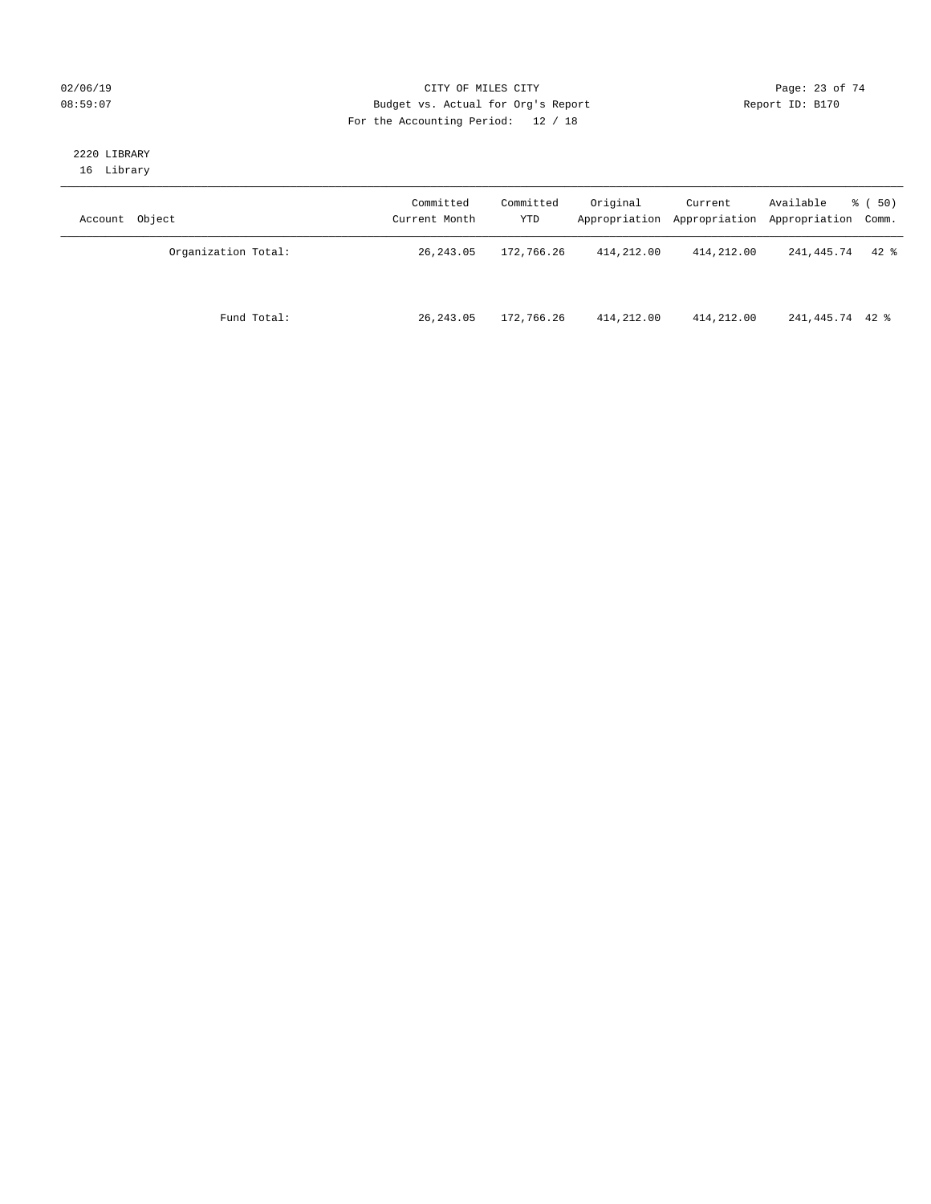CITY OF MILES CITY
Budget vs. Actual for Org's Report
For the Accounting Period: 12 / 18

02/06/19
08:59:07

Report ID: B170

2220 LIBRARY
16 Library

| Account Object | Committed Current Month | Committed YTD | Original Appropriation | Current Appropriation | Available Appropriation | % ( 50) Comm. |
|---|---|---|---|---|---|---|
| Organization Total: | 26,243.05 | 172,766.26 | 414,212.00 | 414,212.00 | 241,445.74 | 42 % |
| Fund Total: | 26,243.05 | 172,766.26 | 414,212.00 | 414,212.00 | 241,445.74 | 42 % |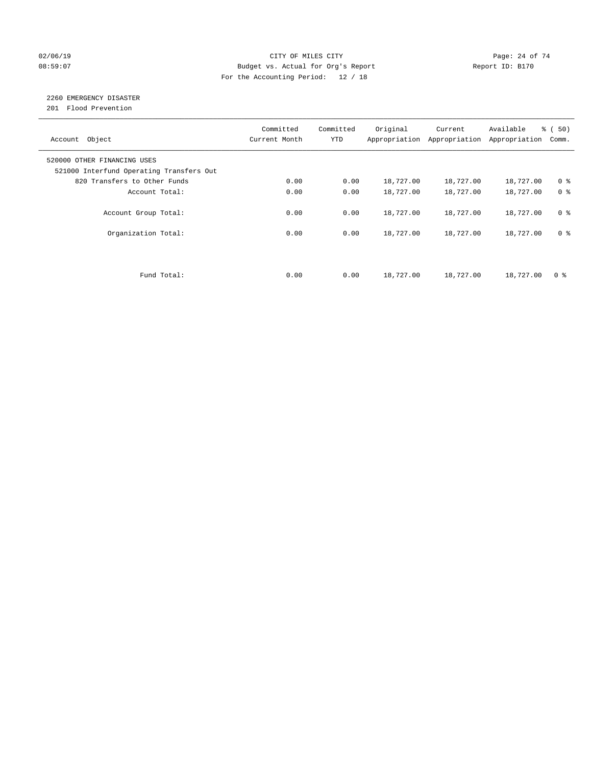CITY OF MILES CITY
Budget vs. Actual for Org's Report
For the Accounting Period: 12 / 18

02/06/19
08:59:07

Report ID: B170

## 2260 EMERGENCY DISASTER

201 Flood Prevention

| Account Object | Committed Current Month | Committed YTD | Original Appropriation | Current Appropriation | Available Appropriation | % ( 50) Comm. |
|---|---|---|---|---|---|---|
| 520000 OTHER FINANCING USES | | | | | | |
| 521000 Interfund Operating Transfers Out | | | | | | |
| 820 Transfers to Other Funds | 0.00 | 0.00 | 18,727.00 | 18,727.00 | 18,727.00 | 0 % |
| Account Total: | 0.00 | 0.00 | 18,727.00 | 18,727.00 | 18,727.00 | 0 % |
| Account Group Total: | 0.00 | 0.00 | 18,727.00 | 18,727.00 | 18,727.00 | 0 % |
| Organization Total: | 0.00 | 0.00 | 18,727.00 | 18,727.00 | 18,727.00 | 0 % |
| Fund Total: | 0.00 | 0.00 | 18,727.00 | 18,727.00 | 18,727.00 | 0 % |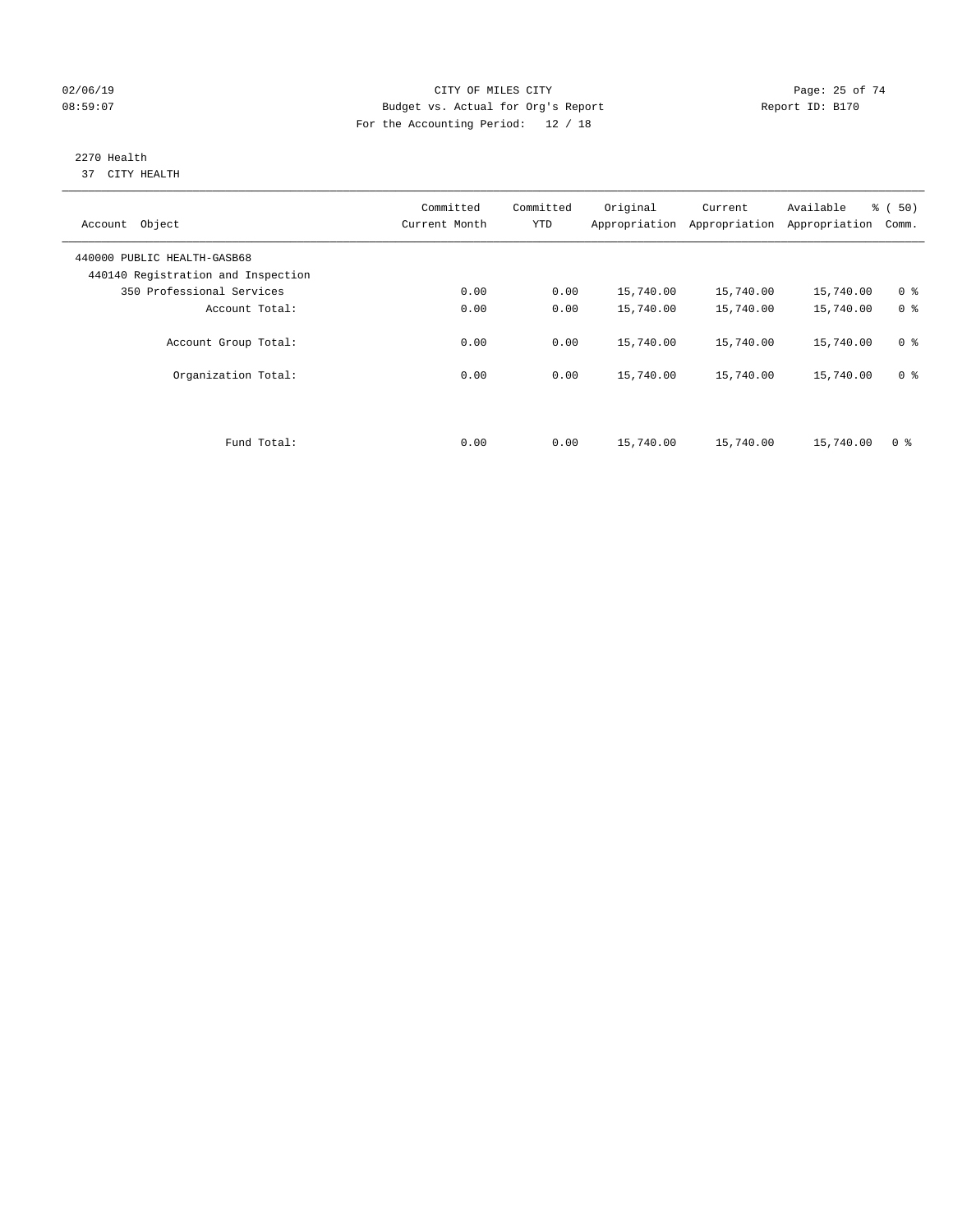CITY OF MILES CITY
Budget vs. Actual for Org's Report
For the Accounting Period: 12 / 18

02/06/19
08:59:07

Report ID: B170

2270 Health
37 CITY HEALTH

| Account Object | Committed Current Month | Committed YTD | Original Appropriation | Current Appropriation | Available Appropriation | % ( 50) Comm. |
|---|---|---|---|---|---|---|
| 440000 PUBLIC HEALTH-GASB68 | | | | | | |
| 440140 Registration and Inspection | | | | | | |
| 350 Professional Services | 0.00 | 0.00 | 15,740.00 | 15,740.00 | 15,740.00 | 0 % |
| Account Total: | 0.00 | 0.00 | 15,740.00 | 15,740.00 | 15,740.00 | 0 % |
| Account Group Total: | 0.00 | 0.00 | 15,740.00 | 15,740.00 | 15,740.00 | 0 % |
| Organization Total: | 0.00 | 0.00 | 15,740.00 | 15,740.00 | 15,740.00 | 0 % |
| Fund Total: | 0.00 | 0.00 | 15,740.00 | 15,740.00 | 15,740.00 | 0 % |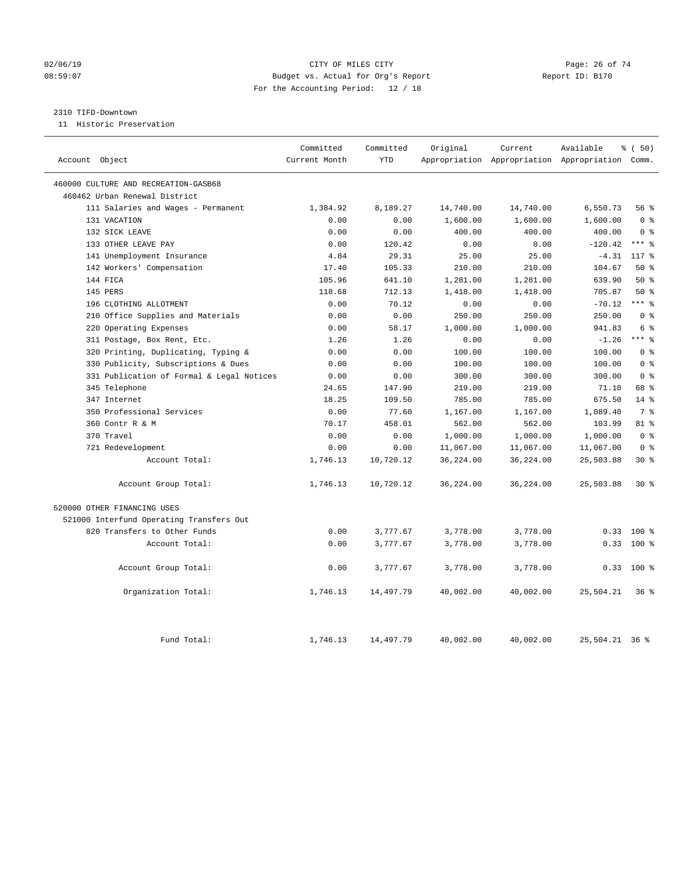CITY OF MILES CITY
Budget vs. Actual for Org's Report
For the Accounting Period: 12 / 18

02/06/19
08:59:07

Report ID: B170

2310 TIFD-Downtown
11 Historic Preservation

| Account Object | Committed Current Month | Committed YTD | Original Appropriation | Current Appropriation | Available Appropriation | % ( 50) Comm. |
|---|---|---|---|---|---|---|
| 460000 CULTURE AND RECREATION-GASB68 | | | | | | |
| 460462 Urban Renewal District | | | | | | |
| 111 Salaries and Wages - Permanent | 1,384.92 | 8,189.27 | 14,740.00 | 14,740.00 | 6,550.73 | 56 % |
| 131 VACATION | 0.00 | 0.00 | 1,600.00 | 1,600.00 | 1,600.00 | 0 % |
| 132 SICK LEAVE | 0.00 | 0.00 | 400.00 | 400.00 | 400.00 | 0 % |
| 133 OTHER LEAVE PAY | 0.00 | 120.42 | 0.00 | 0.00 | -120.42 | *** % |
| 141 Unemployment Insurance | 4.84 | 29.31 | 25.00 | 25.00 | -4.31 | 117 % |
| 142 Workers' Compensation | 17.40 | 105.33 | 210.00 | 210.00 | 104.67 | 50 % |
| 144 FICA | 105.96 | 641.10 | 1,281.00 | 1,281.00 | 639.90 | 50 % |
| 145 PERS | 118.68 | 712.13 | 1,418.00 | 1,418.00 | 705.87 | 50 % |
| 196 CLOTHING ALLOTMENT | 0.00 | 70.12 | 0.00 | 0.00 | -70.12 | *** % |
| 210 Office Supplies and Materials | 0.00 | 0.00 | 250.00 | 250.00 | 250.00 | 0 % |
| 220 Operating Expenses | 0.00 | 58.17 | 1,000.00 | 1,000.00 | 941.83 | 6 % |
| 311 Postage, Box Rent, Etc. | 1.26 | 1.26 | 0.00 | 0.00 | -1.26 | *** % |
| 320 Printing, Duplicating, Typing & | 0.00 | 0.00 | 100.00 | 100.00 | 100.00 | 0 % |
| 330 Publicity, Subscriptions & Dues | 0.00 | 0.00 | 100.00 | 100.00 | 100.00 | 0 % |
| 331 Publication of Formal & Legal Notices | 0.00 | 0.00 | 300.00 | 300.00 | 300.00 | 0 % |
| 345 Telephone | 24.65 | 147.90 | 219.00 | 219.00 | 71.10 | 68 % |
| 347 Internet | 18.25 | 109.50 | 785.00 | 785.00 | 675.50 | 14 % |
| 350 Professional Services | 0.00 | 77.60 | 1,167.00 | 1,167.00 | 1,089.40 | 7 % |
| 360 Contr R & M | 70.17 | 458.01 | 562.00 | 562.00 | 103.99 | 81 % |
| 370 Travel | 0.00 | 0.00 | 1,000.00 | 1,000.00 | 1,000.00 | 0 % |
| 721 Redevelopment | 0.00 | 0.00 | 11,067.00 | 11,067.00 | 11,067.00 | 0 % |
| Account Total: | 1,746.13 | 10,720.12 | 36,224.00 | 36,224.00 | 25,503.88 | 30 % |
| Account Group Total: | 1,746.13 | 10,720.12 | 36,224.00 | 36,224.00 | 25,503.88 | 30 % |
| 520000 OTHER FINANCING USES | | | | | | |
| 521000 Interfund Operating Transfers Out | | | | | | |
| 820 Transfers to Other Funds | 0.00 | 3,777.67 | 3,778.00 | 3,778.00 | 0.33 | 100 % |
| Account Total: | 0.00 | 3,777.67 | 3,778.00 | 3,778.00 | 0.33 | 100 % |
| Account Group Total: | 0.00 | 3,777.67 | 3,778.00 | 3,778.00 | 0.33 | 100 % |
| Organization Total: | 1,746.13 | 14,497.79 | 40,002.00 | 40,002.00 | 25,504.21 | 36 % |
| Fund Total: | 1,746.13 | 14,497.79 | 40,002.00 | 40,002.00 | 25,504.21 | 36 % |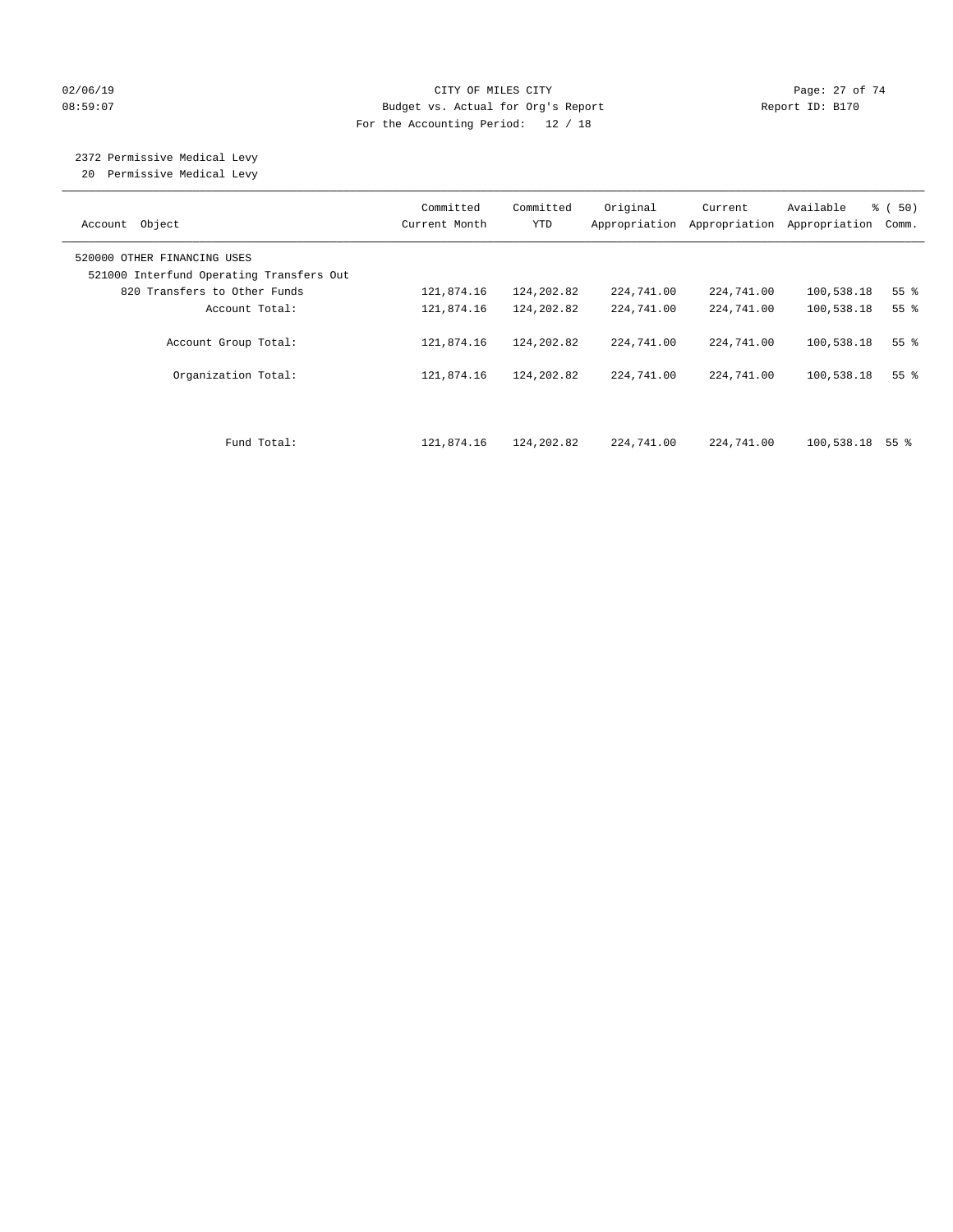CITY OF MILES CITY
Budget vs. Actual for Org's Report
For the Accounting Period: 12 / 18

02/06/19
08:59:07

Report ID: B170

2372 Permissive Medical Levy
20 Permissive Medical Levy

| Account Object | Committed Current Month | Committed YTD | Original Appropriation | Current Appropriation | Available Appropriation | % ( 50) Comm. |
|---|---|---|---|---|---|---|
| 520000 OTHER FINANCING USES | | | | | | |
| 521000 Interfund Operating Transfers Out | | | | | | |
| 820 Transfers to Other Funds | 121,874.16 | 124,202.82 | 224,741.00 | 224,741.00 | 100,538.18 | 55 % |
| Account Total: | 121,874.16 | 124,202.82 | 224,741.00 | 224,741.00 | 100,538.18 | 55 % |
| Account Group Total: | 121,874.16 | 124,202.82 | 224,741.00 | 224,741.00 | 100,538.18 | 55 % |
| Organization Total: | 121,874.16 | 124,202.82 | 224,741.00 | 224,741.00 | 100,538.18 | 55 % |
| Fund Total: | 121,874.16 | 124,202.82 | 224,741.00 | 224,741.00 | 100,538.18 | 55 % |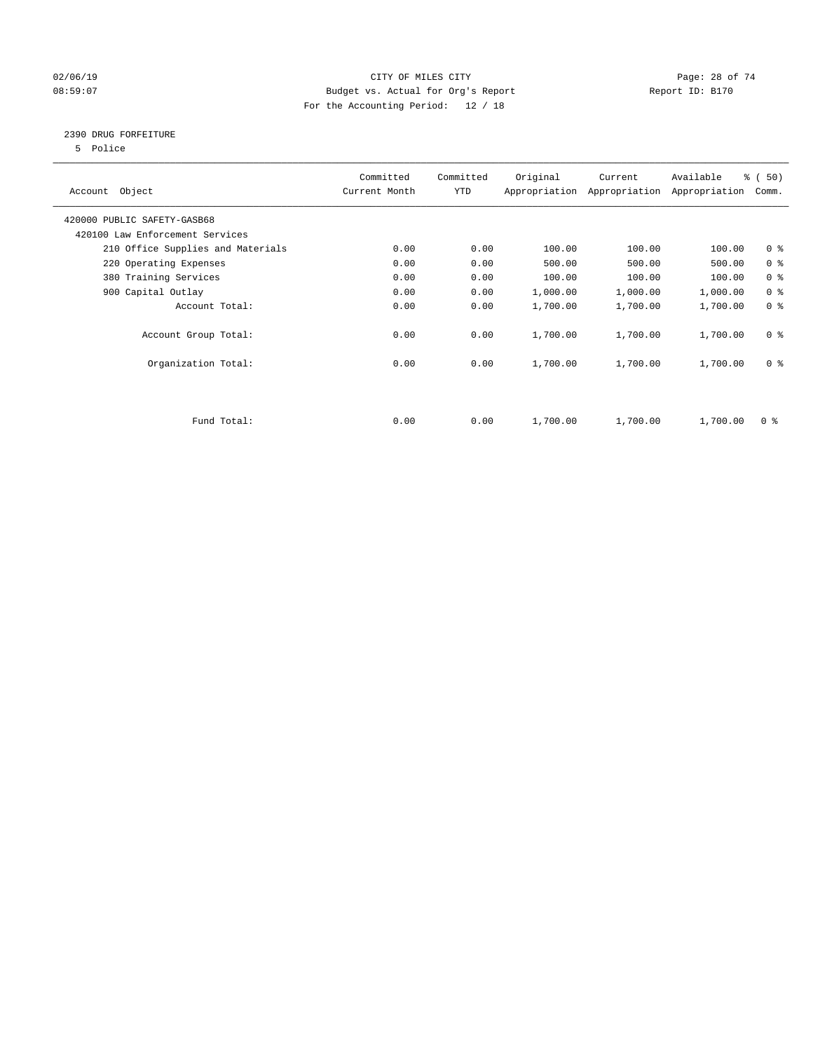CITY OF MILES CITY
Budget vs. Actual for Org's Report
For the Accounting Period: 12 / 18

02/06/19
08:59:07

Report ID: B170

## 2390 DRUG FORFEITURE

5 Police

| Account Object | Committed Current Month | Committed YTD | Original Appropriation | Current Appropriation | Available Appropriation | % ( 50) Comm. |
|---|---|---|---|---|---|---|
| 420000 PUBLIC SAFETY-GASB68 | | | | | | |
| 420100 Law Enforcement Services | | | | | | |
| 210 Office Supplies and Materials | 0.00 | 0.00 | 100.00 | 100.00 | 100.00 | 0 % |
| 220 Operating Expenses | 0.00 | 0.00 | 500.00 | 500.00 | 500.00 | 0 % |
| 380 Training Services | 0.00 | 0.00 | 100.00 | 100.00 | 100.00 | 0 % |
| 900 Capital Outlay | 0.00 | 0.00 | 1,000.00 | 1,000.00 | 1,000.00 | 0 % |
| Account Total: | 0.00 | 0.00 | 1,700.00 | 1,700.00 | 1,700.00 | 0 % |
| Account Group Total: | 0.00 | 0.00 | 1,700.00 | 1,700.00 | 1,700.00 | 0 % |
| Organization Total: | 0.00 | 0.00 | 1,700.00 | 1,700.00 | 1,700.00 | 0 % |
| Fund Total: | 0.00 | 0.00 | 1,700.00 | 1,700.00 | 1,700.00 | 0 % |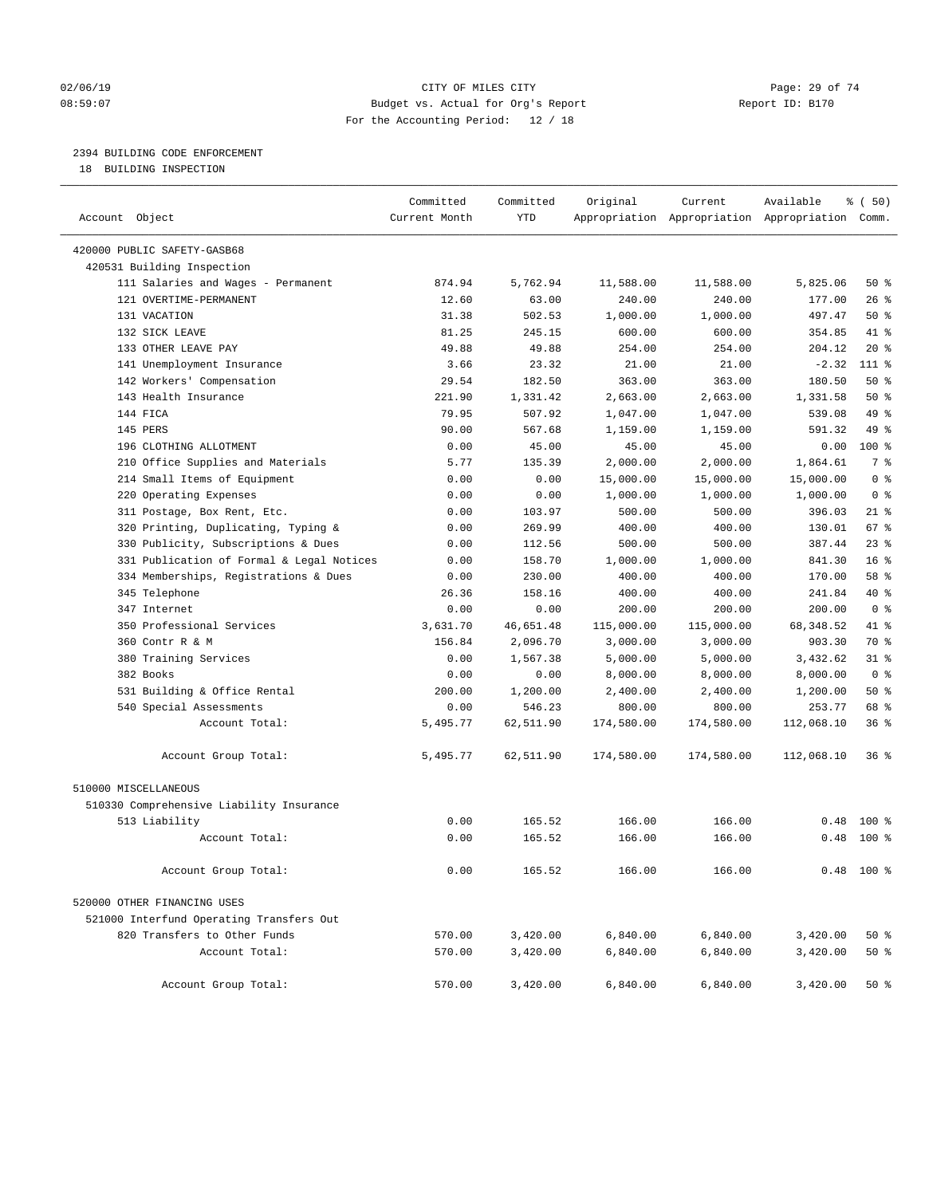02/06/19 CITY OF MILES CITY
08:59:07 Budget vs. Actual for Org's Report Report ID: B170
For the Accounting Period: 12 / 18

2394 BUILDING CODE ENFORCEMENT
18 BUILDING INSPECTION

| Account Object | Committed Current Month | Committed YTD | Original Appropriation | Current Appropriation | Available Appropriation | % ( 50) Comm. |
|---|---|---|---|---|---|---|
| 420000 PUBLIC SAFETY-GASB68 | | | | | | |
| 420531 Building Inspection | | | | | | |
| 111 Salaries and Wages - Permanent | 874.94 | 5,762.94 | 11,588.00 | 11,588.00 | 5,825.06 | 50 % |
| 121 OVERTIME-PERMANENT | 12.60 | 63.00 | 240.00 | 240.00 | 177.00 | 26 % |
| 131 VACATION | 31.38 | 502.53 | 1,000.00 | 1,000.00 | 497.47 | 50 % |
| 132 SICK LEAVE | 81.25 | 245.15 | 600.00 | 600.00 | 354.85 | 41 % |
| 133 OTHER LEAVE PAY | 49.88 | 49.88 | 254.00 | 254.00 | 204.12 | 20 % |
| 141 Unemployment Insurance | 3.66 | 23.32 | 21.00 | 21.00 | -2.32 | 111 % |
| 142 Workers' Compensation | 29.54 | 182.50 | 363.00 | 363.00 | 180.50 | 50 % |
| 143 Health Insurance | 221.90 | 1,331.42 | 2,663.00 | 2,663.00 | 1,331.58 | 50 % |
| 144 FICA | 79.95 | 507.92 | 1,047.00 | 1,047.00 | 539.08 | 49 % |
| 145 PERS | 90.00 | 567.68 | 1,159.00 | 1,159.00 | 591.32 | 49 % |
| 196 CLOTHING ALLOTMENT | 0.00 | 45.00 | 45.00 | 45.00 | 0.00 | 100 % |
| 210 Office Supplies and Materials | 5.77 | 135.39 | 2,000.00 | 2,000.00 | 1,864.61 | 7 % |
| 214 Small Items of Equipment | 0.00 | 0.00 | 15,000.00 | 15,000.00 | 15,000.00 | 0 % |
| 220 Operating Expenses | 0.00 | 0.00 | 1,000.00 | 1,000.00 | 1,000.00 | 0 % |
| 311 Postage, Box Rent, Etc. | 0.00 | 103.97 | 500.00 | 500.00 | 396.03 | 21 % |
| 320 Printing, Duplicating, Typing & | 0.00 | 269.99 | 400.00 | 400.00 | 130.01 | 67 % |
| 330 Publicity, Subscriptions & Dues | 0.00 | 112.56 | 500.00 | 500.00 | 387.44 | 23 % |
| 331 Publication of Formal & Legal Notices | 0.00 | 158.70 | 1,000.00 | 1,000.00 | 841.30 | 16 % |
| 334 Memberships, Registrations & Dues | 0.00 | 230.00 | 400.00 | 400.00 | 170.00 | 58 % |
| 345 Telephone | 26.36 | 158.16 | 400.00 | 400.00 | 241.84 | 40 % |
| 347 Internet | 0.00 | 0.00 | 200.00 | 200.00 | 200.00 | 0 % |
| 350 Professional Services | 3,631.70 | 46,651.48 | 115,000.00 | 115,000.00 | 68,348.52 | 41 % |
| 360 Contr R & M | 156.84 | 2,096.70 | 3,000.00 | 3,000.00 | 903.30 | 70 % |
| 380 Training Services | 0.00 | 1,567.38 | 5,000.00 | 5,000.00 | 3,432.62 | 31 % |
| 382 Books | 0.00 | 0.00 | 8,000.00 | 8,000.00 | 8,000.00 | 0 % |
| 531 Building & Office Rental | 200.00 | 1,200.00 | 2,400.00 | 2,400.00 | 1,200.00 | 50 % |
| 540 Special Assessments | 0.00 | 546.23 | 800.00 | 800.00 | 253.77 | 68 % |
| Account Total: | 5,495.77 | 62,511.90 | 174,580.00 | 174,580.00 | 112,068.10 | 36 % |
| Account Group Total: | 5,495.77 | 62,511.90 | 174,580.00 | 174,580.00 | 112,068.10 | 36 % |
| 510000 MISCELLANEOUS | | | | | | |
| 510330 Comprehensive Liability Insurance | | | | | | |
| 513 Liability | 0.00 | 165.52 | 166.00 | 166.00 | 0.48 | 100 % |
| Account Total: | 0.00 | 165.52 | 166.00 | 166.00 | 0.48 | 100 % |
| Account Group Total: | 0.00 | 165.52 | 166.00 | 166.00 | 0.48 | 100 % |
| 520000 OTHER FINANCING USES | | | | | | |
| 521000 Interfund Operating Transfers Out | | | | | | |
| 820 Transfers to Other Funds | 570.00 | 3,420.00 | 6,840.00 | 6,840.00 | 3,420.00 | 50 % |
| Account Total: | 570.00 | 3,420.00 | 6,840.00 | 6,840.00 | 3,420.00 | 50 % |
| Account Group Total: | 570.00 | 3,420.00 | 6,840.00 | 6,840.00 | 3,420.00 | 50 % |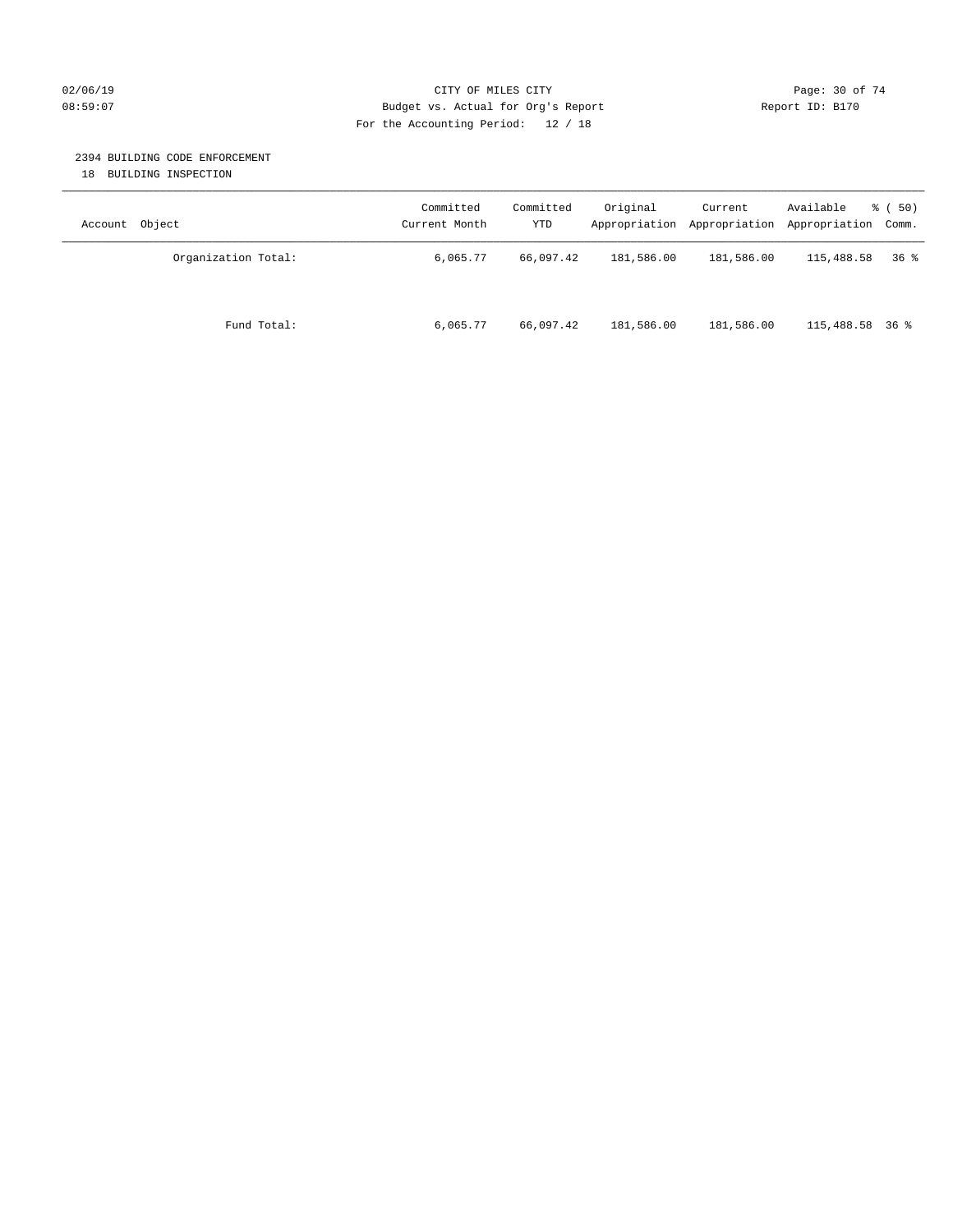CITY OF MILES CITY
Budget vs. Actual for Org's Report
For the Accounting Period: 12 / 18

02/06/19
08:59:07

Report ID: B170

## 2394 BUILDING CODE ENFORCEMENT

18 BUILDING INSPECTION

| Account Object | Committed Current Month | Committed YTD | Original Appropriation | Current Appropriation | Available Appropriation | % ( 50) Comm. |
|---|---|---|---|---|---|---|
| Organization Total: | 6,065.77 | 66,097.42 | 181,586.00 | 181,586.00 | 115,488.58 | 36 % |
| Fund Total: | 6,065.77 | 66,097.42 | 181,586.00 | 181,586.00 | 115,488.58 | 36 % |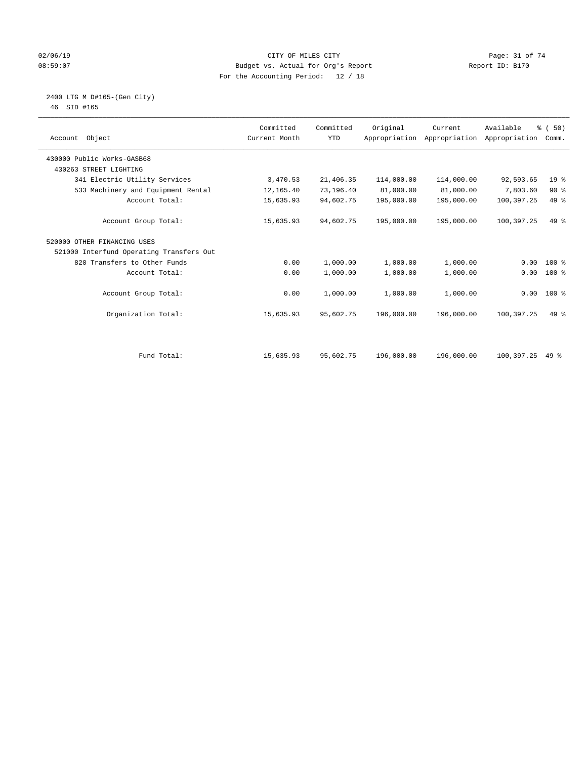CITY OF MILES CITY
Budget vs. Actual for Org's Report
For the Accounting Period: 12 / 18

02/06/19
08:59:07

Report ID: B170

2400 LTG M D#165-(Gen City)
46 SID #165

| Account Object | Committed Current Month | Committed YTD | Original Appropriation | Current Appropriation | Available Appropriation | % ( 50) Comm. |
|---|---|---|---|---|---|---|
| 430000 Public Works-GASB68 | | | | | | |
| 430263 STREET LIGHTING | | | | | | |
| 341 Electric Utility Services | 3,470.53 | 21,406.35 | 114,000.00 | 114,000.00 | 92,593.65 | 19 % |
| 533 Machinery and Equipment Rental | 12,165.40 | 73,196.40 | 81,000.00 | 81,000.00 | 7,803.60 | 90 % |
| Account Total: | 15,635.93 | 94,602.75 | 195,000.00 | 195,000.00 | 100,397.25 | 49 % |
| Account Group Total: | 15,635.93 | 94,602.75 | 195,000.00 | 195,000.00 | 100,397.25 | 49 % |
| 520000 OTHER FINANCING USES | | | | | | |
| 521000 Interfund Operating Transfers Out | | | | | | |
| 820 Transfers to Other Funds | 0.00 | 1,000.00 | 1,000.00 | 1,000.00 | 0.00 | 100 % |
| Account Total: | 0.00 | 1,000.00 | 1,000.00 | 1,000.00 | 0.00 | 100 % |
| Account Group Total: | 0.00 | 1,000.00 | 1,000.00 | 1,000.00 | 0.00 | 100 % |
| Organization Total: | 15,635.93 | 95,602.75 | 196,000.00 | 196,000.00 | 100,397.25 | 49 % |
| Fund Total: | 15,635.93 | 95,602.75 | 196,000.00 | 196,000.00 | 100,397.25 | 49 % |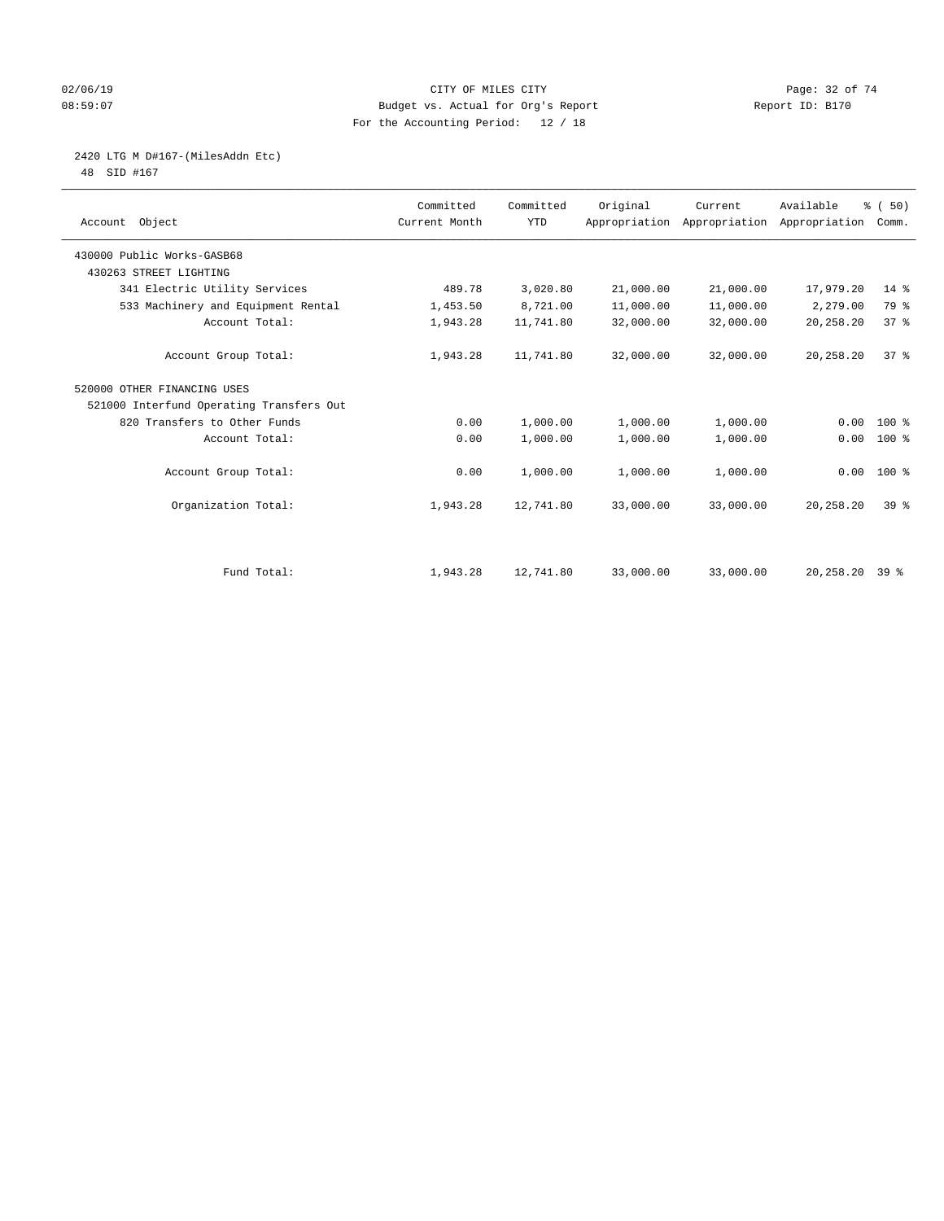CITY OF MILES CITY

Budget vs. Actual for Org's Report

For the Accounting Period: 12 / 18

02/06/19 08:59:07 Report ID: B170

2420 LTG M D#167-(MilesAddn Etc)

48 SID #167

| Account Object | Committed Current Month | Committed YTD | Original Appropriation | Current Appropriation | Available Appropriation | % ( 50) Comm. |
|---|---|---|---|---|---|---|
| 430000 Public Works-GASB68 | | | | | | |
| 430263 STREET LIGHTING | | | | | | |
| 341 Electric Utility Services | 489.78 | 3,020.80 | 21,000.00 | 21,000.00 | 17,979.20 | 14 % |
| 533 Machinery and Equipment Rental | 1,453.50 | 8,721.00 | 11,000.00 | 11,000.00 | 2,279.00 | 79 % |
| Account Total: | 1,943.28 | 11,741.80 | 32,000.00 | 32,000.00 | 20,258.20 | 37 % |
| Account Group Total: | 1,943.28 | 11,741.80 | 32,000.00 | 32,000.00 | 20,258.20 | 37 % |
| 520000 OTHER FINANCING USES | | | | | | |
| 521000 Interfund Operating Transfers Out | | | | | | |
| 820 Transfers to Other Funds | 0.00 | 1,000.00 | 1,000.00 | 1,000.00 | 0.00 | 100 % |
| Account Total: | 0.00 | 1,000.00 | 1,000.00 | 1,000.00 | 0.00 | 100 % |
| Account Group Total: | 0.00 | 1,000.00 | 1,000.00 | 1,000.00 | 0.00 | 100 % |
| Organization Total: | 1,943.28 | 12,741.80 | 33,000.00 | 33,000.00 | 20,258.20 | 39 % |
| Fund Total: | 1,943.28 | 12,741.80 | 33,000.00 | 33,000.00 | 20,258.20 | 39 % |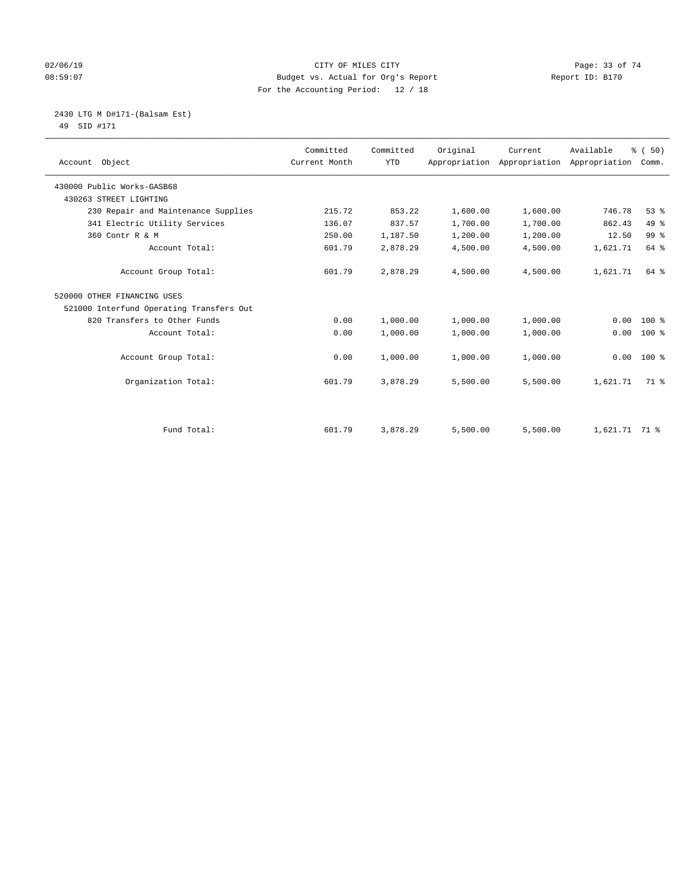CITY OF MILES CITY
Budget vs. Actual for Org's Report
For the Accounting Period: 12 / 18

02/06/19
08:59:07

Report ID: B170

2430 LTG M D#171-(Balsam Est)
49 SID #171

| Account Object | Committed Current Month | Committed YTD | Original Appropriation | Current Appropriation | Available Appropriation | % ( 50) Comm. |
|---|---|---|---|---|---|---|
| 430000 Public Works-GASB68 | | | | | | |
| 430263 STREET LIGHTING | | | | | | |
| 230 Repair and Maintenance Supplies | 215.72 | 853.22 | 1,600.00 | 1,600.00 | 746.78 | 53 % |
| 341 Electric Utility Services | 136.07 | 837.57 | 1,700.00 | 1,700.00 | 862.43 | 49 % |
| 360 Contr R & M | 250.00 | 1,187.50 | 1,200.00 | 1,200.00 | 12.50 | 99 % |
| Account Total: | 601.79 | 2,878.29 | 4,500.00 | 4,500.00 | 1,621.71 | 64 % |
| Account Group Total: | 601.79 | 2,878.29 | 4,500.00 | 4,500.00 | 1,621.71 | 64 % |
| 520000 OTHER FINANCING USES | | | | | | |
| 521000 Interfund Operating Transfers Out | | | | | | |
| 820 Transfers to Other Funds | 0.00 | 1,000.00 | 1,000.00 | 1,000.00 | 0.00 | 100 % |
| Account Total: | 0.00 | 1,000.00 | 1,000.00 | 1,000.00 | 0.00 | 100 % |
| Account Group Total: | 0.00 | 1,000.00 | 1,000.00 | 1,000.00 | 0.00 | 100 % |
| Organization Total: | 601.79 | 3,878.29 | 5,500.00 | 5,500.00 | 1,621.71 | 71 % |
| Fund Total: | 601.79 | 3,878.29 | 5,500.00 | 5,500.00 | 1,621.71 | 71 % |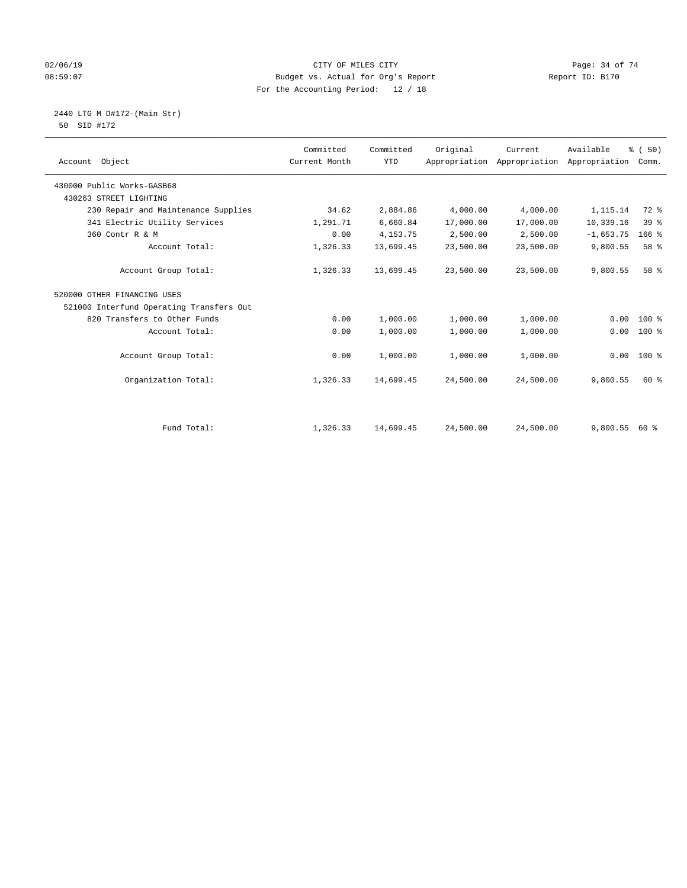CITY OF MILES CITY
Budget vs. Actual for Org's Report
For the Accounting Period: 12 / 18

02/06/19
08:59:07

Report ID: B170

2440 LTG M D#172-(Main Str)
50 SID #172

| Account Object | Committed Current Month | Committed YTD | Original Appropriation | Current Appropriation | Available Appropriation | % ( 50) Comm. |
|---|---|---|---|---|---|---|
| 430000 Public Works-GASB68 | | | | | | |
| 430263 STREET LIGHTING | | | | | | |
| 230 Repair and Maintenance Supplies | 34.62 | 2,884.86 | 4,000.00 | 4,000.00 | 1,115.14 | 72 % |
| 341 Electric Utility Services | 1,291.71 | 6,660.84 | 17,000.00 | 17,000.00 | 10,339.16 | 39 % |
| 360 Contr R & M | 0.00 | 4,153.75 | 2,500.00 | 2,500.00 | -1,653.75 | 166 % |
| Account Total: | 1,326.33 | 13,699.45 | 23,500.00 | 23,500.00 | 9,800.55 | 58 % |
| Account Group Total: | 1,326.33 | 13,699.45 | 23,500.00 | 23,500.00 | 9,800.55 | 58 % |
| 520000 OTHER FINANCING USES | | | | | | |
| 521000 Interfund Operating Transfers Out | | | | | | |
| 820 Transfers to Other Funds | 0.00 | 1,000.00 | 1,000.00 | 1,000.00 | 0.00 | 100 % |
| Account Total: | 0.00 | 1,000.00 | 1,000.00 | 1,000.00 | 0.00 | 100 % |
| Account Group Total: | 0.00 | 1,000.00 | 1,000.00 | 1,000.00 | 0.00 | 100 % |
| Organization Total: | 1,326.33 | 14,699.45 | 24,500.00 | 24,500.00 | 9,800.55 | 60 % |
| Fund Total: | 1,326.33 | 14,699.45 | 24,500.00 | 24,500.00 | 9,800.55 | 60 % |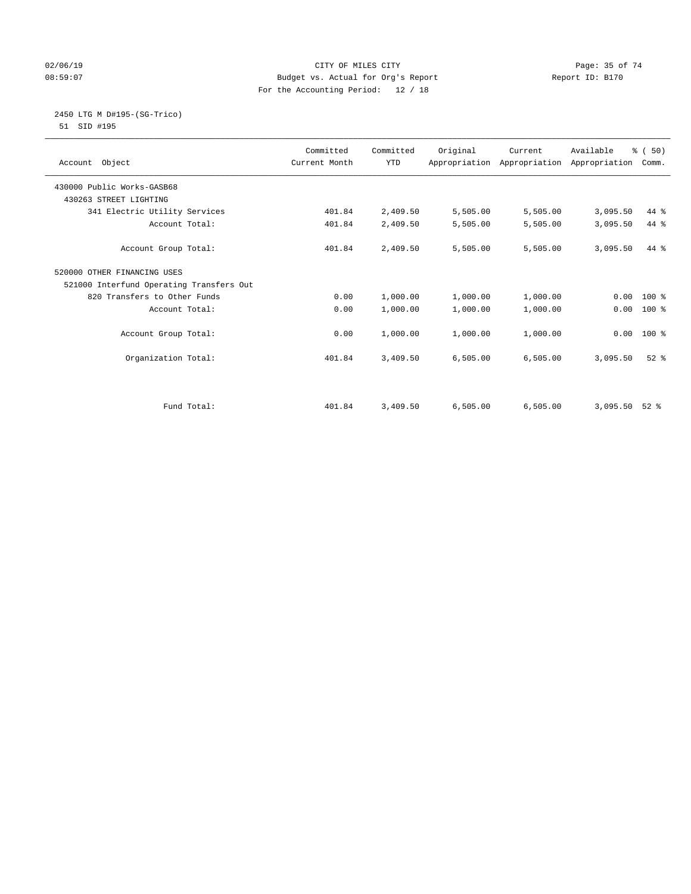CITY OF MILES CITY
Budget vs. Actual for Org's Report
For the Accounting Period: 12 / 18

02/06/19
08:59:07

Report ID: B170

2450 LTG M D#195-(SG-Trico)
51 SID #195

| Account Object | Committed Current Month | Committed YTD | Original Appropriation | Current Appropriation | Available Appropriation | % ( 50) Comm. |
|---|---|---|---|---|---|---|
| 430000 Public Works-GASB68 | | | | | | |
| 430263 STREET LIGHTING | | | | | | |
| 341 Electric Utility Services | 401.84 | 2,409.50 | 5,505.00 | 5,505.00 | 3,095.50 | 44 % |
| Account Total: | 401.84 | 2,409.50 | 5,505.00 | 5,505.00 | 3,095.50 | 44 % |
| Account Group Total: | 401.84 | 2,409.50 | 5,505.00 | 5,505.00 | 3,095.50 | 44 % |
| 520000 OTHER FINANCING USES | | | | | | |
| 521000 Interfund Operating Transfers Out | | | | | | |
| 820 Transfers to Other Funds | 0.00 | 1,000.00 | 1,000.00 | 1,000.00 | 0.00 | 100 % |
| Account Total: | 0.00 | 1,000.00 | 1,000.00 | 1,000.00 | 0.00 | 100 % |
| Account Group Total: | 0.00 | 1,000.00 | 1,000.00 | 1,000.00 | 0.00 | 100 % |
| Organization Total: | 401.84 | 3,409.50 | 6,505.00 | 6,505.00 | 3,095.50 | 52 % |
| Fund Total: | 401.84 | 3,409.50 | 6,505.00 | 6,505.00 | 3,095.50 | 52 % |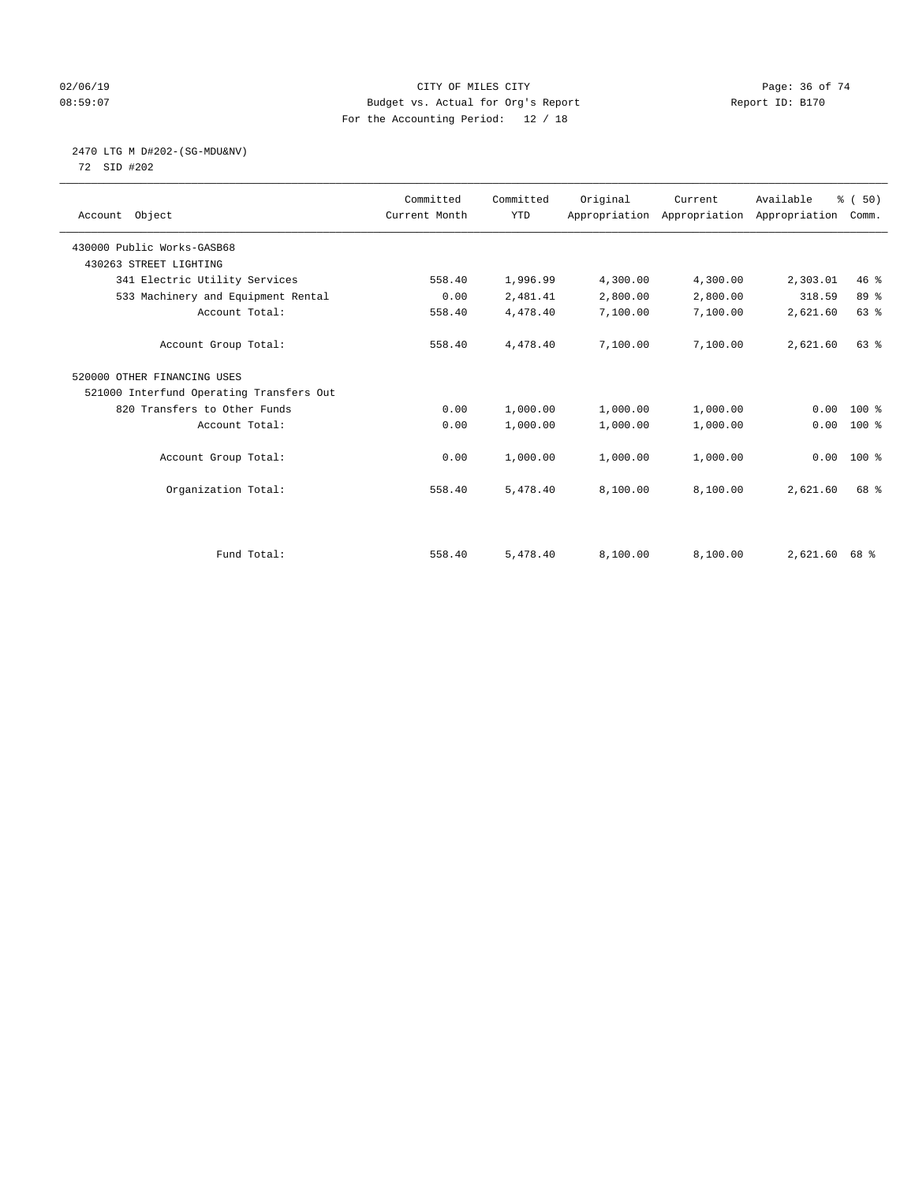CITY OF MILES CITY
Budget vs. Actual for Org's Report
For the Accounting Period: 12 / 18

02/06/19
08:59:07

Report ID: B170

2470 LTG M D#202-(SG-MDU&NV)
72 SID #202

| Account Object | Committed Current Month | Committed YTD | Original Appropriation | Current Appropriation | Available Appropriation | % ( 50) Comm. |
|---|---|---|---|---|---|---|
| 430000 Public Works-GASB68 | | | | | | |
| 430263 STREET LIGHTING | | | | | | |
| 341 Electric Utility Services | 558.40 | 1,996.99 | 4,300.00 | 4,300.00 | 2,303.01 | 46 % |
| 533 Machinery and Equipment Rental | 0.00 | 2,481.41 | 2,800.00 | 2,800.00 | 318.59 | 89 % |
| Account Total: | 558.40 | 4,478.40 | 7,100.00 | 7,100.00 | 2,621.60 | 63 % |
| Account Group Total: | 558.40 | 4,478.40 | 7,100.00 | 7,100.00 | 2,621.60 | 63 % |
| 520000 OTHER FINANCING USES | | | | | | |
| 521000 Interfund Operating Transfers Out | | | | | | |
| 820 Transfers to Other Funds | 0.00 | 1,000.00 | 1,000.00 | 1,000.00 | 0.00 | 100 % |
| Account Total: | 0.00 | 1,000.00 | 1,000.00 | 1,000.00 | 0.00 | 100 % |
| Account Group Total: | 0.00 | 1,000.00 | 1,000.00 | 1,000.00 | 0.00 | 100 % |
| Organization Total: | 558.40 | 5,478.40 | 8,100.00 | 8,100.00 | 2,621.60 | 68 % |
| Fund Total: | 558.40 | 5,478.40 | 8,100.00 | 8,100.00 | 2,621.60 | 68 % |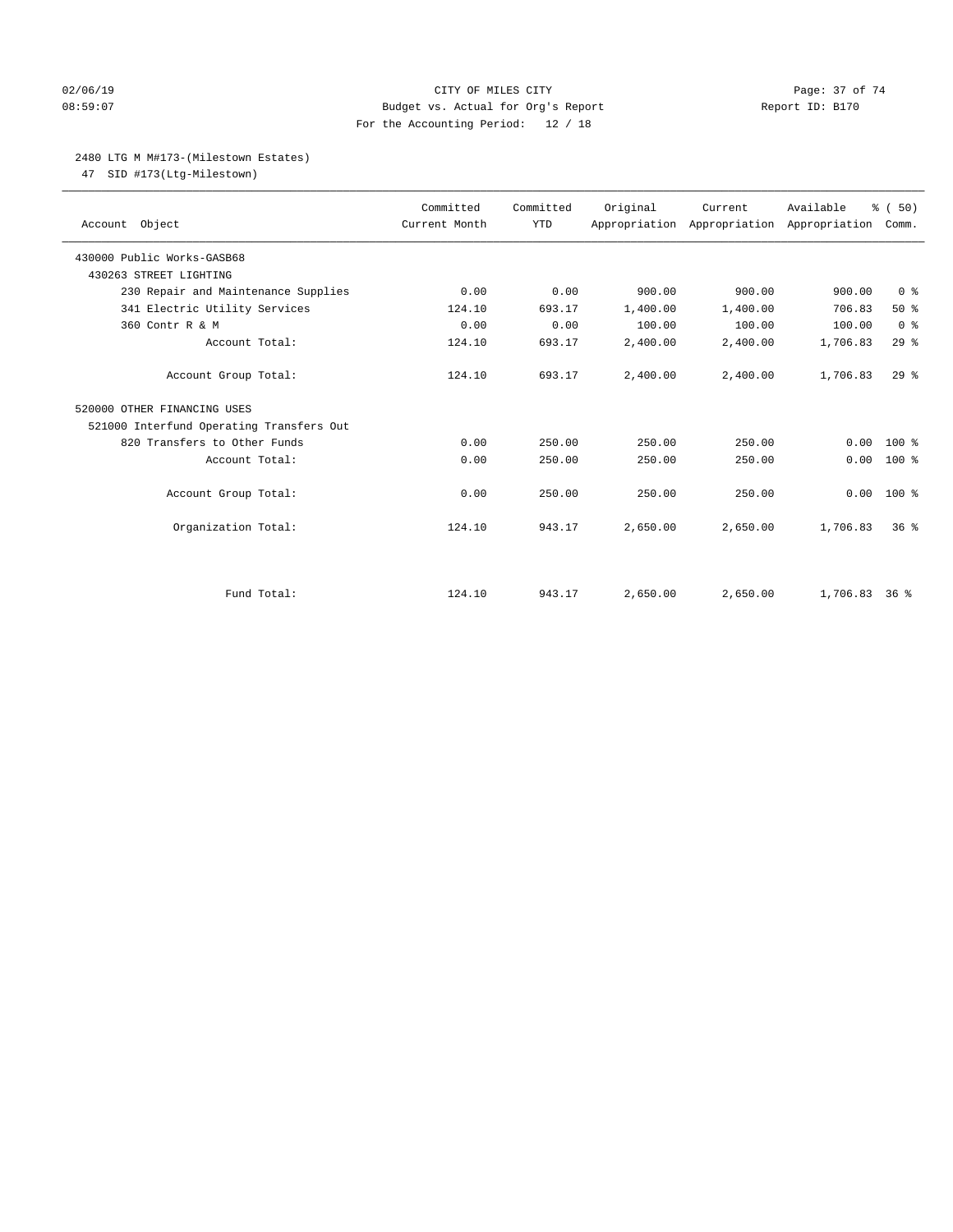02/06/19 CITY OF MILES CITY
08:59:07 Budget vs. Actual for Org's Report Report ID: B170
For the Accounting Period: 12 / 18

## 2480 LTG M M#173-(Milestown Estates)

47 SID #173(Ltg-Milestown)

| Account Object | Committed Current Month | Committed YTD | Original Appropriation | Current Appropriation | Available Appropriation | % ( 50) Comm. |
|---|---|---|---|---|---|---|
| 430000 Public Works-GASB68 | | | | | | |
| 430263 STREET LIGHTING | | | | | | |
| 230 Repair and Maintenance Supplies | 0.00 | 0.00 | 900.00 | 900.00 | 900.00 | 0 % |
| 341 Electric Utility Services | 124.10 | 693.17 | 1,400.00 | 1,400.00 | 706.83 | 50 % |
| 360 Contr R & M | 0.00 | 0.00 | 100.00 | 100.00 | 100.00 | 0 % |
| Account Total: | 124.10 | 693.17 | 2,400.00 | 2,400.00 | 1,706.83 | 29 % |
| Account Group Total: | 124.10 | 693.17 | 2,400.00 | 2,400.00 | 1,706.83 | 29 % |
| 520000 OTHER FINANCING USES | | | | | | |
| 521000 Interfund Operating Transfers Out | | | | | | |
| 820 Transfers to Other Funds | 0.00 | 250.00 | 250.00 | 250.00 | 0.00 | 100 % |
| Account Total: | 0.00 | 250.00 | 250.00 | 250.00 | 0.00 | 100 % |
| Account Group Total: | 0.00 | 250.00 | 250.00 | 250.00 | 0.00 | 100 % |
| Organization Total: | 124.10 | 943.17 | 2,650.00 | 2,650.00 | 1,706.83 | 36 % |
| Fund Total: | 124.10 | 943.17 | 2,650.00 | 2,650.00 | 1,706.83 | 36 % |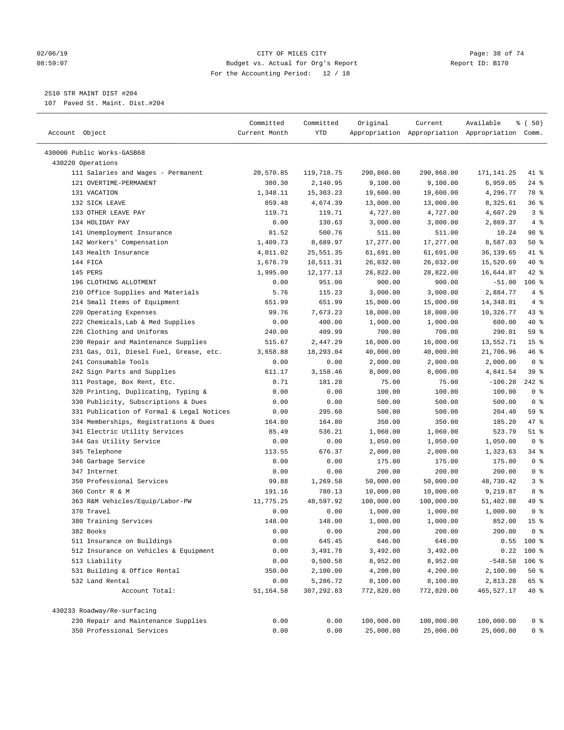02/06/19 CITY OF MILES CITY
08:59:07 Budget vs. Actual for Org's Report Report ID: B170
For the Accounting Period: 12 / 18

2510 STR MAINT DIST #204
107 Paved St. Maint. Dist.#204

| Account Object | Committed Current Month | Committed YTD | Original Appropriation | Current Appropriation | Available Appropriation | % ( 50) Comm. |
|---|---|---|---|---|---|---|
| 430000 Public Works-GASB68 | | | | | | |
| 430220 Operations | | | | | | |
| 111 Salaries and Wages - Permanent | 20,570.85 | 119,718.75 | 290,860.00 | 290,860.00 | 171,141.25 | 41 % |
| 121 OVERTIME-PERMANENT | 380.30 | 2,140.95 | 9,100.00 | 9,100.00 | 6,959.05 | 24 % |
| 131 VACATION | 1,348.11 | 15,303.23 | 19,600.00 | 19,600.00 | 4,296.77 | 78 % |
| 132 SICK LEAVE | 859.48 | 4,674.39 | 13,000.00 | 13,000.00 | 8,325.61 | 36 % |
| 133 OTHER LEAVE PAY | 119.71 | 119.71 | 4,727.00 | 4,727.00 | 4,607.29 | 3 % |
| 134 HOLIDAY PAY | 0.00 | 130.63 | 3,000.00 | 3,000.00 | 2,869.37 | 4 % |
| 141 Unemployment Insurance | 81.52 | 500.76 | 511.00 | 511.00 | 10.24 | 98 % |
| 142 Workers' Compensation | 1,409.73 | 8,689.97 | 17,277.00 | 17,277.00 | 8,587.03 | 50 % |
| 143 Health Insurance | 4,011.02 | 25,551.35 | 61,691.00 | 61,691.00 | 36,139.65 | 41 % |
| 144 FICA | 1,676.79 | 10,511.31 | 26,032.00 | 26,032.00 | 15,520.69 | 40 % |
| 145 PERS | 1,995.00 | 12,177.13 | 28,822.00 | 28,822.00 | 16,644.87 | 42 % |
| 196 CLOTHING ALLOTMENT | 0.00 | 951.00 | 900.00 | 900.00 | -51.00 | 106 % |
| 210 Office Supplies and Materials | 5.76 | 115.23 | 3,000.00 | 3,000.00 | 2,884.77 | 4 % |
| 214 Small Items of Equipment | 651.99 | 651.99 | 15,000.00 | 15,000.00 | 14,348.01 | 4 % |
| 220 Operating Expenses | 99.76 | 7,673.23 | 18,000.00 | 18,000.00 | 10,326.77 | 43 % |
| 222 Chemicals,Lab & Med Supplies | 0.00 | 400.00 | 1,000.00 | 1,000.00 | 600.00 | 40 % |
| 226 Clothing and Uniforms | 240.00 | 409.99 | 700.00 | 700.00 | 290.01 | 59 % |
| 230 Repair and Maintenance Supplies | 515.67 | 2,447.29 | 16,000.00 | 16,000.00 | 13,552.71 | 15 % |
| 231 Gas, Oil, Diesel Fuel, Grease, etc. | 3,658.88 | 18,293.04 | 40,000.00 | 40,000.00 | 21,706.96 | 46 % |
| 241 Consumable Tools | 0.00 | 0.00 | 2,000.00 | 2,000.00 | 2,000.00 | 0 % |
| 242 Sign Parts and Supplies | 611.17 | 3,158.46 | 8,000.00 | 8,000.00 | 4,841.54 | 39 % |
| 311 Postage, Box Rent, Etc. | 0.71 | 181.28 | 75.00 | 75.00 | -106.28 | 242 % |
| 320 Printing, Duplicating, Typing & | 0.00 | 0.00 | 100.00 | 100.00 | 100.00 | 0 % |
| 330 Publicity, Subscriptions & Dues | 0.00 | 0.00 | 500.00 | 500.00 | 500.00 | 0 % |
| 331 Publication of Formal & Legal Notices | 0.00 | 295.60 | 500.00 | 500.00 | 204.40 | 59 % |
| 334 Memberships, Registrations & Dues | 164.80 | 164.80 | 350.00 | 350.00 | 185.20 | 47 % |
| 341 Electric Utility Services | 85.49 | 536.21 | 1,060.00 | 1,060.00 | 523.79 | 51 % |
| 344 Gas Utility Service | 0.00 | 0.00 | 1,050.00 | 1,050.00 | 1,050.00 | 0 % |
| 345 Telephone | 113.55 | 676.37 | 2,000.00 | 2,000.00 | 1,323.63 | 34 % |
| 346 Garbage Service | 0.00 | 0.00 | 175.00 | 175.00 | 175.00 | 0 % |
| 347 Internet | 0.00 | 0.00 | 200.00 | 200.00 | 200.00 | 0 % |
| 350 Professional Services | 99.88 | 1,269.58 | 50,000.00 | 50,000.00 | 48,730.42 | 3 % |
| 360 Contr R & M | 191.16 | 780.13 | 10,000.00 | 10,000.00 | 9,219.87 | 8 % |
| 363 R&M Vehicles/Equip/Labor-PW | 11,775.25 | 48,597.92 | 100,000.00 | 100,000.00 | 51,402.08 | 49 % |
| 370 Travel | 0.00 | 0.00 | 1,000.00 | 1,000.00 | 1,000.00 | 0 % |
| 380 Training Services | 148.00 | 148.00 | 1,000.00 | 1,000.00 | 852.00 | 15 % |
| 382 Books | 0.00 | 0.00 | 200.00 | 200.00 | 200.00 | 0 % |
| 511 Insurance on Buildings | 0.00 | 645.45 | 646.00 | 646.00 | 0.55 | 100 % |
| 512 Insurance on Vehicles & Equipment | 0.00 | 3,491.78 | 3,492.00 | 3,492.00 | 0.22 | 100 % |
| 513 Liability | 0.00 | 9,500.58 | 8,952.00 | 8,952.00 | -548.58 | 106 % |
| 531 Building & Office Rental | 350.00 | 2,100.00 | 4,200.00 | 4,200.00 | 2,100.00 | 50 % |
| 532 Land Rental | 0.00 | 5,286.72 | 8,100.00 | 8,100.00 | 2,813.28 | 65 % |
| Account Total: | 51,164.58 | 307,292.83 | 772,820.00 | 772,820.00 | 465,527.17 | 40 % |
| 430233 Roadway/Re-surfacing | | | | | | |
| 230 Repair and Maintenance Supplies | 0.00 | 0.00 | 100,000.00 | 100,000.00 | 100,000.00 | 0 % |
| 350 Professional Services | 0.00 | 0.00 | 25,000.00 | 25,000.00 | 25,000.00 | 0 % |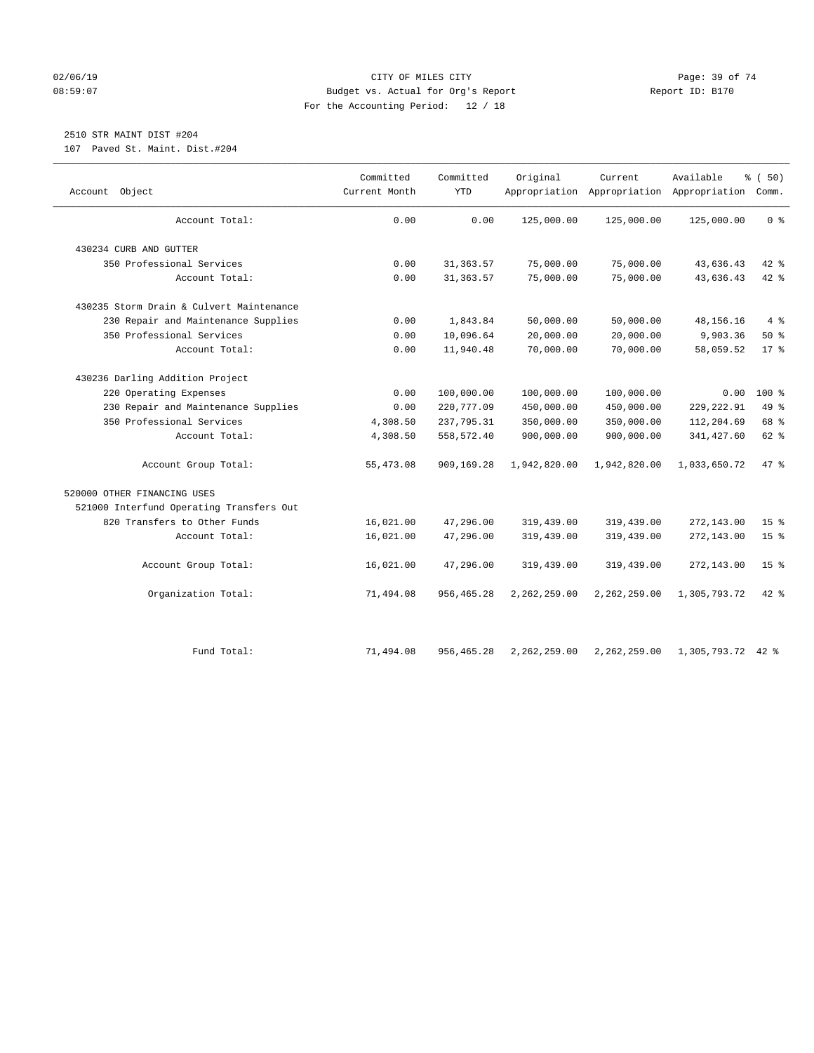CITY OF MILES CITY
Budget vs. Actual for Org's Report
For the Accounting Period: 12 / 18

2510 STR MAINT DIST #204
107 Paved St. Maint. Dist.#204

| Account Object | Committed Current Month | Committed YTD | Original Appropriation | Current Appropriation | Available Appropriation | % ( 50) Comm. |
|---|---|---|---|---|---|---|
| Account Total: | 0.00 | 0.00 | 125,000.00 | 125,000.00 | 125,000.00 | 0 % |
| 430234 CURB AND GUTTER | | | | | | |
| 350 Professional Services | 0.00 | 31,363.57 | 75,000.00 | 75,000.00 | 43,636.43 | 42 % |
| Account Total: | 0.00 | 31,363.57 | 75,000.00 | 75,000.00 | 43,636.43 | 42 % |
| 430235 Storm Drain & Culvert Maintenance | | | | | | |
| 230 Repair and Maintenance Supplies | 0.00 | 1,843.84 | 50,000.00 | 50,000.00 | 48,156.16 | 4 % |
| 350 Professional Services | 0.00 | 10,096.64 | 20,000.00 | 20,000.00 | 9,903.36 | 50 % |
| Account Total: | 0.00 | 11,940.48 | 70,000.00 | 70,000.00 | 58,059.52 | 17 % |
| 430236 Darling Addition Project | | | | | | |
| 220 Operating Expenses | 0.00 | 100,000.00 | 100,000.00 | 100,000.00 | 0.00 | 100 % |
| 230 Repair and Maintenance Supplies | 0.00 | 220,777.09 | 450,000.00 | 450,000.00 | 229,222.91 | 49 % |
| 350 Professional Services | 4,308.50 | 237,795.31 | 350,000.00 | 350,000.00 | 112,204.69 | 68 % |
| Account Total: | 4,308.50 | 558,572.40 | 900,000.00 | 900,000.00 | 341,427.60 | 62 % |
| Account Group Total: | 55,473.08 | 909,169.28 | 1,942,820.00 | 1,942,820.00 | 1,033,650.72 | 47 % |
| 520000 OTHER FINANCING USES | | | | | | |
| 521000 Interfund Operating Transfers Out | | | | | | |
| 820 Transfers to Other Funds | 16,021.00 | 47,296.00 | 319,439.00 | 319,439.00 | 272,143.00 | 15 % |
| Account Total: | 16,021.00 | 47,296.00 | 319,439.00 | 319,439.00 | 272,143.00 | 15 % |
| Account Group Total: | 16,021.00 | 47,296.00 | 319,439.00 | 319,439.00 | 272,143.00 | 15 % |
| Organization Total: | 71,494.08 | 956,465.28 | 2,262,259.00 | 2,262,259.00 | 1,305,793.72 | 42 % |
| Fund Total: | 71,494.08 | 956,465.28 | 2,262,259.00 | 2,262,259.00 | 1,305,793.72 | 42 % |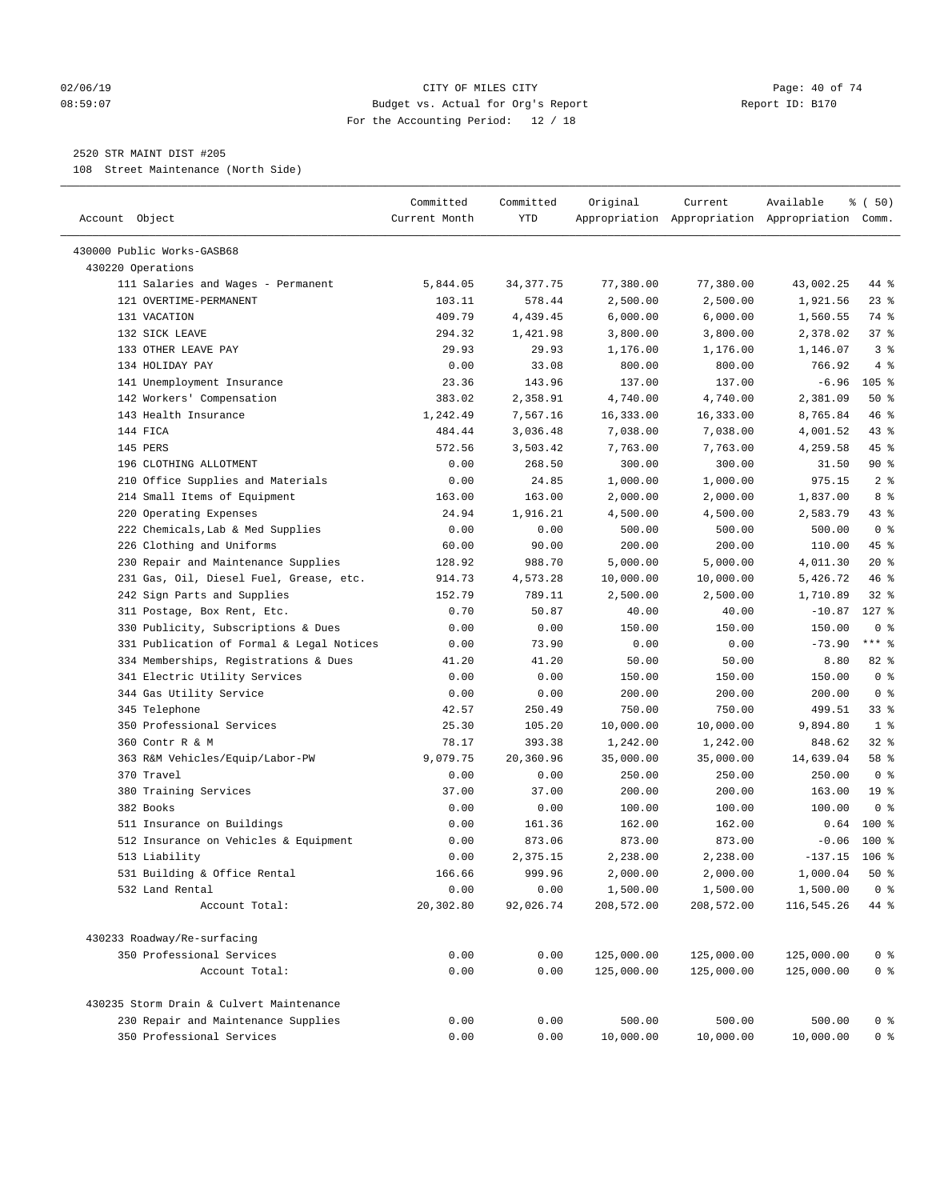CITY OF MILES CITY
Budget vs. Actual for Org's Report
For the Accounting Period: 12 / 18

02/06/19
08:59:07

Report ID: B170

2520 STR MAINT DIST #205
108 Street Maintenance (North Side)

| Account Object | Committed Current Month | Committed YTD | Original Appropriation | Current Appropriation | Available Appropriation | % ( 50) Comm. |
|---|---|---|---|---|---|---|
| 430000 Public Works-GASB68 | | | | | | |
| 430220 Operations | | | | | | |
| 111 Salaries and Wages - Permanent | 5,844.05 | 34,377.75 | 77,380.00 | 77,380.00 | 43,002.25 | 44 % |
| 121 OVERTIME-PERMANENT | 103.11 | 578.44 | 2,500.00 | 2,500.00 | 1,921.56 | 23 % |
| 131 VACATION | 409.79 | 4,439.45 | 6,000.00 | 6,000.00 | 1,560.55 | 74 % |
| 132 SICK LEAVE | 294.32 | 1,421.98 | 3,800.00 | 3,800.00 | 2,378.02 | 37 % |
| 133 OTHER LEAVE PAY | 29.93 | 29.93 | 1,176.00 | 1,176.00 | 1,146.07 | 3 % |
| 134 HOLIDAY PAY | 0.00 | 33.08 | 800.00 | 800.00 | 766.92 | 4 % |
| 141 Unemployment Insurance | 23.36 | 143.96 | 137.00 | 137.00 | -6.96 | 105 % |
| 142 Workers' Compensation | 383.02 | 2,358.91 | 4,740.00 | 4,740.00 | 2,381.09 | 50 % |
| 143 Health Insurance | 1,242.49 | 7,567.16 | 16,333.00 | 16,333.00 | 8,765.84 | 46 % |
| 144 FICA | 484.44 | 3,036.48 | 7,038.00 | 7,038.00 | 4,001.52 | 43 % |
| 145 PERS | 572.56 | 3,503.42 | 7,763.00 | 7,763.00 | 4,259.58 | 45 % |
| 196 CLOTHING ALLOTMENT | 0.00 | 268.50 | 300.00 | 300.00 | 31.50 | 90 % |
| 210 Office Supplies and Materials | 0.00 | 24.85 | 1,000.00 | 1,000.00 | 975.15 | 2 % |
| 214 Small Items of Equipment | 163.00 | 163.00 | 2,000.00 | 2,000.00 | 1,837.00 | 8 % |
| 220 Operating Expenses | 24.94 | 1,916.21 | 4,500.00 | 4,500.00 | 2,583.79 | 43 % |
| 222 Chemicals,Lab & Med Supplies | 0.00 | 0.00 | 500.00 | 500.00 | 500.00 | 0 % |
| 226 Clothing and Uniforms | 60.00 | 90.00 | 200.00 | 200.00 | 110.00 | 45 % |
| 230 Repair and Maintenance Supplies | 128.92 | 988.70 | 5,000.00 | 5,000.00 | 4,011.30 | 20 % |
| 231 Gas, Oil, Diesel Fuel, Grease, etc. | 914.73 | 4,573.28 | 10,000.00 | 10,000.00 | 5,426.72 | 46 % |
| 242 Sign Parts and Supplies | 152.79 | 789.11 | 2,500.00 | 2,500.00 | 1,710.89 | 32 % |
| 311 Postage, Box Rent, Etc. | 0.70 | 50.87 | 40.00 | 40.00 | -10.87 | 127 % |
| 330 Publicity, Subscriptions & Dues | 0.00 | 0.00 | 150.00 | 150.00 | 150.00 | 0 % |
| 331 Publication of Formal & Legal Notices | 0.00 | 73.90 | 0.00 | 0.00 | -73.90 | *** % |
| 334 Memberships, Registrations & Dues | 41.20 | 41.20 | 50.00 | 50.00 | 8.80 | 82 % |
| 341 Electric Utility Services | 0.00 | 0.00 | 150.00 | 150.00 | 150.00 | 0 % |
| 344 Gas Utility Service | 0.00 | 0.00 | 200.00 | 200.00 | 200.00 | 0 % |
| 345 Telephone | 42.57 | 250.49 | 750.00 | 750.00 | 499.51 | 33 % |
| 350 Professional Services | 25.30 | 105.20 | 10,000.00 | 10,000.00 | 9,894.80 | 1 % |
| 360 Contr R & M | 78.17 | 393.38 | 1,242.00 | 1,242.00 | 848.62 | 32 % |
| 363 R&M Vehicles/Equip/Labor-PW | 9,079.75 | 20,360.96 | 35,000.00 | 35,000.00 | 14,639.04 | 58 % |
| 370 Travel | 0.00 | 0.00 | 250.00 | 250.00 | 250.00 | 0 % |
| 380 Training Services | 37.00 | 37.00 | 200.00 | 200.00 | 163.00 | 19 % |
| 382 Books | 0.00 | 0.00 | 100.00 | 100.00 | 100.00 | 0 % |
| 511 Insurance on Buildings | 0.00 | 161.36 | 162.00 | 162.00 | 0.64 | 100 % |
| 512 Insurance on Vehicles & Equipment | 0.00 | 873.06 | 873.00 | 873.00 | -0.06 | 100 % |
| 513 Liability | 0.00 | 2,375.15 | 2,238.00 | 2,238.00 | -137.15 | 106 % |
| 531 Building & Office Rental | 166.66 | 999.96 | 2,000.00 | 2,000.00 | 1,000.04 | 50 % |
| 532 Land Rental | 0.00 | 0.00 | 1,500.00 | 1,500.00 | 1,500.00 | 0 % |
| Account Total: | 20,302.80 | 92,026.74 | 208,572.00 | 208,572.00 | 116,545.26 | 44 % |
| 430233 Roadway/Re-surfacing | | | | | | |
| 350 Professional Services | 0.00 | 0.00 | 125,000.00 | 125,000.00 | 125,000.00 | 0 % |
| Account Total: | 0.00 | 0.00 | 125,000.00 | 125,000.00 | 125,000.00 | 0 % |
| 430235 Storm Drain & Culvert Maintenance | | | | | | |
| 230 Repair and Maintenance Supplies | 0.00 | 0.00 | 500.00 | 500.00 | 500.00 | 0 % |
| 350 Professional Services | 0.00 | 0.00 | 10,000.00 | 10,000.00 | 10,000.00 | 0 % |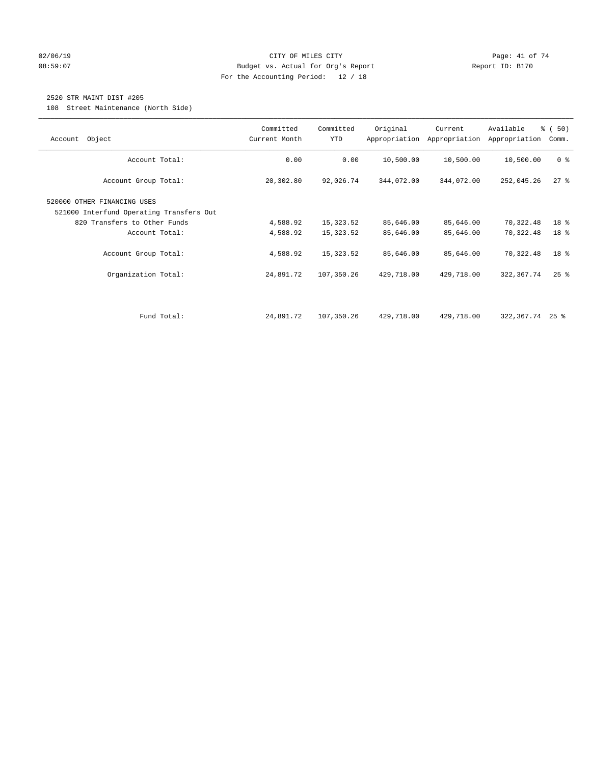CITY OF MILES CITY
Budget vs. Actual for Org's Report
For the Accounting Period: 12 / 18

02/06/19
08:59:07

Report ID: B170

## 2520 STR MAINT DIST #205

108 Street Maintenance (North Side)

| Account Object | Committed Current Month | Committed YTD | Original Appropriation | Current Appropriation | Available Appropriation | % ( 50) Comm. |
|---|---|---|---|---|---|---|
| Account Total: | 0.00 | 0.00 | 10,500.00 | 10,500.00 | 10,500.00 | 0 % |
| Account Group Total: | 20,302.80 | 92,026.74 | 344,072.00 | 344,072.00 | 252,045.26 | 27 % |
| 520000 OTHER FINANCING USES | | | | | | |
| 521000 Interfund Operating Transfers Out | | | | | | |
| 820 Transfers to Other Funds | 4,588.92 | 15,323.52 | 85,646.00 | 85,646.00 | 70,322.48 | 18 % |
| Account Total: | 4,588.92 | 15,323.52 | 85,646.00 | 85,646.00 | 70,322.48 | 18 % |
| Account Group Total: | 4,588.92 | 15,323.52 | 85,646.00 | 85,646.00 | 70,322.48 | 18 % |
| Organization Total: | 24,891.72 | 107,350.26 | 429,718.00 | 429,718.00 | 322,367.74 | 25 % |
| Fund Total: | 24,891.72 | 107,350.26 | 429,718.00 | 429,718.00 | 322,367.74 | 25 % |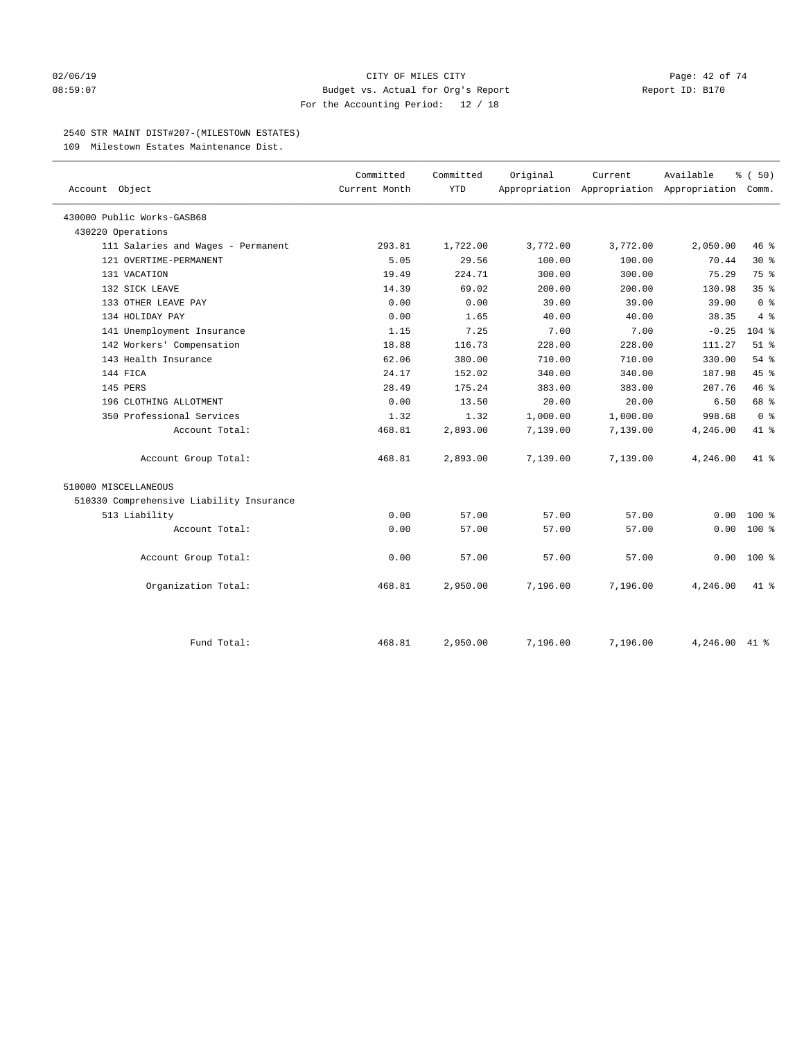CITY OF MILES CITY
Budget vs. Actual for Org's Report
For the Accounting Period: 12 / 18

02/06/19
08:59:07

Report ID: B170

2540 STR MAINT DIST#207-(MILESTOWN ESTATES)
109 Milestown Estates Maintenance Dist.

| Account Object | Committed Current Month | Committed YTD | Original Appropriation | Current Appropriation | Available Appropriation | % ( 50) Comm. |
|---|---|---|---|---|---|---|
| 430000 Public Works-GASB68 | | | | | | |
| 430220 Operations | | | | | | |
| 111 Salaries and Wages - Permanent | 293.81 | 1,722.00 | 3,772.00 | 3,772.00 | 2,050.00 | 46 % |
| 121 OVERTIME-PERMANENT | 5.05 | 29.56 | 100.00 | 100.00 | 70.44 | 30 % |
| 131 VACATION | 19.49 | 224.71 | 300.00 | 300.00 | 75.29 | 75 % |
| 132 SICK LEAVE | 14.39 | 69.02 | 200.00 | 200.00 | 130.98 | 35 % |
| 133 OTHER LEAVE PAY | 0.00 | 0.00 | 39.00 | 39.00 | 39.00 | 0 % |
| 134 HOLIDAY PAY | 0.00 | 1.65 | 40.00 | 40.00 | 38.35 | 4 % |
| 141 Unemployment Insurance | 1.15 | 7.25 | 7.00 | 7.00 | -0.25 | 104 % |
| 142 Workers' Compensation | 18.88 | 116.73 | 228.00 | 228.00 | 111.27 | 51 % |
| 143 Health Insurance | 62.06 | 380.00 | 710.00 | 710.00 | 330.00 | 54 % |
| 144 FICA | 24.17 | 152.02 | 340.00 | 340.00 | 187.98 | 45 % |
| 145 PERS | 28.49 | 175.24 | 383.00 | 383.00 | 207.76 | 46 % |
| 196 CLOTHING ALLOTMENT | 0.00 | 13.50 | 20.00 | 20.00 | 6.50 | 68 % |
| 350 Professional Services | 1.32 | 1.32 | 1,000.00 | 1,000.00 | 998.68 | 0 % |
| Account Total: | 468.81 | 2,893.00 | 7,139.00 | 7,139.00 | 4,246.00 | 41 % |
| Account Group Total: | 468.81 | 2,893.00 | 7,139.00 | 7,139.00 | 4,246.00 | 41 % |
| 510000 MISCELLANEOUS | | | | | | |
| 510330 Comprehensive Liability Insurance | | | | | | |
| 513 Liability | 0.00 | 57.00 | 57.00 | 57.00 | 0.00 | 100 % |
| Account Total: | 0.00 | 57.00 | 57.00 | 57.00 | 0.00 | 100 % |
| Account Group Total: | 0.00 | 57.00 | 57.00 | 57.00 | 0.00 | 100 % |
| Organization Total: | 468.81 | 2,950.00 | 7,196.00 | 7,196.00 | 4,246.00 | 41 % |
| Fund Total: | 468.81 | 2,950.00 | 7,196.00 | 7,196.00 | 4,246.00 | 41 % |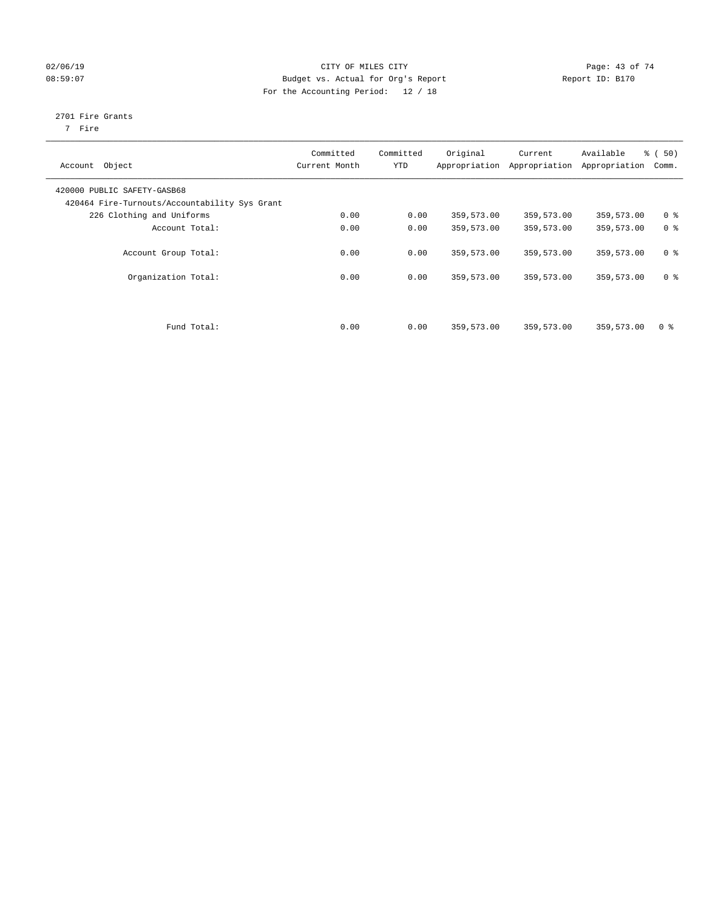CITY OF MILES CITY
Budget vs. Actual for Org's Report
For the Accounting Period: 12 / 18

02/06/19
08:59:07

Report ID: B170

2701 Fire Grants
7 Fire

| Account Object | Committed Current Month | Committed YTD | Original Appropriation | Current Appropriation | Available Appropriation | % ( 50) Comm. |
|---|---|---|---|---|---|---|
| 420000 PUBLIC SAFETY-GASB68 | | | | | | |
| 420464 Fire-Turnouts/Accountability Sys Grant | | | | | | |
| 226 Clothing and Uniforms | 0.00 | 0.00 | 359,573.00 | 359,573.00 | 359,573.00 | 0 % |
| Account Total: | 0.00 | 0.00 | 359,573.00 | 359,573.00 | 359,573.00 | 0 % |
| Account Group Total: | 0.00 | 0.00 | 359,573.00 | 359,573.00 | 359,573.00 | 0 % |
| Organization Total: | 0.00 | 0.00 | 359,573.00 | 359,573.00 | 359,573.00 | 0 % |
| Fund Total: | 0.00 | 0.00 | 359,573.00 | 359,573.00 | 359,573.00 | 0 % |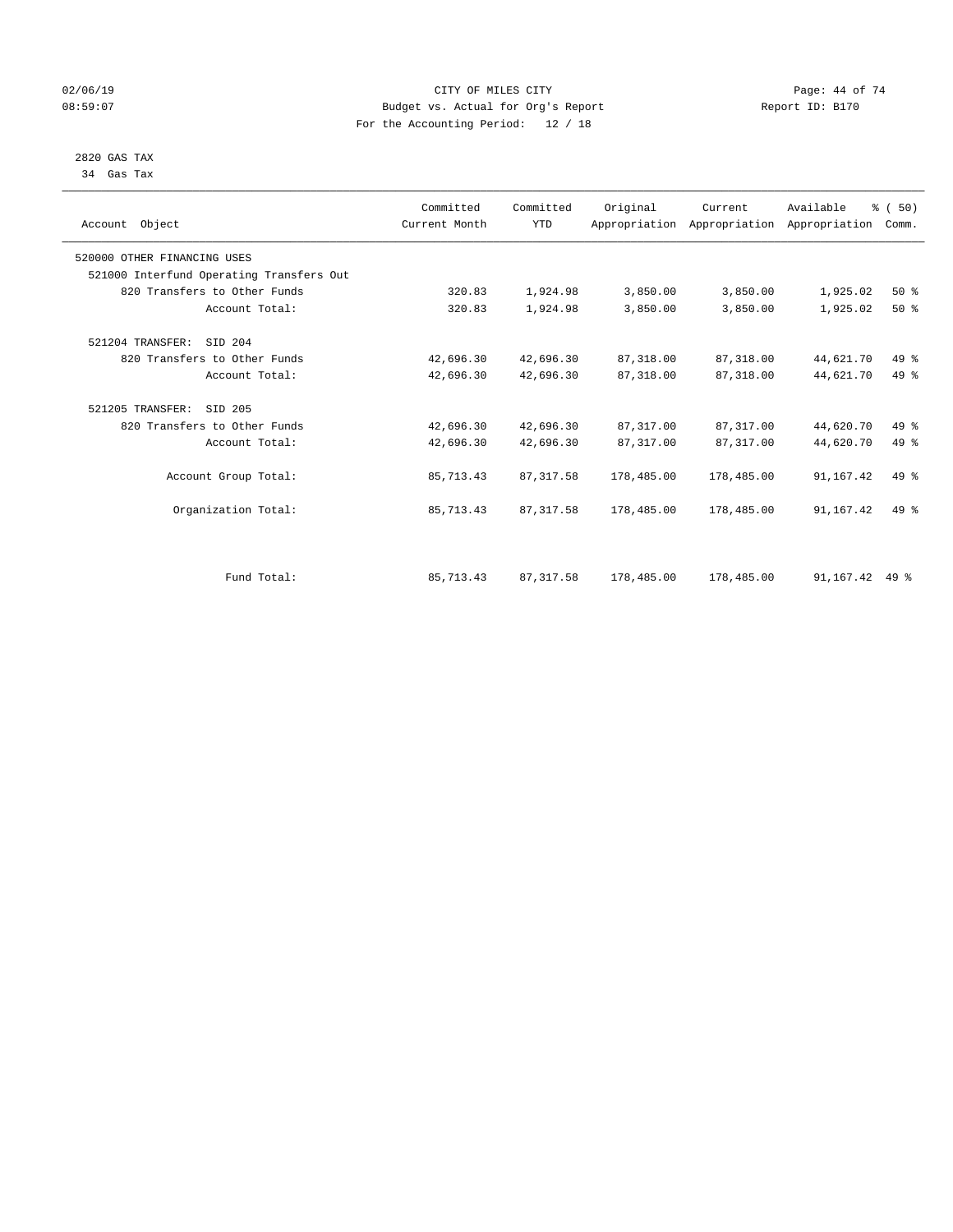CITY OF MILES CITY
Budget vs. Actual for Org's Report
For the Accounting Period: 12 / 18

02/06/19
08:59:07

Report ID: B170

2820 GAS TAX
34 Gas Tax

| Account Object | Committed Current Month | Committed YTD | Original Appropriation | Current Appropriation | Available Appropriation | % ( 50) Comm. |
|---|---|---|---|---|---|---|
| 520000 OTHER FINANCING USES | | | | | | |
| 521000 Interfund Operating Transfers Out | | | | | | |
| 820 Transfers to Other Funds | 320.83 | 1,924.98 | 3,850.00 | 3,850.00 | 1,925.02 | 50 % |
| Account Total: | 320.83 | 1,924.98 | 3,850.00 | 3,850.00 | 1,925.02 | 50 % |
| 521204 TRANSFER: SID 204 | | | | | | |
| 820 Transfers to Other Funds | 42,696.30 | 42,696.30 | 87,318.00 | 87,318.00 | 44,621.70 | 49 % |
| Account Total: | 42,696.30 | 42,696.30 | 87,318.00 | 87,318.00 | 44,621.70 | 49 % |
| 521205 TRANSFER: SID 205 | | | | | | |
| 820 Transfers to Other Funds | 42,696.30 | 42,696.30 | 87,317.00 | 87,317.00 | 44,620.70 | 49 % |
| Account Total: | 42,696.30 | 42,696.30 | 87,317.00 | 87,317.00 | 44,620.70 | 49 % |
| Account Group Total: | 85,713.43 | 87,317.58 | 178,485.00 | 178,485.00 | 91,167.42 | 49 % |
| Organization Total: | 85,713.43 | 87,317.58 | 178,485.00 | 178,485.00 | 91,167.42 | 49 % |
| Fund Total: | 85,713.43 | 87,317.58 | 178,485.00 | 178,485.00 | 91,167.42 | 49 % |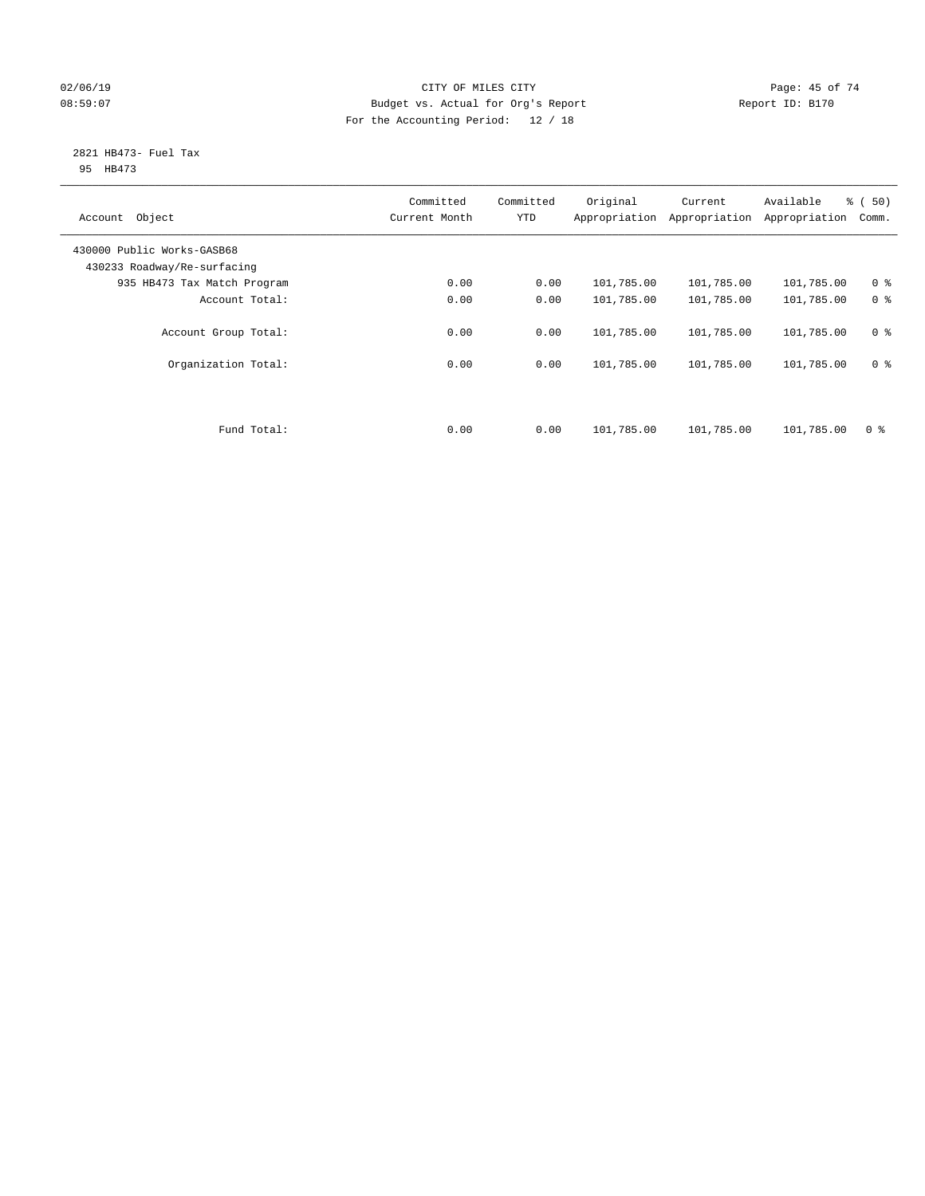CITY OF MILES CITY
Budget vs. Actual for Org's Report
For the Accounting Period: 12 / 18

02/06/19
08:59:07

Report ID: B170

2821 HB473- Fuel Tax
95 HB473

| Account Object | Committed Current Month | Committed YTD | Original Appropriation | Current Appropriation | Available Appropriation | % ( 50) Comm. |
|---|---|---|---|---|---|---|
| 430000 Public Works-GASB68 | | | | | | |
| 430233 Roadway/Re-surfacing | | | | | | |
| 935 HB473 Tax Match Program | 0.00 | 0.00 | 101,785.00 | 101,785.00 | 101,785.00 | 0 % |
| Account Total: | 0.00 | 0.00 | 101,785.00 | 101,785.00 | 101,785.00 | 0 % |
| Account Group Total: | 0.00 | 0.00 | 101,785.00 | 101,785.00 | 101,785.00 | 0 % |
| Organization Total: | 0.00 | 0.00 | 101,785.00 | 101,785.00 | 101,785.00 | 0 % |
| Fund Total: | 0.00 | 0.00 | 101,785.00 | 101,785.00 | 101,785.00 | 0 % |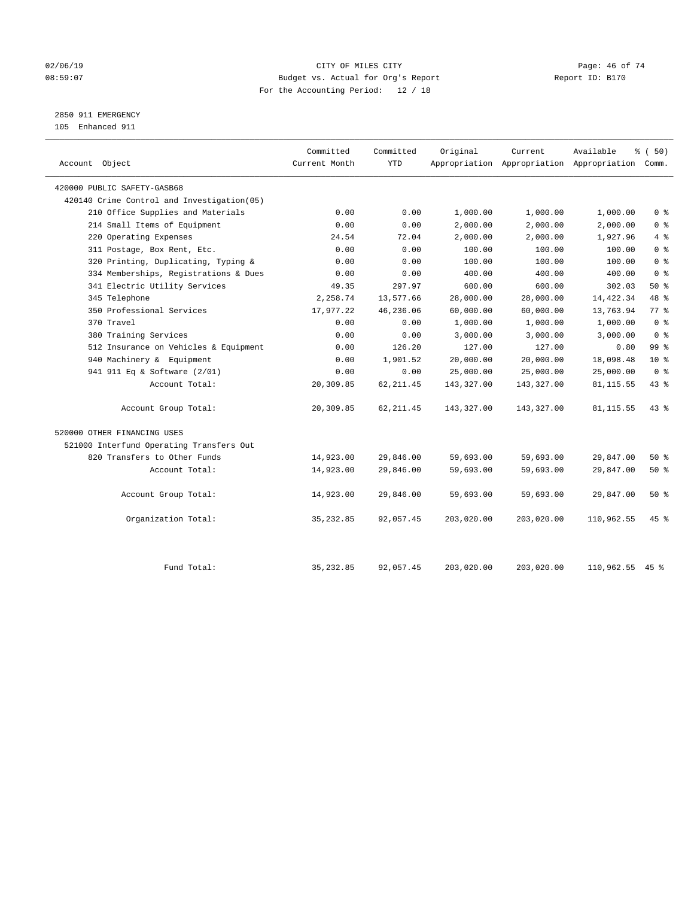02/06/19 CITY OF MILES CITY
08:59:07 Budget vs. Actual for Org's Report Report ID: B170
For the Accounting Period: 12 / 18

2850 911 EMERGENCY
105 Enhanced 911

| Account Object | Committed Current Month | Committed YTD | Original Appropriation | Current Appropriation | Available Appropriation | % ( 50) Comm. |
|---|---|---|---|---|---|---|
| 420000 PUBLIC SAFETY-GASB68 | | | | | | |
| 420140 Crime Control and Investigation(05) | | | | | | |
| 210 Office Supplies and Materials | 0.00 | 0.00 | 1,000.00 | 1,000.00 | 1,000.00 | 0 % |
| 214 Small Items of Equipment | 0.00 | 0.00 | 2,000.00 | 2,000.00 | 2,000.00 | 0 % |
| 220 Operating Expenses | 24.54 | 72.04 | 2,000.00 | 2,000.00 | 1,927.96 | 4 % |
| 311 Postage, Box Rent, Etc. | 0.00 | 0.00 | 100.00 | 100.00 | 100.00 | 0 % |
| 320 Printing, Duplicating, Typing & | 0.00 | 0.00 | 100.00 | 100.00 | 100.00 | 0 % |
| 334 Memberships, Registrations & Dues | 0.00 | 0.00 | 400.00 | 400.00 | 400.00 | 0 % |
| 341 Electric Utility Services | 49.35 | 297.97 | 600.00 | 600.00 | 302.03 | 50 % |
| 345 Telephone | 2,258.74 | 13,577.66 | 28,000.00 | 28,000.00 | 14,422.34 | 48 % |
| 350 Professional Services | 17,977.22 | 46,236.06 | 60,000.00 | 60,000.00 | 13,763.94 | 77 % |
| 370 Travel | 0.00 | 0.00 | 1,000.00 | 1,000.00 | 1,000.00 | 0 % |
| 380 Training Services | 0.00 | 0.00 | 3,000.00 | 3,000.00 | 3,000.00 | 0 % |
| 512 Insurance on Vehicles & Equipment | 0.00 | 126.20 | 127.00 | 127.00 | 0.80 | 99 % |
| 940 Machinery & Equipment | 0.00 | 1,901.52 | 20,000.00 | 20,000.00 | 18,098.48 | 10 % |
| 941 911 Eq & Software (2/01) | 0.00 | 0.00 | 25,000.00 | 25,000.00 | 25,000.00 | 0 % |
| Account Total: | 20,309.85 | 62,211.45 | 143,327.00 | 143,327.00 | 81,115.55 | 43 % |
| Account Group Total: | 20,309.85 | 62,211.45 | 143,327.00 | 143,327.00 | 81,115.55 | 43 % |
| 520000 OTHER FINANCING USES | | | | | | |
| 521000 Interfund Operating Transfers Out | | | | | | |
| 820 Transfers to Other Funds | 14,923.00 | 29,846.00 | 59,693.00 | 59,693.00 | 29,847.00 | 50 % |
| Account Total: | 14,923.00 | 29,846.00 | 59,693.00 | 59,693.00 | 29,847.00 | 50 % |
| Account Group Total: | 14,923.00 | 29,846.00 | 59,693.00 | 59,693.00 | 29,847.00 | 50 % |
| Organization Total: | 35,232.85 | 92,057.45 | 203,020.00 | 203,020.00 | 110,962.55 | 45 % |
| Fund Total: | 35,232.85 | 92,057.45 | 203,020.00 | 203,020.00 | 110,962.55 | 45 % |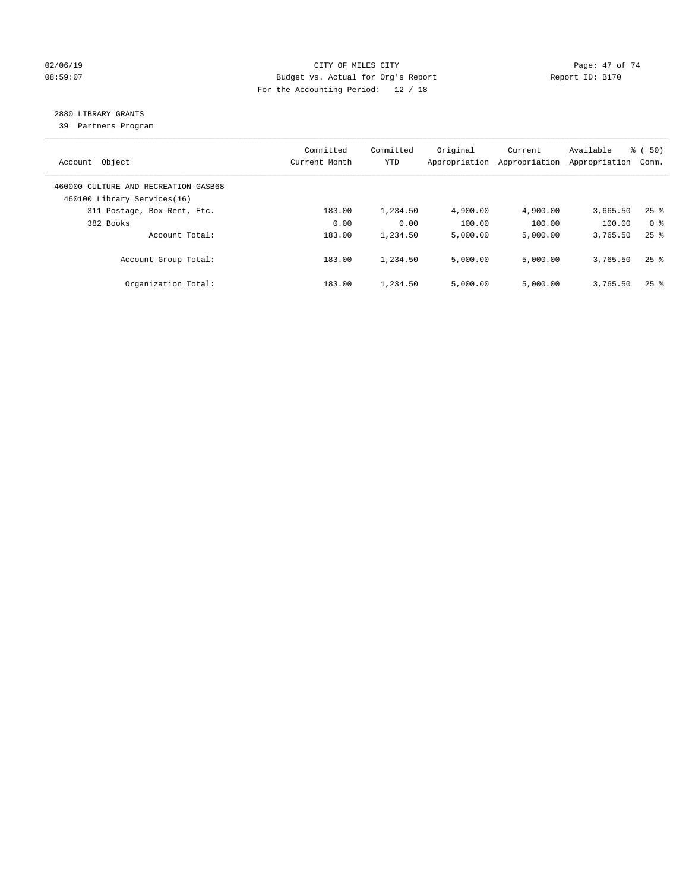CITY OF MILES CITY
Budget vs. Actual for Org's Report
For the Accounting Period: 12 / 18

02/06/19
08:59:07

Report ID: B170

## 2880 LIBRARY GRANTS

39 Partners Program

| Account Object | Committed Current Month | Committed YTD | Original Appropriation | Current Appropriation | Available Appropriation | % ( 50) Comm. |
|---|---|---|---|---|---|---|
| 460000 CULTURE AND RECREATION-GASB68 | | | | | | |
| 460100 Library Services(16) | | | | | | |
| 311 Postage, Box Rent, Etc. | 183.00 | 1,234.50 | 4,900.00 | 4,900.00 | 3,665.50 | 25 % |
| 382 Books | 0.00 | 0.00 | 100.00 | 100.00 | 100.00 | 0 % |
| Account Total: | 183.00 | 1,234.50 | 5,000.00 | 5,000.00 | 3,765.50 | 25 % |
| Account Group Total: | 183.00 | 1,234.50 | 5,000.00 | 5,000.00 | 3,765.50 | 25 % |
| Organization Total: | 183.00 | 1,234.50 | 5,000.00 | 5,000.00 | 3,765.50 | 25 % |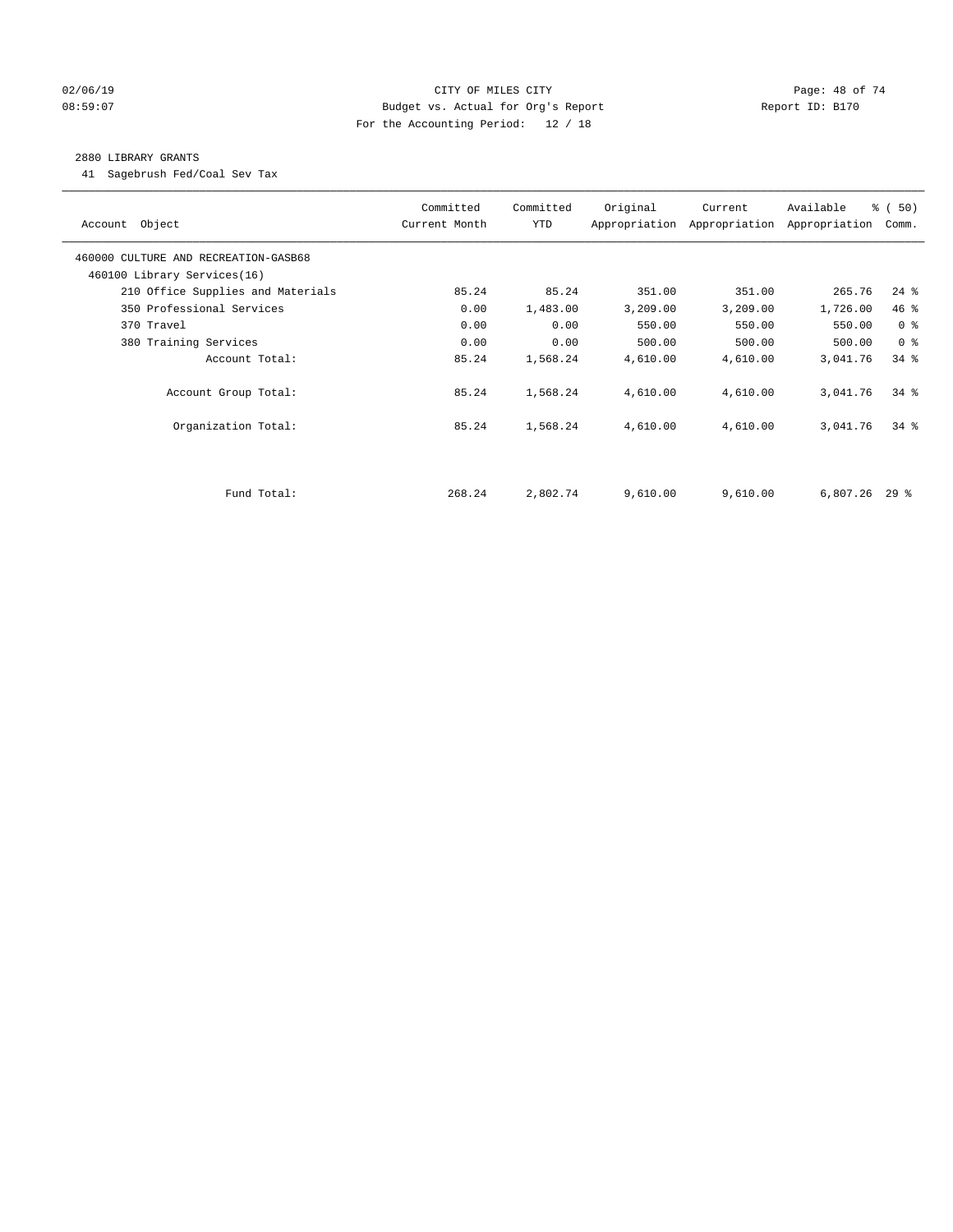CITY OF MILES CITY
Budget vs. Actual for Org's Report
For the Accounting Period: 12 / 18

02/06/19
08:59:07

Report ID: B170

2880 LIBRARY GRANTS
41 Sagebrush Fed/Coal Sev Tax

| Account Object | Committed Current Month | Committed YTD | Original Appropriation | Current Appropriation | Available Appropriation | % ( 50) Comm. |
|---|---|---|---|---|---|---|
| 460000 CULTURE AND RECREATION-GASB68 | | | | | | |
| 460100 Library Services(16) | | | | | | |
| 210 Office Supplies and Materials | 85.24 | 85.24 | 351.00 | 351.00 | 265.76 | 24 % |
| 350 Professional Services | 0.00 | 1,483.00 | 3,209.00 | 3,209.00 | 1,726.00 | 46 % |
| 370 Travel | 0.00 | 0.00 | 550.00 | 550.00 | 550.00 | 0 % |
| 380 Training Services | 0.00 | 0.00 | 500.00 | 500.00 | 500.00 | 0 % |
| Account Total: | 85.24 | 1,568.24 | 4,610.00 | 4,610.00 | 3,041.76 | 34 % |
| Account Group Total: | 85.24 | 1,568.24 | 4,610.00 | 4,610.00 | 3,041.76 | 34 % |
| Organization Total: | 85.24 | 1,568.24 | 4,610.00 | 4,610.00 | 3,041.76 | 34 % |
| Fund Total: | 268.24 | 2,802.74 | 9,610.00 | 9,610.00 | 6,807.26 | 29 % |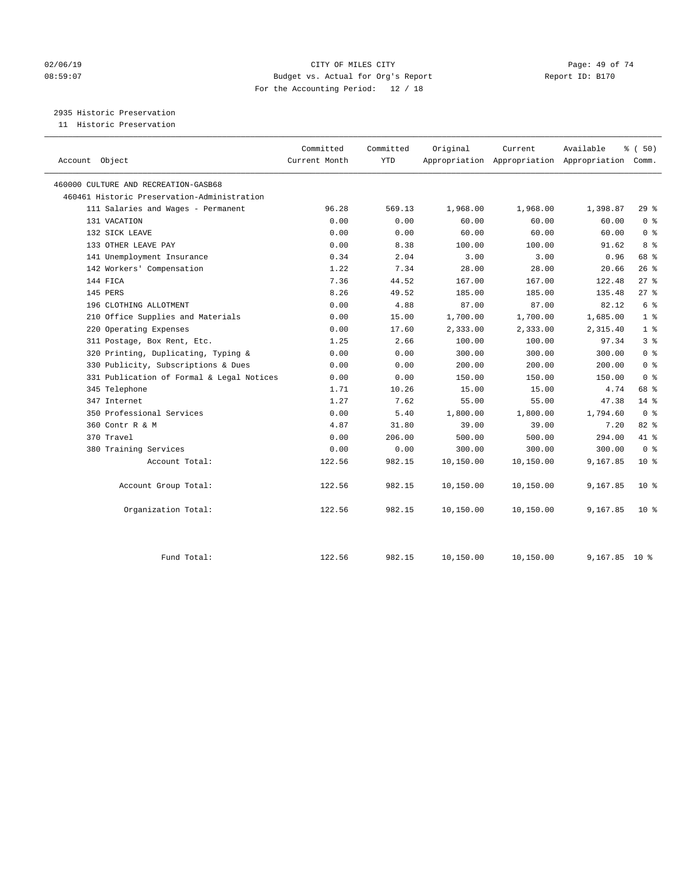CITY OF MILES CITY
Budget vs. Actual for Org's Report
For the Accounting Period: 12 / 18

02/06/19
08:59:07

Report ID: B170

2935 Historic Preservation
11 Historic Preservation

| Account Object | Committed Current Month | Committed YTD | Original Appropriation | Current Appropriation | Available Appropriation | % ( 50) Comm. |
|---|---|---|---|---|---|---|
| 460000 CULTURE AND RECREATION-GASB68 | | | | | | |
| 460461 Historic Preservation-Administration | | | | | | |
| 111 Salaries and Wages - Permanent | 96.28 | 569.13 | 1,968.00 | 1,968.00 | 1,398.87 | 29 % |
| 131 VACATION | 0.00 | 0.00 | 60.00 | 60.00 | 60.00 | 0 % |
| 132 SICK LEAVE | 0.00 | 0.00 | 60.00 | 60.00 | 60.00 | 0 % |
| 133 OTHER LEAVE PAY | 0.00 | 8.38 | 100.00 | 100.00 | 91.62 | 8 % |
| 141 Unemployment Insurance | 0.34 | 2.04 | 3.00 | 3.00 | 0.96 | 68 % |
| 142 Workers' Compensation | 1.22 | 7.34 | 28.00 | 28.00 | 20.66 | 26 % |
| 144 FICA | 7.36 | 44.52 | 167.00 | 167.00 | 122.48 | 27 % |
| 145 PERS | 8.26 | 49.52 | 185.00 | 185.00 | 135.48 | 27 % |
| 196 CLOTHING ALLOTMENT | 0.00 | 4.88 | 87.00 | 87.00 | 82.12 | 6 % |
| 210 Office Supplies and Materials | 0.00 | 15.00 | 1,700.00 | 1,700.00 | 1,685.00 | 1 % |
| 220 Operating Expenses | 0.00 | 17.60 | 2,333.00 | 2,333.00 | 2,315.40 | 1 % |
| 311 Postage, Box Rent, Etc. | 1.25 | 2.66 | 100.00 | 100.00 | 97.34 | 3 % |
| 320 Printing, Duplicating, Typing & | 0.00 | 0.00 | 300.00 | 300.00 | 300.00 | 0 % |
| 330 Publicity, Subscriptions & Dues | 0.00 | 0.00 | 200.00 | 200.00 | 200.00 | 0 % |
| 331 Publication of Formal & Legal Notices | 0.00 | 0.00 | 150.00 | 150.00 | 150.00 | 0 % |
| 345 Telephone | 1.71 | 10.26 | 15.00 | 15.00 | 4.74 | 68 % |
| 347 Internet | 1.27 | 7.62 | 55.00 | 55.00 | 47.38 | 14 % |
| 350 Professional Services | 0.00 | 5.40 | 1,800.00 | 1,800.00 | 1,794.60 | 0 % |
| 360 Contr R & M | 4.87 | 31.80 | 39.00 | 39.00 | 7.20 | 82 % |
| 370 Travel | 0.00 | 206.00 | 500.00 | 500.00 | 294.00 | 41 % |
| 380 Training Services | 0.00 | 0.00 | 300.00 | 300.00 | 300.00 | 0 % |
| Account Total: | 122.56 | 982.15 | 10,150.00 | 10,150.00 | 9,167.85 | 10 % |
| Account Group Total: | 122.56 | 982.15 | 10,150.00 | 10,150.00 | 9,167.85 | 10 % |
| Organization Total: | 122.56 | 982.15 | 10,150.00 | 10,150.00 | 9,167.85 | 10 % |
| Fund Total: | 122.56 | 982.15 | 10,150.00 | 10,150.00 | 9,167.85 | 10 % |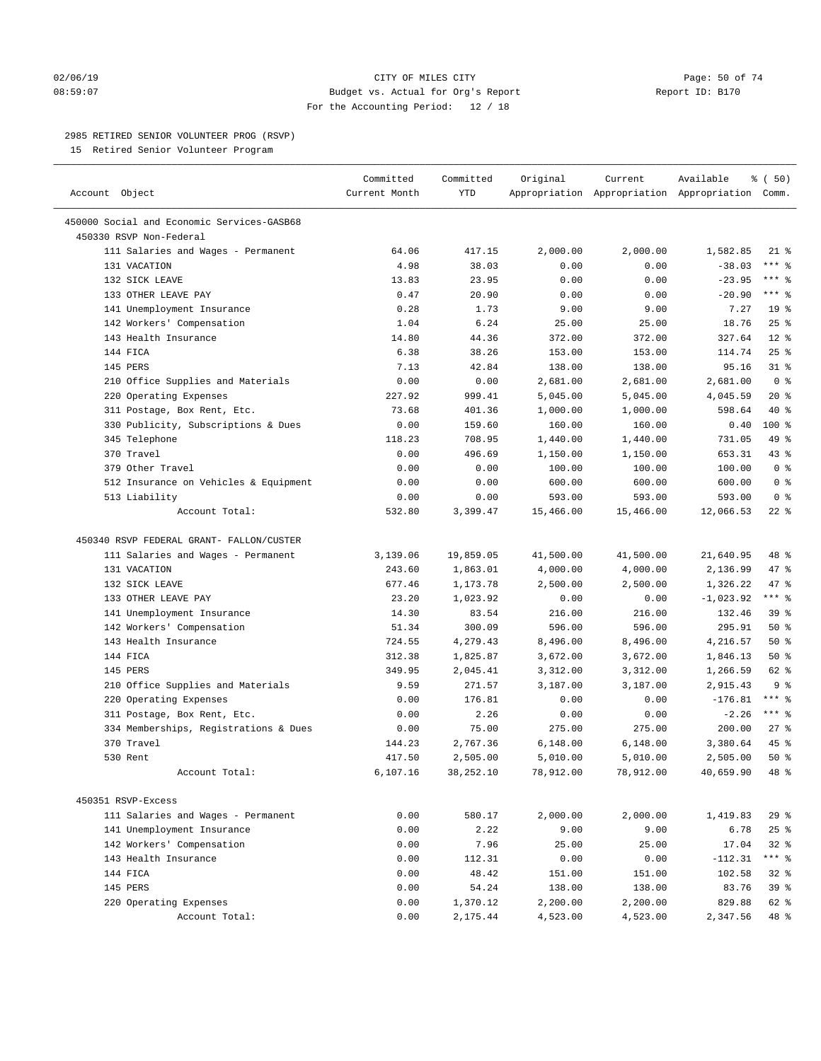CITY OF MILES CITY
Budget vs. Actual for Org's Report
For the Accounting Period: 12 / 18

Report ID: B170

## 2985 RETIRED SENIOR VOLUNTEER PROG (RSVP)

15 Retired Senior Volunteer Program

| Account Object | Committed Current Month | Committed YTD | Original Appropriation | Current Appropriation | Available Appropriation | % ( 50) Comm. |
|---|---|---|---|---|---|---|
| 450000 Social and Economic Services-GASB68 | | | | | | |
| 450330 RSVP Non-Federal | | | | | | |
| 111 Salaries and Wages - Permanent | 64.06 | 417.15 | 2,000.00 | 2,000.00 | 1,582.85 | 21 % |
| 131 VACATION | 4.98 | 38.03 | 0.00 | 0.00 | -38.03 | *** % |
| 132 SICK LEAVE | 13.83 | 23.95 | 0.00 | 0.00 | -23.95 | *** % |
| 133 OTHER LEAVE PAY | 0.47 | 20.90 | 0.00 | 0.00 | -20.90 | *** % |
| 141 Unemployment Insurance | 0.28 | 1.73 | 9.00 | 9.00 | 7.27 | 19 % |
| 142 Workers' Compensation | 1.04 | 6.24 | 25.00 | 25.00 | 18.76 | 25 % |
| 143 Health Insurance | 14.80 | 44.36 | 372.00 | 372.00 | 327.64 | 12 % |
| 144 FICA | 6.38 | 38.26 | 153.00 | 153.00 | 114.74 | 25 % |
| 145 PERS | 7.13 | 42.84 | 138.00 | 138.00 | 95.16 | 31 % |
| 210 Office Supplies and Materials | 0.00 | 0.00 | 2,681.00 | 2,681.00 | 2,681.00 | 0 % |
| 220 Operating Expenses | 227.92 | 999.41 | 5,045.00 | 5,045.00 | 4,045.59 | 20 % |
| 311 Postage, Box Rent, Etc. | 73.68 | 401.36 | 1,000.00 | 1,000.00 | 598.64 | 40 % |
| 330 Publicity, Subscriptions & Dues | 0.00 | 159.60 | 160.00 | 160.00 | 0.40 | 100 % |
| 345 Telephone | 118.23 | 708.95 | 1,440.00 | 1,440.00 | 731.05 | 49 % |
| 370 Travel | 0.00 | 496.69 | 1,150.00 | 1,150.00 | 653.31 | 43 % |
| 379 Other Travel | 0.00 | 0.00 | 100.00 | 100.00 | 100.00 | 0 % |
| 512 Insurance on Vehicles & Equipment | 0.00 | 0.00 | 600.00 | 600.00 | 600.00 | 0 % |
| 513 Liability | 0.00 | 0.00 | 593.00 | 593.00 | 593.00 | 0 % |
| Account Total: | 532.80 | 3,399.47 | 15,466.00 | 15,466.00 | 12,066.53 | 22 % |
| 450340 RSVP FEDERAL GRANT- FALLON/CUSTER | | | | | | |
| 111 Salaries and Wages - Permanent | 3,139.06 | 19,859.05 | 41,500.00 | 41,500.00 | 21,640.95 | 48 % |
| 131 VACATION | 243.60 | 1,863.01 | 4,000.00 | 4,000.00 | 2,136.99 | 47 % |
| 132 SICK LEAVE | 677.46 | 1,173.78 | 2,500.00 | 2,500.00 | 1,326.22 | 47 % |
| 133 OTHER LEAVE PAY | 23.20 | 1,023.92 | 0.00 | 0.00 | -1,023.92 | *** % |
| 141 Unemployment Insurance | 14.30 | 83.54 | 216.00 | 216.00 | 132.46 | 39 % |
| 142 Workers' Compensation | 51.34 | 300.09 | 596.00 | 596.00 | 295.91 | 50 % |
| 143 Health Insurance | 724.55 | 4,279.43 | 8,496.00 | 8,496.00 | 4,216.57 | 50 % |
| 144 FICA | 312.38 | 1,825.87 | 3,672.00 | 3,672.00 | 1,846.13 | 50 % |
| 145 PERS | 349.95 | 2,045.41 | 3,312.00 | 3,312.00 | 1,266.59 | 62 % |
| 210 Office Supplies and Materials | 9.59 | 271.57 | 3,187.00 | 3,187.00 | 2,915.43 | 9 % |
| 220 Operating Expenses | 0.00 | 176.81 | 0.00 | 0.00 | -176.81 | *** % |
| 311 Postage, Box Rent, Etc. | 0.00 | 2.26 | 0.00 | 0.00 | -2.26 | *** % |
| 334 Memberships, Registrations & Dues | 0.00 | 75.00 | 275.00 | 275.00 | 200.00 | 27 % |
| 370 Travel | 144.23 | 2,767.36 | 6,148.00 | 6,148.00 | 3,380.64 | 45 % |
| 530 Rent | 417.50 | 2,505.00 | 5,010.00 | 5,010.00 | 2,505.00 | 50 % |
| Account Total: | 6,107.16 | 38,252.10 | 78,912.00 | 78,912.00 | 40,659.90 | 48 % |
| 450351 RSVP-Excess | | | | | | |
| 111 Salaries and Wages - Permanent | 0.00 | 580.17 | 2,000.00 | 2,000.00 | 1,419.83 | 29 % |
| 141 Unemployment Insurance | 0.00 | 2.22 | 9.00 | 9.00 | 6.78 | 25 % |
| 142 Workers' Compensation | 0.00 | 7.96 | 25.00 | 25.00 | 17.04 | 32 % |
| 143 Health Insurance | 0.00 | 112.31 | 0.00 | 0.00 | -112.31 | *** % |
| 144 FICA | 0.00 | 48.42 | 151.00 | 151.00 | 102.58 | 32 % |
| 145 PERS | 0.00 | 54.24 | 138.00 | 138.00 | 83.76 | 39 % |
| 220 Operating Expenses | 0.00 | 1,370.12 | 2,200.00 | 2,200.00 | 829.88 | 62 % |
| Account Total: | 0.00 | 2,175.44 | 4,523.00 | 4,523.00 | 2,347.56 | 48 % |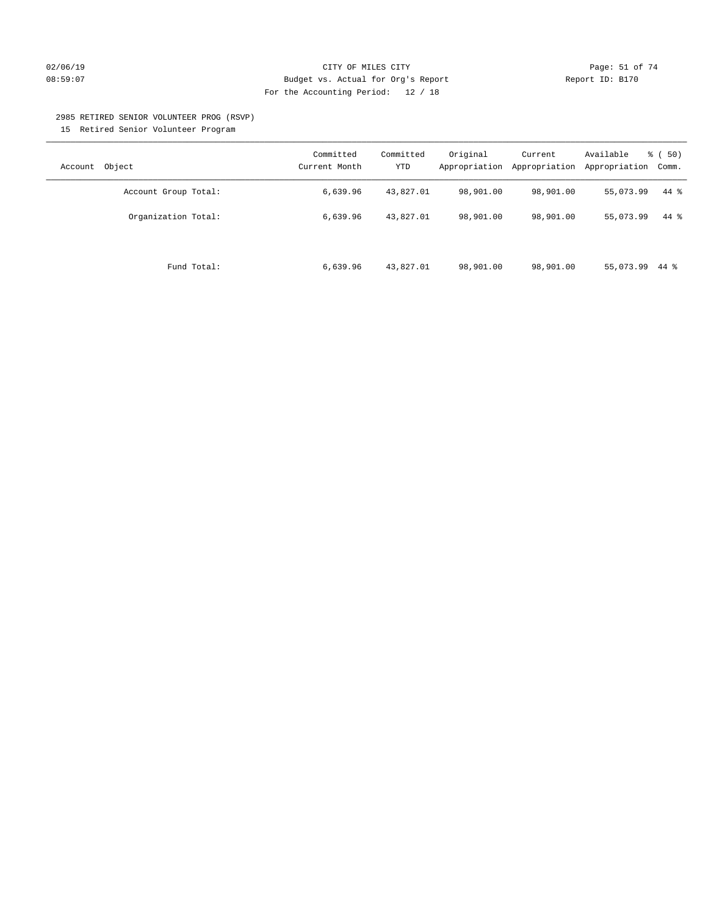CITY OF MILES CITY
Budget vs. Actual for Org's Report
For the Accounting Period: 12 / 18

02/06/19
08:59:07

Report ID: B170

2985 RETIRED SENIOR VOLUNTEER PROG (RSVP)
15 Retired Senior Volunteer Program

| Account Object | Committed Current Month | Committed YTD | Original Appropriation | Current Appropriation | Available Appropriation | % ( 50) Comm. |
|---|---|---|---|---|---|---|
| Account Group Total: | 6,639.96 | 43,827.01 | 98,901.00 | 98,901.00 | 55,073.99 | 44 % |
| Organization Total: | 6,639.96 | 43,827.01 | 98,901.00 | 98,901.00 | 55,073.99 | 44 % |
| Fund Total: | 6,639.96 | 43,827.01 | 98,901.00 | 98,901.00 | 55,073.99 | 44 % |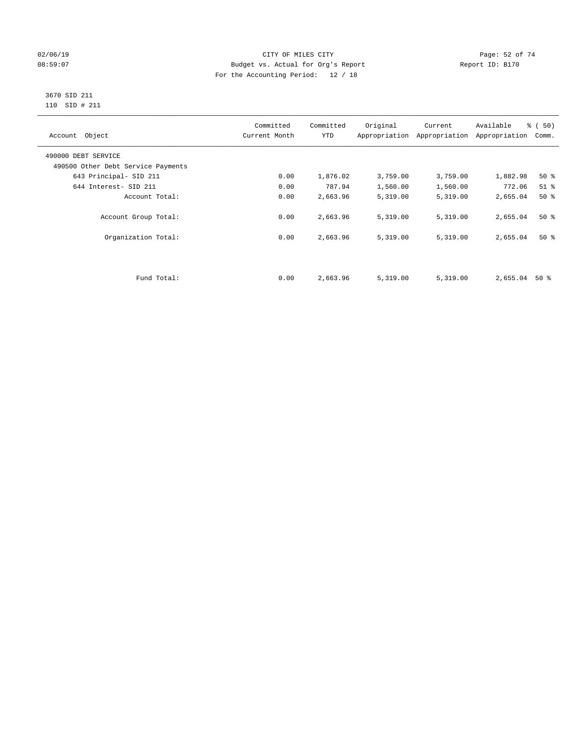CITY OF MILES CITY
Budget vs. Actual for Org's Report
For the Accounting Period: 12 / 18

02/06/19
08:59:07

Report ID: B170

3670 SID 211
110 SID # 211

| Account Object | Committed Current Month | Committed YTD | Original Appropriation | Current Appropriation | Available Appropriation | % ( 50) Comm. |
|---|---|---|---|---|---|---|
| 490000 DEBT SERVICE | | | | | | |
| 490500 Other Debt Service Payments | | | | | | |
| 643 Principal- SID 211 | 0.00 | 1,876.02 | 3,759.00 | 3,759.00 | 1,882.98 | 50 % |
| 644 Interest- SID 211 | 0.00 | 787.94 | 1,560.00 | 1,560.00 | 772.06 | 51 % |
| Account Total: | 0.00 | 2,663.96 | 5,319.00 | 5,319.00 | 2,655.04 | 50 % |
| Account Group Total: | 0.00 | 2,663.96 | 5,319.00 | 5,319.00 | 2,655.04 | 50 % |
| Organization Total: | 0.00 | 2,663.96 | 5,319.00 | 5,319.00 | 2,655.04 | 50 % |
| Fund Total: | 0.00 | 2,663.96 | 5,319.00 | 5,319.00 | 2,655.04 | 50 % |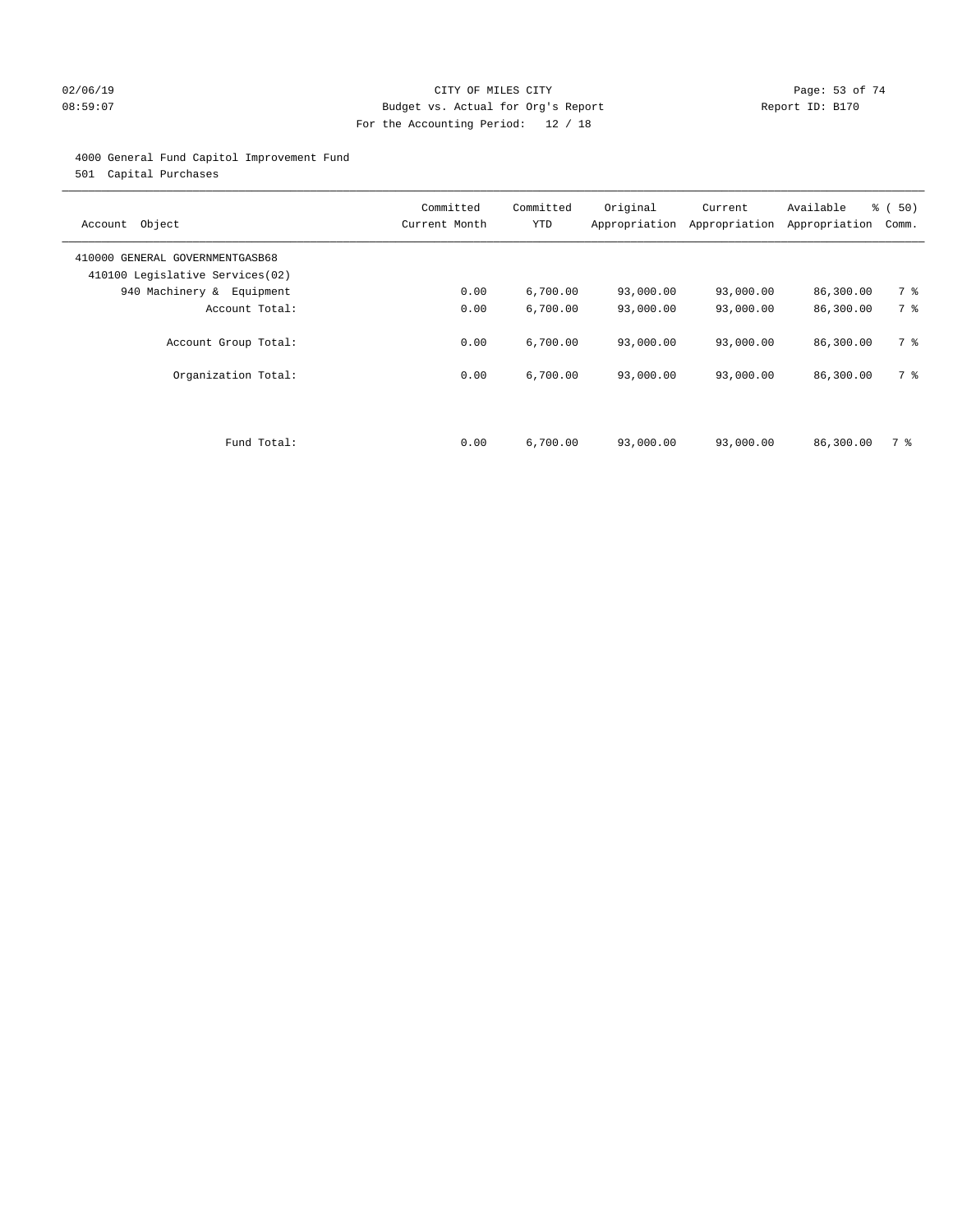CITY OF MILES CITY
Budget vs. Actual for Org's Report
For the Accounting Period: 12 / 18

02/06/19
08:59:07

Report ID: B170

4000 General Fund Capitol Improvement Fund
501 Capital Purchases

| Account Object | Committed Current Month | Committed YTD | Original Appropriation | Current Appropriation | Available Appropriation | % ( 50) Comm. |
|---|---|---|---|---|---|---|
| 410000 GENERAL GOVERNMENTGASB68 | | | | | | |
| 410100 Legislative Services(02) | | | | | | |
| 940 Machinery & Equipment | 0.00 | 6,700.00 | 93,000.00 | 93,000.00 | 86,300.00 | 7 % |
| Account Total: | 0.00 | 6,700.00 | 93,000.00 | 93,000.00 | 86,300.00 | 7 % |
| Account Group Total: | 0.00 | 6,700.00 | 93,000.00 | 93,000.00 | 86,300.00 | 7 % |
| Organization Total: | 0.00 | 6,700.00 | 93,000.00 | 93,000.00 | 86,300.00 | 7 % |
| Fund Total: | 0.00 | 6,700.00 | 93,000.00 | 93,000.00 | 86,300.00 | 7 % |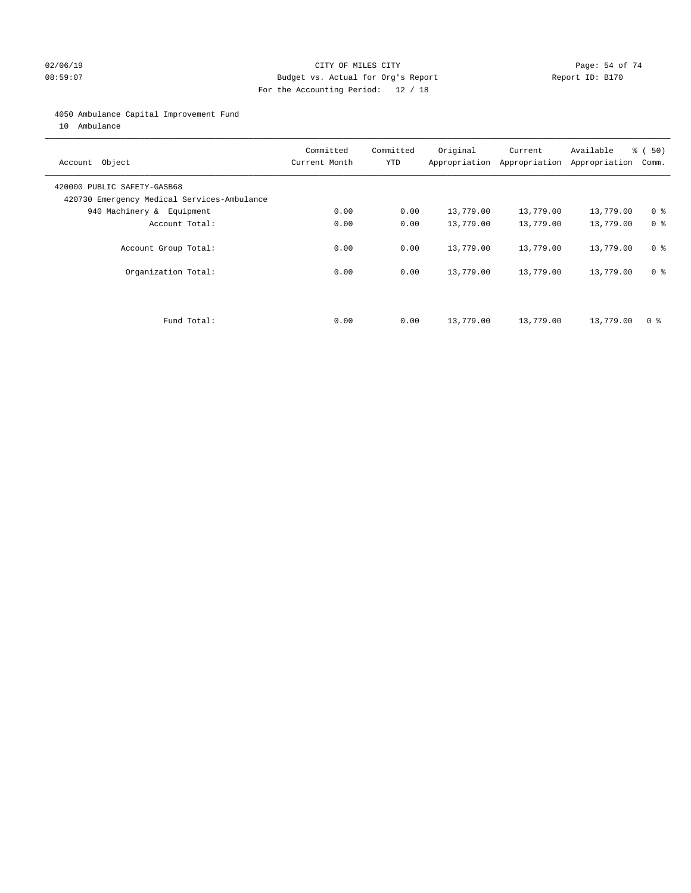CITY OF MILES CITY
Budget vs. Actual for Org's Report
For the Accounting Period: 12 / 18

Report ID: B170

02/06/19
08:59:07

4050 Ambulance Capital Improvement Fund
10 Ambulance

| Account Object | Committed Current Month | Committed YTD | Original Appropriation | Current Appropriation | Available Appropriation | % ( 50) Comm. |
|---|---|---|---|---|---|---|
| 420000 PUBLIC SAFETY-GASB68 | | | | | | |
| 420730 Emergency Medical Services-Ambulance | | | | | | |
| 940 Machinery & Equipment | 0.00 | 0.00 | 13,779.00 | 13,779.00 | 13,779.00 | 0 % |
| Account Total: | 0.00 | 0.00 | 13,779.00 | 13,779.00 | 13,779.00 | 0 % |
| Account Group Total: | 0.00 | 0.00 | 13,779.00 | 13,779.00 | 13,779.00 | 0 % |
| Organization Total: | 0.00 | 0.00 | 13,779.00 | 13,779.00 | 13,779.00 | 0 % |
| Fund Total: | 0.00 | 0.00 | 13,779.00 | 13,779.00 | 13,779.00 | 0 % |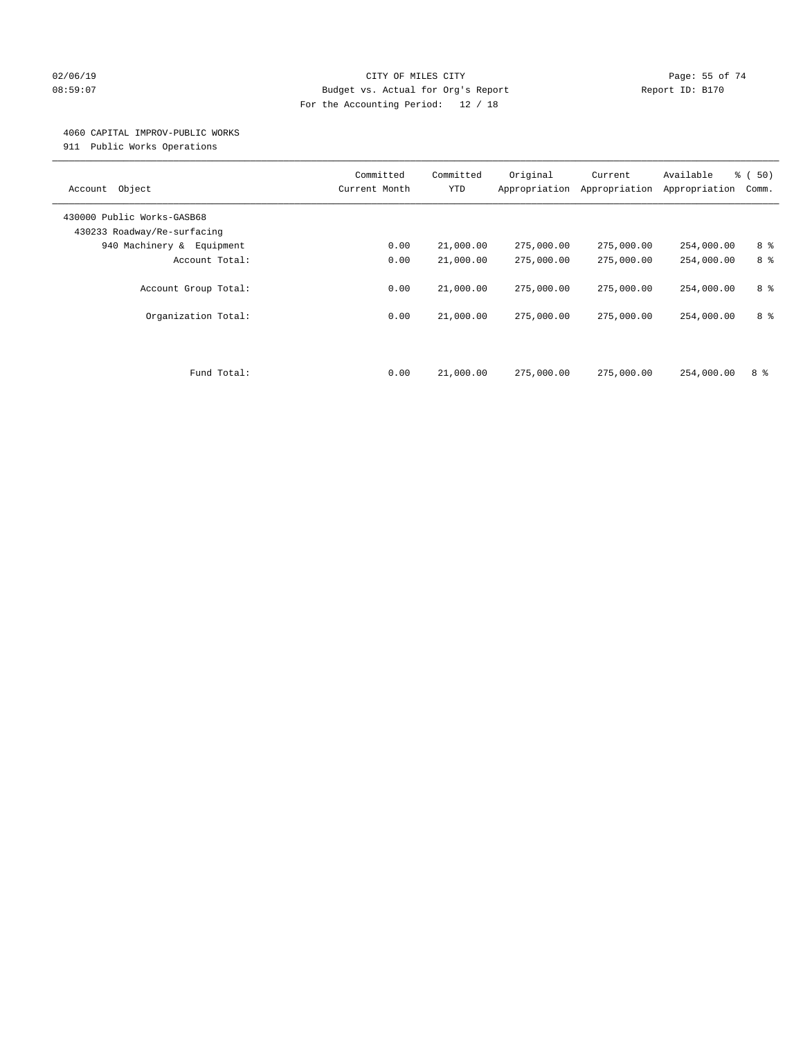CITY OF MILES CITY
Budget vs. Actual for Org's Report
For the Accounting Period: 12 / 18

Report ID: B170

02/06/19
08:59:07

## 4060 CAPITAL IMPROV-PUBLIC WORKS

911 Public Works Operations

| Account Object | Committed Current Month | Committed YTD | Original Appropriation | Current Appropriation | Available Appropriation | % ( 50) Comm. |
|---|---|---|---|---|---|---|
| 430000 Public Works-GASB68 | | | | | | |
| 430233 Roadway/Re-surfacing | | | | | | |
| 940 Machinery & Equipment | 0.00 | 21,000.00 | 275,000.00 | 275,000.00 | 254,000.00 | 8 % |
| Account Total: | 0.00 | 21,000.00 | 275,000.00 | 275,000.00 | 254,000.00 | 8 % |
| Account Group Total: | 0.00 | 21,000.00 | 275,000.00 | 275,000.00 | 254,000.00 | 8 % |
| Organization Total: | 0.00 | 21,000.00 | 275,000.00 | 275,000.00 | 254,000.00 | 8 % |
| Fund Total: | 0.00 | 21,000.00 | 275,000.00 | 275,000.00 | 254,000.00 | 8 % |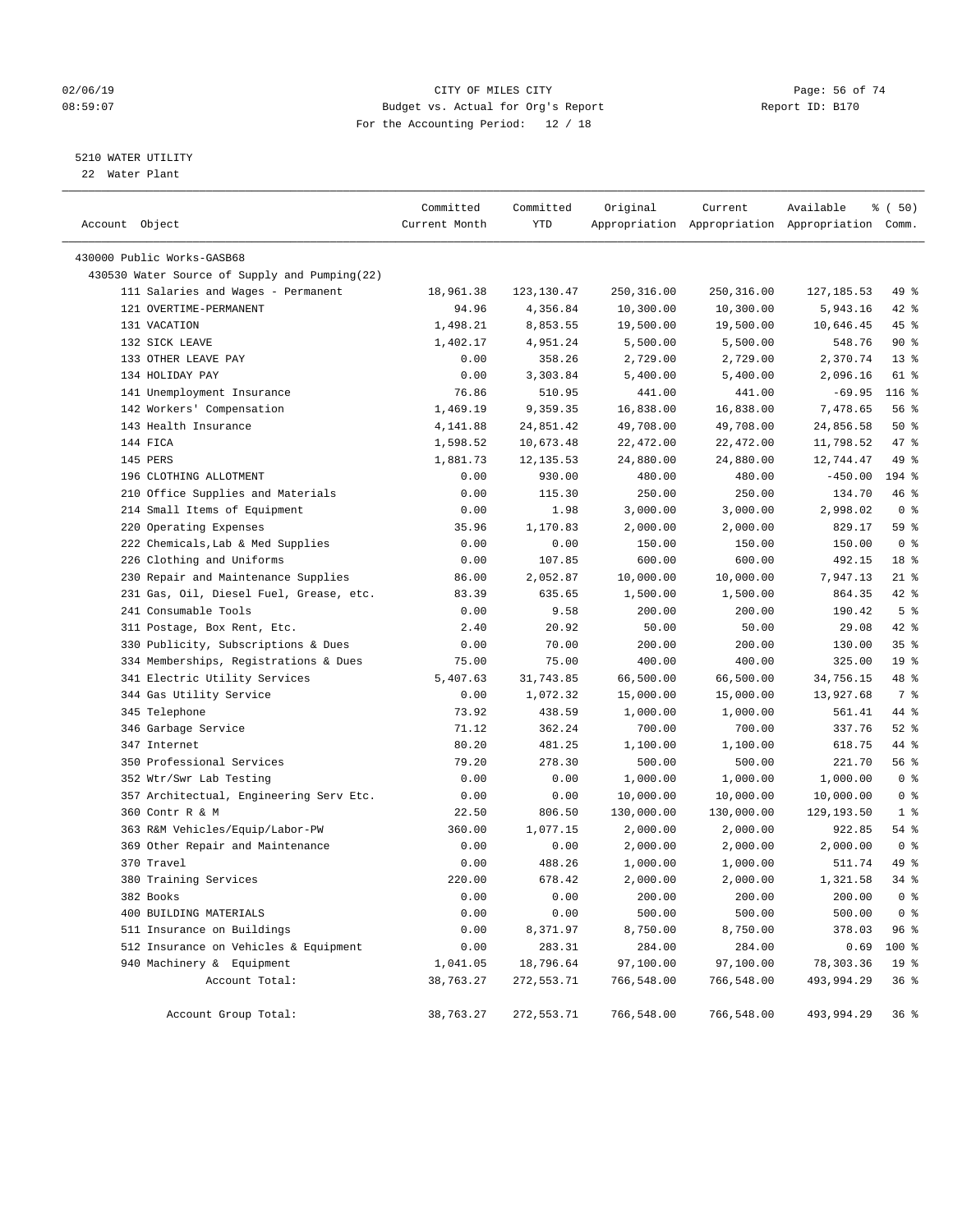CITY OF MILES CITY
Budget vs. Actual for Org's Report
For the Accounting Period: 12 / 18

02/06/19
08:59:07

Report ID: B170

5210 WATER UTILITY
22 Water Plant

| Account Object | Committed Current Month | Committed YTD | Original Appropriation | Current Appropriation | Available Appropriation | % ( 50) Comm. |
|---|---|---|---|---|---|---|
| 430000 Public Works-GASB68 | | | | | | |
| 430530 Water Source of Supply and Pumping(22) | | | | | | |
| 111 Salaries and Wages - Permanent | 18,961.38 | 123,130.47 | 250,316.00 | 250,316.00 | 127,185.53 | 49 % |
| 121 OVERTIME-PERMANENT | 94.96 | 4,356.84 | 10,300.00 | 10,300.00 | 5,943.16 | 42 % |
| 131 VACATION | 1,498.21 | 8,853.55 | 19,500.00 | 19,500.00 | 10,646.45 | 45 % |
| 132 SICK LEAVE | 1,402.17 | 4,951.24 | 5,500.00 | 5,500.00 | 548.76 | 90 % |
| 133 OTHER LEAVE PAY | 0.00 | 358.26 | 2,729.00 | 2,729.00 | 2,370.74 | 13 % |
| 134 HOLIDAY PAY | 0.00 | 3,303.84 | 5,400.00 | 5,400.00 | 2,096.16 | 61 % |
| 141 Unemployment Insurance | 76.86 | 510.95 | 441.00 | 441.00 | -69.95 | 116 % |
| 142 Workers' Compensation | 1,469.19 | 9,359.35 | 16,838.00 | 16,838.00 | 7,478.65 | 56 % |
| 143 Health Insurance | 4,141.88 | 24,851.42 | 49,708.00 | 49,708.00 | 24,856.58 | 50 % |
| 144 FICA | 1,598.52 | 10,673.48 | 22,472.00 | 22,472.00 | 11,798.52 | 47 % |
| 145 PERS | 1,881.73 | 12,135.53 | 24,880.00 | 24,880.00 | 12,744.47 | 49 % |
| 196 CLOTHING ALLOTMENT | 0.00 | 930.00 | 480.00 | 480.00 | -450.00 | 194 % |
| 210 Office Supplies and Materials | 0.00 | 115.30 | 250.00 | 250.00 | 134.70 | 46 % |
| 214 Small Items of Equipment | 0.00 | 1.98 | 3,000.00 | 3,000.00 | 2,998.02 | 0 % |
| 220 Operating Expenses | 35.96 | 1,170.83 | 2,000.00 | 2,000.00 | 829.17 | 59 % |
| 222 Chemicals,Lab & Med Supplies | 0.00 | 0.00 | 150.00 | 150.00 | 150.00 | 0 % |
| 226 Clothing and Uniforms | 0.00 | 107.85 | 600.00 | 600.00 | 492.15 | 18 % |
| 230 Repair and Maintenance Supplies | 86.00 | 2,052.87 | 10,000.00 | 10,000.00 | 7,947.13 | 21 % |
| 231 Gas, Oil, Diesel Fuel, Grease, etc. | 83.39 | 635.65 | 1,500.00 | 1,500.00 | 864.35 | 42 % |
| 241 Consumable Tools | 0.00 | 9.58 | 200.00 | 200.00 | 190.42 | 5 % |
| 311 Postage, Box Rent, Etc. | 2.40 | 20.92 | 50.00 | 50.00 | 29.08 | 42 % |
| 330 Publicity, Subscriptions & Dues | 0.00 | 70.00 | 200.00 | 200.00 | 130.00 | 35 % |
| 334 Memberships, Registrations & Dues | 75.00 | 75.00 | 400.00 | 400.00 | 325.00 | 19 % |
| 341 Electric Utility Services | 5,407.63 | 31,743.85 | 66,500.00 | 66,500.00 | 34,756.15 | 48 % |
| 344 Gas Utility Service | 0.00 | 1,072.32 | 15,000.00 | 15,000.00 | 13,927.68 | 7 % |
| 345 Telephone | 73.92 | 438.59 | 1,000.00 | 1,000.00 | 561.41 | 44 % |
| 346 Garbage Service | 71.12 | 362.24 | 700.00 | 700.00 | 337.76 | 52 % |
| 347 Internet | 80.20 | 481.25 | 1,100.00 | 1,100.00 | 618.75 | 44 % |
| 350 Professional Services | 79.20 | 278.30 | 500.00 | 500.00 | 221.70 | 56 % |
| 352 Wtr/Swr Lab Testing | 0.00 | 0.00 | 1,000.00 | 1,000.00 | 1,000.00 | 0 % |
| 357 Architectual, Engineering Serv Etc. | 0.00 | 0.00 | 10,000.00 | 10,000.00 | 10,000.00 | 0 % |
| 360 Contr R & M | 22.50 | 806.50 | 130,000.00 | 130,000.00 | 129,193.50 | 1 % |
| 363 R&M Vehicles/Equip/Labor-PW | 360.00 | 1,077.15 | 2,000.00 | 2,000.00 | 922.85 | 54 % |
| 369 Other Repair and Maintenance | 0.00 | 0.00 | 2,000.00 | 2,000.00 | 2,000.00 | 0 % |
| 370 Travel | 0.00 | 488.26 | 1,000.00 | 1,000.00 | 511.74 | 49 % |
| 380 Training Services | 220.00 | 678.42 | 2,000.00 | 2,000.00 | 1,321.58 | 34 % |
| 382 Books | 0.00 | 0.00 | 200.00 | 200.00 | 200.00 | 0 % |
| 400 BUILDING MATERIALS | 0.00 | 0.00 | 500.00 | 500.00 | 500.00 | 0 % |
| 511 Insurance on Buildings | 0.00 | 8,371.97 | 8,750.00 | 8,750.00 | 378.03 | 96 % |
| 512 Insurance on Vehicles & Equipment | 0.00 | 283.31 | 284.00 | 284.00 | 0.69 | 100 % |
| 940 Machinery & Equipment | 1,041.05 | 18,796.64 | 97,100.00 | 97,100.00 | 78,303.36 | 19 % |
| Account Total: | 38,763.27 | 272,553.71 | 766,548.00 | 766,548.00 | 493,994.29 | 36 % |
| Account Group Total: | 38,763.27 | 272,553.71 | 766,548.00 | 766,548.00 | 493,994.29 | 36 % |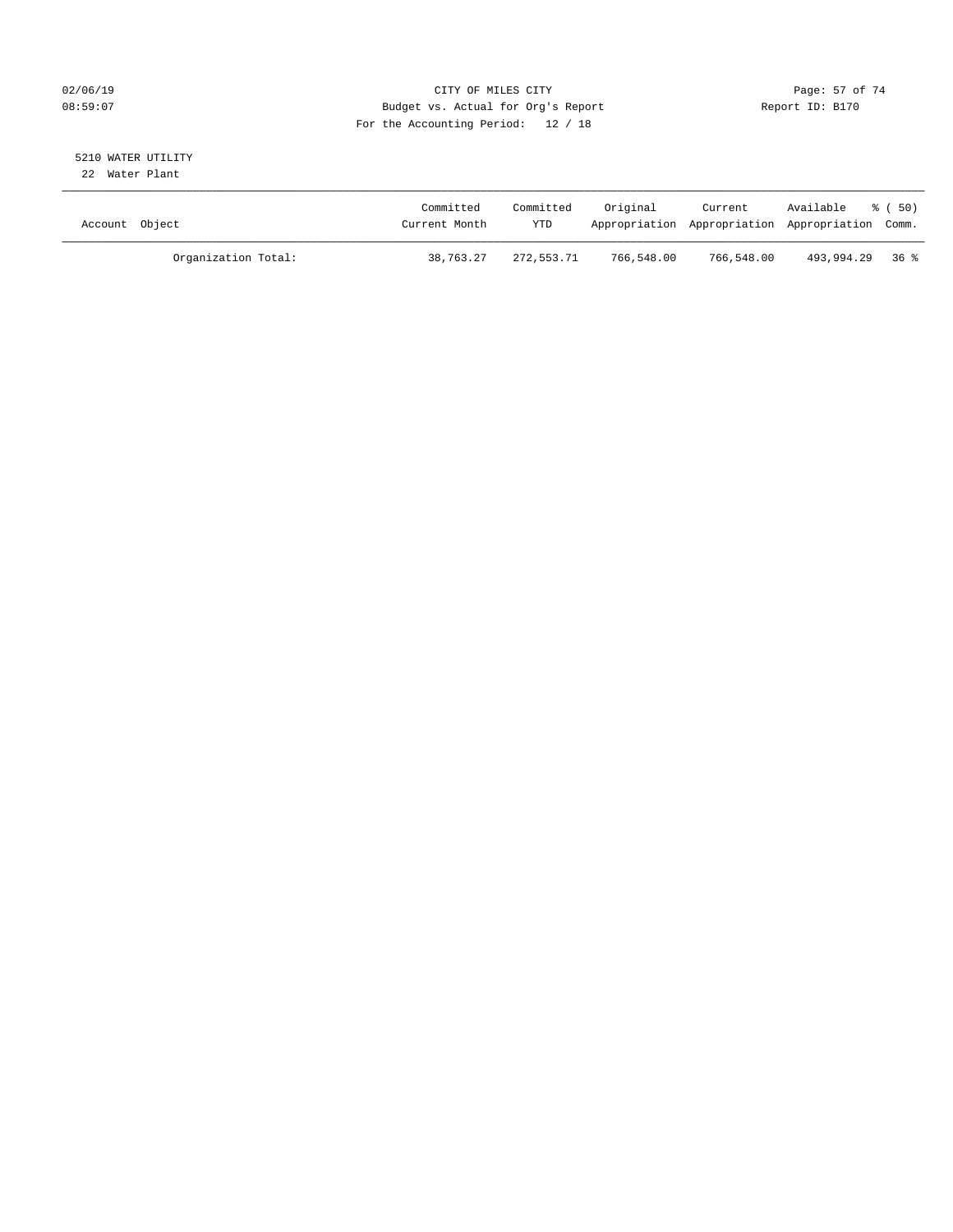CITY OF MILES CITY
Budget vs. Actual for Org's Report
For the Accounting Period: 12 / 18

02/06/19
08:59:07

Report ID: B170

5210 WATER UTILITY
22 Water Plant

| Account Object | Committed Current Month | Committed YTD | Original Appropriation | Current Appropriation | Available Appropriation | % ( 50) Comm. |
|---|---|---|---|---|---|---|
| Organization Total: | 38,763.27 | 272,553.71 | 766,548.00 | 766,548.00 | 493,994.29 | 36 % |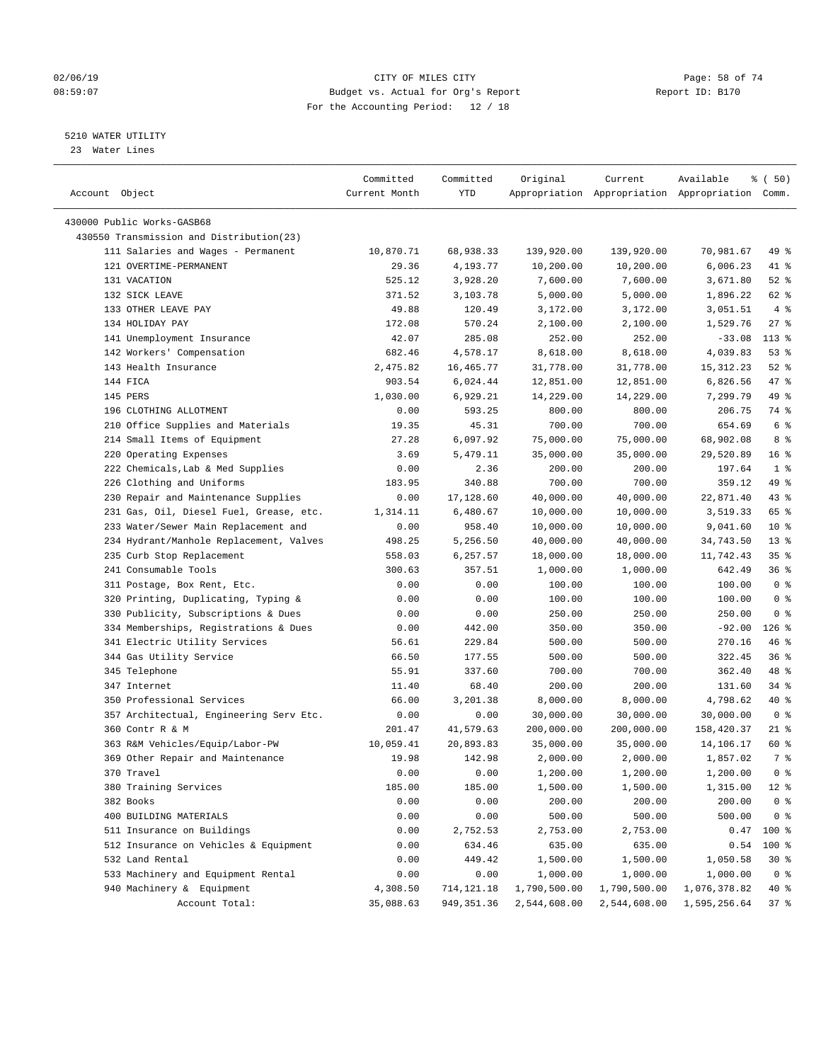02/06/19 CITY OF MILES CITY
08:59:07 Budget vs. Actual for Org's Report Report ID: B170
For the Accounting Period: 12 / 18

5210 WATER UTILITY
23 Water Lines

| Account Object | Committed Current Month | Committed YTD | Original Appropriation | Current Appropriation | Available Appropriation | % ( 50) Comm. |
|---|---|---|---|---|---|---|
| 430000 Public Works-GASB68 | | | | | | |
| 430550 Transmission and Distribution(23) | | | | | | |
| 111 Salaries and Wages - Permanent | 10,870.71 | 68,938.33 | 139,920.00 | 139,920.00 | 70,981.67 | 49 % |
| 121 OVERTIME-PERMANENT | 29.36 | 4,193.77 | 10,200.00 | 10,200.00 | 6,006.23 | 41 % |
| 131 VACATION | 525.12 | 3,928.20 | 7,600.00 | 7,600.00 | 3,671.80 | 52 % |
| 132 SICK LEAVE | 371.52 | 3,103.78 | 5,000.00 | 5,000.00 | 1,896.22 | 62 % |
| 133 OTHER LEAVE PAY | 49.88 | 120.49 | 3,172.00 | 3,172.00 | 3,051.51 | 4 % |
| 134 HOLIDAY PAY | 172.08 | 570.24 | 2,100.00 | 2,100.00 | 1,529.76 | 27 % |
| 141 Unemployment Insurance | 42.07 | 285.08 | 252.00 | 252.00 | -33.08 | 113 % |
| 142 Workers' Compensation | 682.46 | 4,578.17 | 8,618.00 | 8,618.00 | 4,039.83 | 53 % |
| 143 Health Insurance | 2,475.82 | 16,465.77 | 31,778.00 | 31,778.00 | 15,312.23 | 52 % |
| 144 FICA | 903.54 | 6,024.44 | 12,851.00 | 12,851.00 | 6,826.56 | 47 % |
| 145 PERS | 1,030.00 | 6,929.21 | 14,229.00 | 14,229.00 | 7,299.79 | 49 % |
| 196 CLOTHING ALLOTMENT | 0.00 | 593.25 | 800.00 | 800.00 | 206.75 | 74 % |
| 210 Office Supplies and Materials | 19.35 | 45.31 | 700.00 | 700.00 | 654.69 | 6 % |
| 214 Small Items of Equipment | 27.28 | 6,097.92 | 75,000.00 | 75,000.00 | 68,902.08 | 8 % |
| 220 Operating Expenses | 3.69 | 5,479.11 | 35,000.00 | 35,000.00 | 29,520.89 | 16 % |
| 222 Chemicals,Lab & Med Supplies | 0.00 | 2.36 | 200.00 | 200.00 | 197.64 | 1 % |
| 226 Clothing and Uniforms | 183.95 | 340.88 | 700.00 | 700.00 | 359.12 | 49 % |
| 230 Repair and Maintenance Supplies | 0.00 | 17,128.60 | 40,000.00 | 40,000.00 | 22,871.40 | 43 % |
| 231 Gas, Oil, Diesel Fuel, Grease, etc. | 1,314.11 | 6,480.67 | 10,000.00 | 10,000.00 | 3,519.33 | 65 % |
| 233 Water/Sewer Main Replacement and | 0.00 | 958.40 | 10,000.00 | 10,000.00 | 9,041.60 | 10 % |
| 234 Hydrant/Manhole Replacement, Valves | 498.25 | 5,256.50 | 40,000.00 | 40,000.00 | 34,743.50 | 13 % |
| 235 Curb Stop Replacement | 558.03 | 6,257.57 | 18,000.00 | 18,000.00 | 11,742.43 | 35 % |
| 241 Consumable Tools | 300.63 | 357.51 | 1,000.00 | 1,000.00 | 642.49 | 36 % |
| 311 Postage, Box Rent, Etc. | 0.00 | 0.00 | 100.00 | 100.00 | 100.00 | 0 % |
| 320 Printing, Duplicating, Typing & | 0.00 | 0.00 | 100.00 | 100.00 | 100.00 | 0 % |
| 330 Publicity, Subscriptions & Dues | 0.00 | 0.00 | 250.00 | 250.00 | 250.00 | 0 % |
| 334 Memberships, Registrations & Dues | 0.00 | 442.00 | 350.00 | 350.00 | -92.00 | 126 % |
| 341 Electric Utility Services | 56.61 | 229.84 | 500.00 | 500.00 | 270.16 | 46 % |
| 344 Gas Utility Service | 66.50 | 177.55 | 500.00 | 500.00 | 322.45 | 36 % |
| 345 Telephone | 55.91 | 337.60 | 700.00 | 700.00 | 362.40 | 48 % |
| 347 Internet | 11.40 | 68.40 | 200.00 | 200.00 | 131.60 | 34 % |
| 350 Professional Services | 66.00 | 3,201.38 | 8,000.00 | 8,000.00 | 4,798.62 | 40 % |
| 357 Architectual, Engineering Serv Etc. | 0.00 | 0.00 | 30,000.00 | 30,000.00 | 30,000.00 | 0 % |
| 360 Contr R & M | 201.47 | 41,579.63 | 200,000.00 | 200,000.00 | 158,420.37 | 21 % |
| 363 R&M Vehicles/Equip/Labor-PW | 10,059.41 | 20,893.83 | 35,000.00 | 35,000.00 | 14,106.17 | 60 % |
| 369 Other Repair and Maintenance | 19.98 | 142.98 | 2,000.00 | 2,000.00 | 1,857.02 | 7 % |
| 370 Travel | 0.00 | 0.00 | 1,200.00 | 1,200.00 | 1,200.00 | 0 % |
| 380 Training Services | 185.00 | 185.00 | 1,500.00 | 1,500.00 | 1,315.00 | 12 % |
| 382 Books | 0.00 | 0.00 | 200.00 | 200.00 | 200.00 | 0 % |
| 400 BUILDING MATERIALS | 0.00 | 0.00 | 500.00 | 500.00 | 500.00 | 0 % |
| 511 Insurance on Buildings | 0.00 | 2,752.53 | 2,753.00 | 2,753.00 | 0.47 | 100 % |
| 512 Insurance on Vehicles & Equipment | 0.00 | 634.46 | 635.00 | 635.00 | 0.54 | 100 % |
| 532 Land Rental | 0.00 | 449.42 | 1,500.00 | 1,500.00 | 1,050.58 | 30 % |
| 533 Machinery and Equipment Rental | 0.00 | 0.00 | 1,000.00 | 1,000.00 | 1,000.00 | 0 % |
| 940 Machinery & Equipment | 4,308.50 | 714,121.18 | 1,790,500.00 | 1,790,500.00 | 1,076,378.82 | 40 % |
| Account Total: | 35,088.63 | 949,351.36 | 2,544,608.00 | 2,544,608.00 | 1,595,256.64 | 37 % |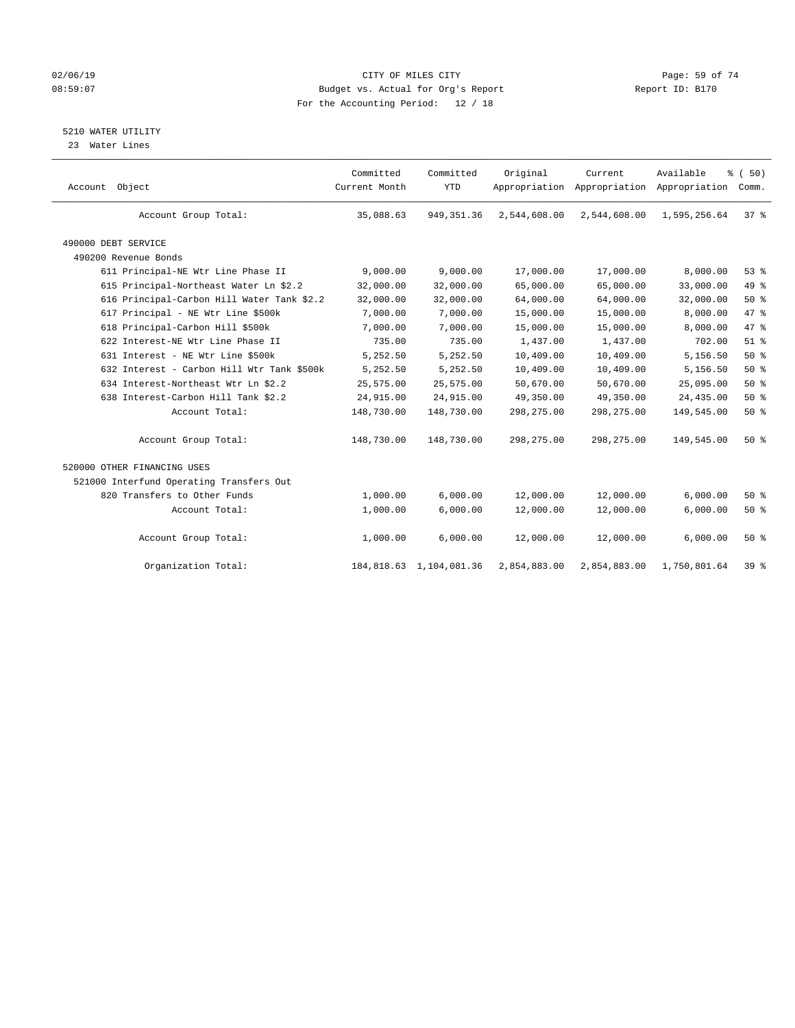CITY OF MILES CITY
Budget vs. Actual for Org's Report
For the Accounting Period: 12 / 18

5210 WATER UTILITY
23 Water Lines

| Account Object | Committed Current Month | Committed YTD | Original Appropriation | Current Appropriation | Available Appropriation | % ( 50) Comm. |
|---|---|---|---|---|---|---|
| Account Group Total: | 35,088.63 | 949,351.36 | 2,544,608.00 | 2,544,608.00 | 1,595,256.64 | 37 % |
| 490000 DEBT SERVICE | | | | | | |
| 490200 Revenue Bonds | | | | | | |
| 611 Principal-NE Wtr Line Phase II | 9,000.00 | 9,000.00 | 17,000.00 | 17,000.00 | 8,000.00 | 53 % |
| 615 Principal-Northeast Water Ln $2.2 | 32,000.00 | 32,000.00 | 65,000.00 | 65,000.00 | 33,000.00 | 49 % |
| 616 Principal-Carbon Hill Water Tank $2.2 | 32,000.00 | 32,000.00 | 64,000.00 | 64,000.00 | 32,000.00 | 50 % |
| 617 Principal - NE Wtr Line $500k | 7,000.00 | 7,000.00 | 15,000.00 | 15,000.00 | 8,000.00 | 47 % |
| 618 Principal-Carbon Hill $500k | 7,000.00 | 7,000.00 | 15,000.00 | 15,000.00 | 8,000.00 | 47 % |
| 622 Interest-NE Wtr Line Phase II | 735.00 | 735.00 | 1,437.00 | 1,437.00 | 702.00 | 51 % |
| 631 Interest - NE Wtr Line $500k | 5,252.50 | 5,252.50 | 10,409.00 | 10,409.00 | 5,156.50 | 50 % |
| 632 Interest - Carbon Hill Wtr Tank $500k | 5,252.50 | 5,252.50 | 10,409.00 | 10,409.00 | 5,156.50 | 50 % |
| 634 Interest-Northeast Wtr Ln $2.2 | 25,575.00 | 25,575.00 | 50,670.00 | 50,670.00 | 25,095.00 | 50 % |
| 638 Interest-Carbon Hill Tank $2.2 | 24,915.00 | 24,915.00 | 49,350.00 | 49,350.00 | 24,435.00 | 50 % |
| Account Total: | 148,730.00 | 148,730.00 | 298,275.00 | 298,275.00 | 149,545.00 | 50 % |
| Account Group Total: | 148,730.00 | 148,730.00 | 298,275.00 | 298,275.00 | 149,545.00 | 50 % |
| 520000 OTHER FINANCING USES | | | | | | |
| 521000 Interfund Operating Transfers Out | | | | | | |
| 820 Transfers to Other Funds | 1,000.00 | 6,000.00 | 12,000.00 | 12,000.00 | 6,000.00 | 50 % |
| Account Total: | 1,000.00 | 6,000.00 | 12,000.00 | 12,000.00 | 6,000.00 | 50 % |
| Account Group Total: | 1,000.00 | 6,000.00 | 12,000.00 | 12,000.00 | 6,000.00 | 50 % |
| Organization Total: | 184,818.63 | 1,104,081.36 | 2,854,883.00 | 2,854,883.00 | 1,750,801.64 | 39 % |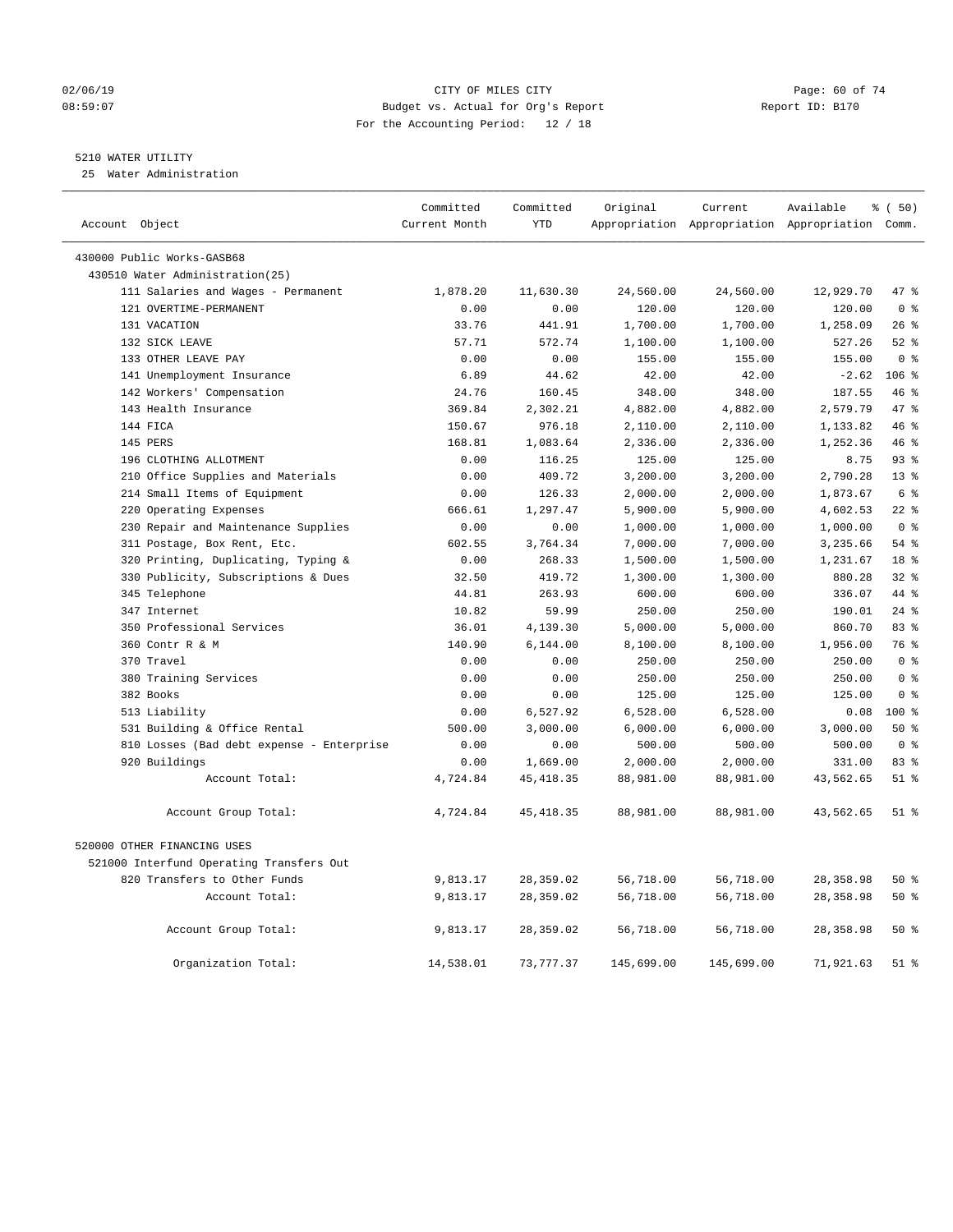CITY OF MILES CITY
Budget vs. Actual for Org's Report
For the Accounting Period: 12 / 18

02/06/19
08:59:07

Report ID: B170

5210 WATER UTILITY

25 Water Administration

| Account Object | Committed Current Month | Committed YTD | Original Appropriation | Current Appropriation | Available Appropriation | % ( 50) Comm. |
|---|---|---|---|---|---|---|
| 430000 Public Works-GASB68 | | | | | | |
| 430510 Water Administration(25) | | | | | | |
| 111 Salaries and Wages - Permanent | 1,878.20 | 11,630.30 | 24,560.00 | 24,560.00 | 12,929.70 | 47 % |
| 121 OVERTIME-PERMANENT | 0.00 | 0.00 | 120.00 | 120.00 | 120.00 | 0 % |
| 131 VACATION | 33.76 | 441.91 | 1,700.00 | 1,700.00 | 1,258.09 | 26 % |
| 132 SICK LEAVE | 57.71 | 572.74 | 1,100.00 | 1,100.00 | 527.26 | 52 % |
| 133 OTHER LEAVE PAY | 0.00 | 0.00 | 155.00 | 155.00 | 155.00 | 0 % |
| 141 Unemployment Insurance | 6.89 | 44.62 | 42.00 | 42.00 | -2.62 | 106 % |
| 142 Workers' Compensation | 24.76 | 160.45 | 348.00 | 348.00 | 187.55 | 46 % |
| 143 Health Insurance | 369.84 | 2,302.21 | 4,882.00 | 4,882.00 | 2,579.79 | 47 % |
| 144 FICA | 150.67 | 976.18 | 2,110.00 | 2,110.00 | 1,133.82 | 46 % |
| 145 PERS | 168.81 | 1,083.64 | 2,336.00 | 2,336.00 | 1,252.36 | 46 % |
| 196 CLOTHING ALLOTMENT | 0.00 | 116.25 | 125.00 | 125.00 | 8.75 | 93 % |
| 210 Office Supplies and Materials | 0.00 | 409.72 | 3,200.00 | 3,200.00 | 2,790.28 | 13 % |
| 214 Small Items of Equipment | 0.00 | 126.33 | 2,000.00 | 2,000.00 | 1,873.67 | 6 % |
| 220 Operating Expenses | 666.61 | 1,297.47 | 5,900.00 | 5,900.00 | 4,602.53 | 22 % |
| 230 Repair and Maintenance Supplies | 0.00 | 0.00 | 1,000.00 | 1,000.00 | 1,000.00 | 0 % |
| 311 Postage, Box Rent, Etc. | 602.55 | 3,764.34 | 7,000.00 | 7,000.00 | 3,235.66 | 54 % |
| 320 Printing, Duplicating, Typing & | 0.00 | 268.33 | 1,500.00 | 1,500.00 | 1,231.67 | 18 % |
| 330 Publicity, Subscriptions & Dues | 32.50 | 419.72 | 1,300.00 | 1,300.00 | 880.28 | 32 % |
| 345 Telephone | 44.81 | 263.93 | 600.00 | 600.00 | 336.07 | 44 % |
| 347 Internet | 10.82 | 59.99 | 250.00 | 250.00 | 190.01 | 24 % |
| 350 Professional Services | 36.01 | 4,139.30 | 5,000.00 | 5,000.00 | 860.70 | 83 % |
| 360 Contr R & M | 140.90 | 6,144.00 | 8,100.00 | 8,100.00 | 1,956.00 | 76 % |
| 370 Travel | 0.00 | 0.00 | 250.00 | 250.00 | 250.00 | 0 % |
| 380 Training Services | 0.00 | 0.00 | 250.00 | 250.00 | 250.00 | 0 % |
| 382 Books | 0.00 | 0.00 | 125.00 | 125.00 | 125.00 | 0 % |
| 513 Liability | 0.00 | 6,527.92 | 6,528.00 | 6,528.00 | 0.08 | 100 % |
| 531 Building & Office Rental | 500.00 | 3,000.00 | 6,000.00 | 6,000.00 | 3,000.00 | 50 % |
| 810 Losses (Bad debt expense - Enterprise | 0.00 | 0.00 | 500.00 | 500.00 | 500.00 | 0 % |
| 920 Buildings | 0.00 | 1,669.00 | 2,000.00 | 2,000.00 | 331.00 | 83 % |
| Account Total: | 4,724.84 | 45,418.35 | 88,981.00 | 88,981.00 | 43,562.65 | 51 % |
| Account Group Total: | 4,724.84 | 45,418.35 | 88,981.00 | 88,981.00 | 43,562.65 | 51 % |
| 520000 OTHER FINANCING USES | | | | | | |
| 521000 Interfund Operating Transfers Out | | | | | | |
| 820 Transfers to Other Funds | 9,813.17 | 28,359.02 | 56,718.00 | 56,718.00 | 28,358.98 | 50 % |
| Account Total: | 9,813.17 | 28,359.02 | 56,718.00 | 56,718.00 | 28,358.98 | 50 % |
| Account Group Total: | 9,813.17 | 28,359.02 | 56,718.00 | 56,718.00 | 28,358.98 | 50 % |
| Organization Total: | 14,538.01 | 73,777.37 | 145,699.00 | 145,699.00 | 71,921.63 | 51 % |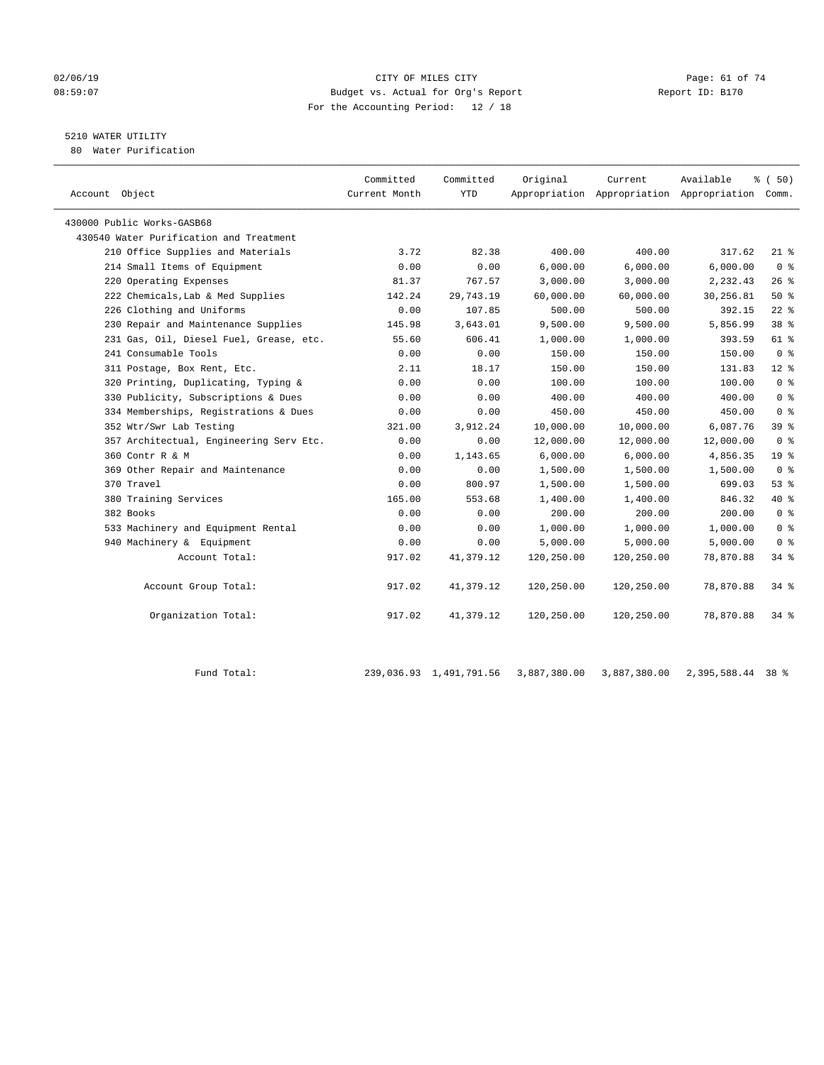CITY OF MILES CITY
Budget vs. Actual for Org's Report
For the Accounting Period: 12 / 18

02/06/19
08:59:07

Report ID: B170

## 5210 WATER UTILITY

80 Water Purification

| Account Object | Committed Current Month | Committed YTD | Original Appropriation | Current Appropriation | Available Appropriation | % ( 50) Comm. |
|---|---|---|---|---|---|---|
| 430000 Public Works-GASB68 | | | | | | |
| 430540 Water Purification and Treatment | | | | | | |
| 210 Office Supplies and Materials | 3.72 | 82.38 | 400.00 | 400.00 | 317.62 | 21 % |
| 214 Small Items of Equipment | 0.00 | 0.00 | 6,000.00 | 6,000.00 | 6,000.00 | 0 % |
| 220 Operating Expenses | 81.37 | 767.57 | 3,000.00 | 3,000.00 | 2,232.43 | 26 % |
| 222 Chemicals,Lab & Med Supplies | 142.24 | 29,743.19 | 60,000.00 | 60,000.00 | 30,256.81 | 50 % |
| 226 Clothing and Uniforms | 0.00 | 107.85 | 500.00 | 500.00 | 392.15 | 22 % |
| 230 Repair and Maintenance Supplies | 145.98 | 3,643.01 | 9,500.00 | 9,500.00 | 5,856.99 | 38 % |
| 231 Gas, Oil, Diesel Fuel, Grease, etc. | 55.60 | 606.41 | 1,000.00 | 1,000.00 | 393.59 | 61 % |
| 241 Consumable Tools | 0.00 | 0.00 | 150.00 | 150.00 | 150.00 | 0 % |
| 311 Postage, Box Rent, Etc. | 2.11 | 18.17 | 150.00 | 150.00 | 131.83 | 12 % |
| 320 Printing, Duplicating, Typing & | 0.00 | 0.00 | 100.00 | 100.00 | 100.00 | 0 % |
| 330 Publicity, Subscriptions & Dues | 0.00 | 0.00 | 400.00 | 400.00 | 400.00 | 0 % |
| 334 Memberships, Registrations & Dues | 0.00 | 0.00 | 450.00 | 450.00 | 450.00 | 0 % |
| 352 Wtr/Swr Lab Testing | 321.00 | 3,912.24 | 10,000.00 | 10,000.00 | 6,087.76 | 39 % |
| 357 Architectual, Engineering Serv Etc. | 0.00 | 0.00 | 12,000.00 | 12,000.00 | 12,000.00 | 0 % |
| 360 Contr R & M | 0.00 | 1,143.65 | 6,000.00 | 6,000.00 | 4,856.35 | 19 % |
| 369 Other Repair and Maintenance | 0.00 | 0.00 | 1,500.00 | 1,500.00 | 1,500.00 | 0 % |
| 370 Travel | 0.00 | 800.97 | 1,500.00 | 1,500.00 | 699.03 | 53 % |
| 380 Training Services | 165.00 | 553.68 | 1,400.00 | 1,400.00 | 846.32 | 40 % |
| 382 Books | 0.00 | 0.00 | 200.00 | 200.00 | 200.00 | 0 % |
| 533 Machinery and Equipment Rental | 0.00 | 0.00 | 1,000.00 | 1,000.00 | 1,000.00 | 0 % |
| 940 Machinery & Equipment | 0.00 | 0.00 | 5,000.00 | 5,000.00 | 5,000.00 | 0 % |
| Account Total: | 917.02 | 41,379.12 | 120,250.00 | 120,250.00 | 78,870.88 | 34 % |
| Account Group Total: | 917.02 | 41,379.12 | 120,250.00 | 120,250.00 | 78,870.88 | 34 % |
| Organization Total: | 917.02 | 41,379.12 | 120,250.00 | 120,250.00 | 78,870.88 | 34 % |
| Fund Total: | 239,036.93 | 1,491,791.56 | 3,887,380.00 | 3,887,380.00 | 2,395,588.44 | 38 % |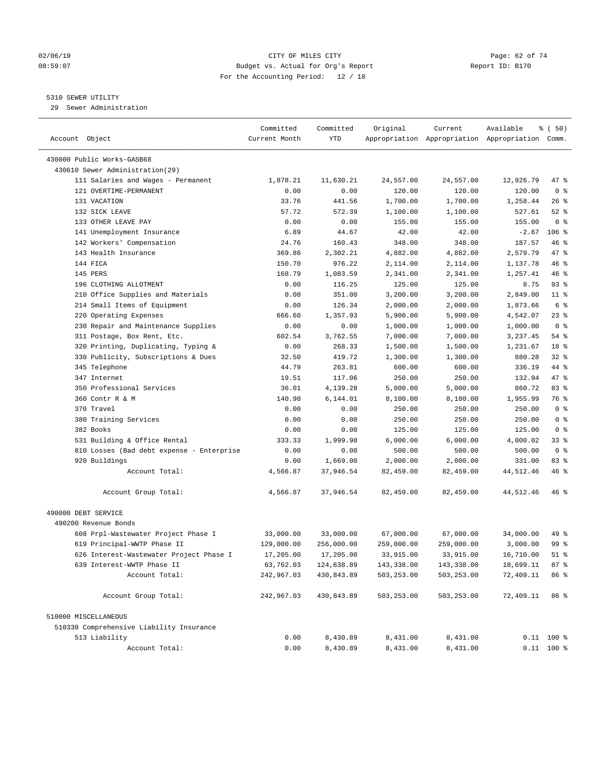CITY OF MILES CITY
Budget vs. Actual for Org's Report
For the Accounting Period: 12 / 18

02/06/19
08:59:07

Report ID: B170

5310 SEWER UTILITY
29 Sewer Administration

| Account Object | Committed Current Month | Committed YTD | Original Appropriation | Current Appropriation | Available Appropriation | % ( 50) Comm. |
|---|---|---|---|---|---|---|
| 430000 Public Works-GASB68 | | | | | | |
| 430610 Sewer Administration(29) | | | | | | |
| 111 Salaries and Wages - Permanent | 1,878.21 | 11,630.21 | 24,557.00 | 24,557.00 | 12,926.79 | 47 % |
| 121 OVERTIME-PERMANENT | 0.00 | 0.00 | 120.00 | 120.00 | 120.00 | 0 % |
| 131 VACATION | 33.76 | 441.56 | 1,700.00 | 1,700.00 | 1,258.44 | 26 % |
| 132 SICK LEAVE | 57.72 | 572.39 | 1,100.00 | 1,100.00 | 527.61 | 52 % |
| 133 OTHER LEAVE PAY | 0.00 | 0.00 | 155.00 | 155.00 | 155.00 | 0 % |
| 141 Unemployment Insurance | 6.89 | 44.67 | 42.00 | 42.00 | -2.67 | 106 % |
| 142 Workers' Compensation | 24.76 | 160.43 | 348.00 | 348.00 | 187.57 | 46 % |
| 143 Health Insurance | 369.86 | 2,302.21 | 4,882.00 | 4,882.00 | 2,579.79 | 47 % |
| 144 FICA | 150.70 | 976.22 | 2,114.00 | 2,114.00 | 1,137.78 | 46 % |
| 145 PERS | 168.79 | 1,083.59 | 2,341.00 | 2,341.00 | 1,257.41 | 46 % |
| 196 CLOTHING ALLOTMENT | 0.00 | 116.25 | 125.00 | 125.00 | 8.75 | 93 % |
| 210 Office Supplies and Materials | 0.00 | 351.00 | 3,200.00 | 3,200.00 | 2,849.00 | 11 % |
| 214 Small Items of Equipment | 0.00 | 126.34 | 2,000.00 | 2,000.00 | 1,873.66 | 6 % |
| 220 Operating Expenses | 666.60 | 1,357.93 | 5,900.00 | 5,900.00 | 4,542.07 | 23 % |
| 230 Repair and Maintenance Supplies | 0.00 | 0.00 | 1,000.00 | 1,000.00 | 1,000.00 | 0 % |
| 311 Postage, Box Rent, Etc. | 602.54 | 3,762.55 | 7,000.00 | 7,000.00 | 3,237.45 | 54 % |
| 320 Printing, Duplicating, Typing & | 0.00 | 268.33 | 1,500.00 | 1,500.00 | 1,231.67 | 18 % |
| 330 Publicity, Subscriptions & Dues | 32.50 | 419.72 | 1,300.00 | 1,300.00 | 880.28 | 32 % |
| 345 Telephone | 44.79 | 263.81 | 600.00 | 600.00 | 336.19 | 44 % |
| 347 Internet | 19.51 | 117.06 | 250.00 | 250.00 | 132.94 | 47 % |
| 350 Professional Services | 36.01 | 4,139.28 | 5,000.00 | 5,000.00 | 860.72 | 83 % |
| 360 Contr R & M | 140.90 | 6,144.01 | 8,100.00 | 8,100.00 | 1,955.99 | 76 % |
| 370 Travel | 0.00 | 0.00 | 250.00 | 250.00 | 250.00 | 0 % |
| 380 Training Services | 0.00 | 0.00 | 250.00 | 250.00 | 250.00 | 0 % |
| 382 Books | 0.00 | 0.00 | 125.00 | 125.00 | 125.00 | 0 % |
| 531 Building & Office Rental | 333.33 | 1,999.98 | 6,000.00 | 6,000.00 | 4,000.02 | 33 % |
| 810 Losses (Bad debt expense - Enterprise | 0.00 | 0.00 | 500.00 | 500.00 | 500.00 | 0 % |
| 920 Buildings | 0.00 | 1,669.00 | 2,000.00 | 2,000.00 | 331.00 | 83 % |
| Account Total: | 4,566.87 | 37,946.54 | 82,459.00 | 82,459.00 | 44,512.46 | 46 % |
| Account Group Total: | 4,566.87 | 37,946.54 | 82,459.00 | 82,459.00 | 44,512.46 | 46 % |
| 490000 DEBT SERVICE | | | | | | |
| 490200 Revenue Bonds | | | | | | |
| 608 Prpl-Wastewater Project Phase I | 33,000.00 | 33,000.00 | 67,000.00 | 67,000.00 | 34,000.00 | 49 % |
| 619 Principal-WWTP Phase II | 129,000.00 | 256,000.00 | 259,000.00 | 259,000.00 | 3,000.00 | 99 % |
| 626 Interest-Wastewater Project Phase I | 17,205.00 | 17,205.00 | 33,915.00 | 33,915.00 | 16,710.00 | 51 % |
| 639 Interest-WWTP Phase II | 63,762.03 | 124,638.89 | 143,338.00 | 143,338.00 | 18,699.11 | 87 % |
| Account Total: | 242,967.03 | 430,843.89 | 503,253.00 | 503,253.00 | 72,409.11 | 86 % |
| Account Group Total: | 242,967.03 | 430,843.89 | 503,253.00 | 503,253.00 | 72,409.11 | 86 % |
| 510000 MISCELLANEOUS | | | | | | |
| 510330 Comprehensive Liability Insurance | | | | | | |
| 513 Liability | 0.00 | 8,430.89 | 8,431.00 | 8,431.00 | 0.11 | 100 % |
| Account Total: | 0.00 | 8,430.89 | 8,431.00 | 8,431.00 | 0.11 | 100 % |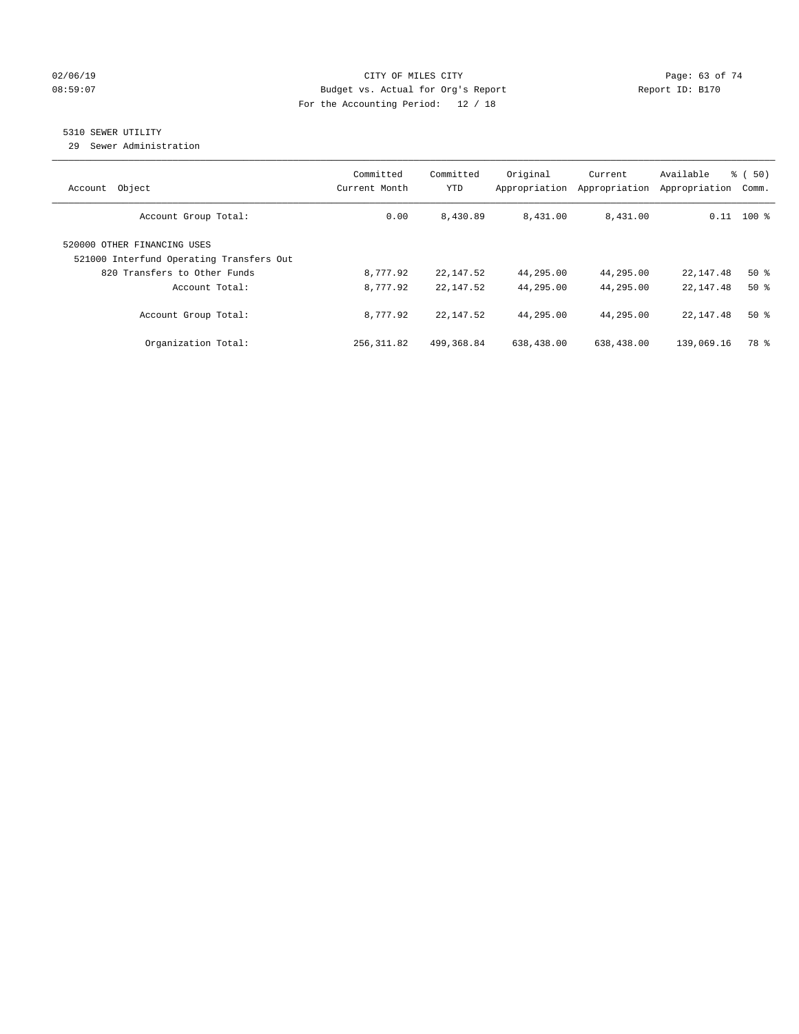CITY OF MILES CITY
Budget vs. Actual for Org's Report
For the Accounting Period: 12 / 18

02/06/19
08:59:07

Report ID: B170

5310 SEWER UTILITY
29 Sewer Administration

| Account Object | Committed Current Month | Committed YTD | Original Appropriation | Current Appropriation | Available Appropriation | % ( 50) Comm. |
|---|---|---|---|---|---|---|
| Account Group Total: | 0.00 | 8,430.89 | 8,431.00 | 8,431.00 | 0.11 | 100 % |
| 520000 OTHER FINANCING USES | | | | | | |
| 521000 Interfund Operating Transfers Out | | | | | | |
| 820 Transfers to Other Funds | 8,777.92 | 22,147.52 | 44,295.00 | 44,295.00 | 22,147.48 | 50 % |
| Account Total: | 8,777.92 | 22,147.52 | 44,295.00 | 44,295.00 | 22,147.48 | 50 % |
| Account Group Total: | 8,777.92 | 22,147.52 | 44,295.00 | 44,295.00 | 22,147.48 | 50 % |
| Organization Total: | 256,311.82 | 499,368.84 | 638,438.00 | 638,438.00 | 139,069.16 | 78 % |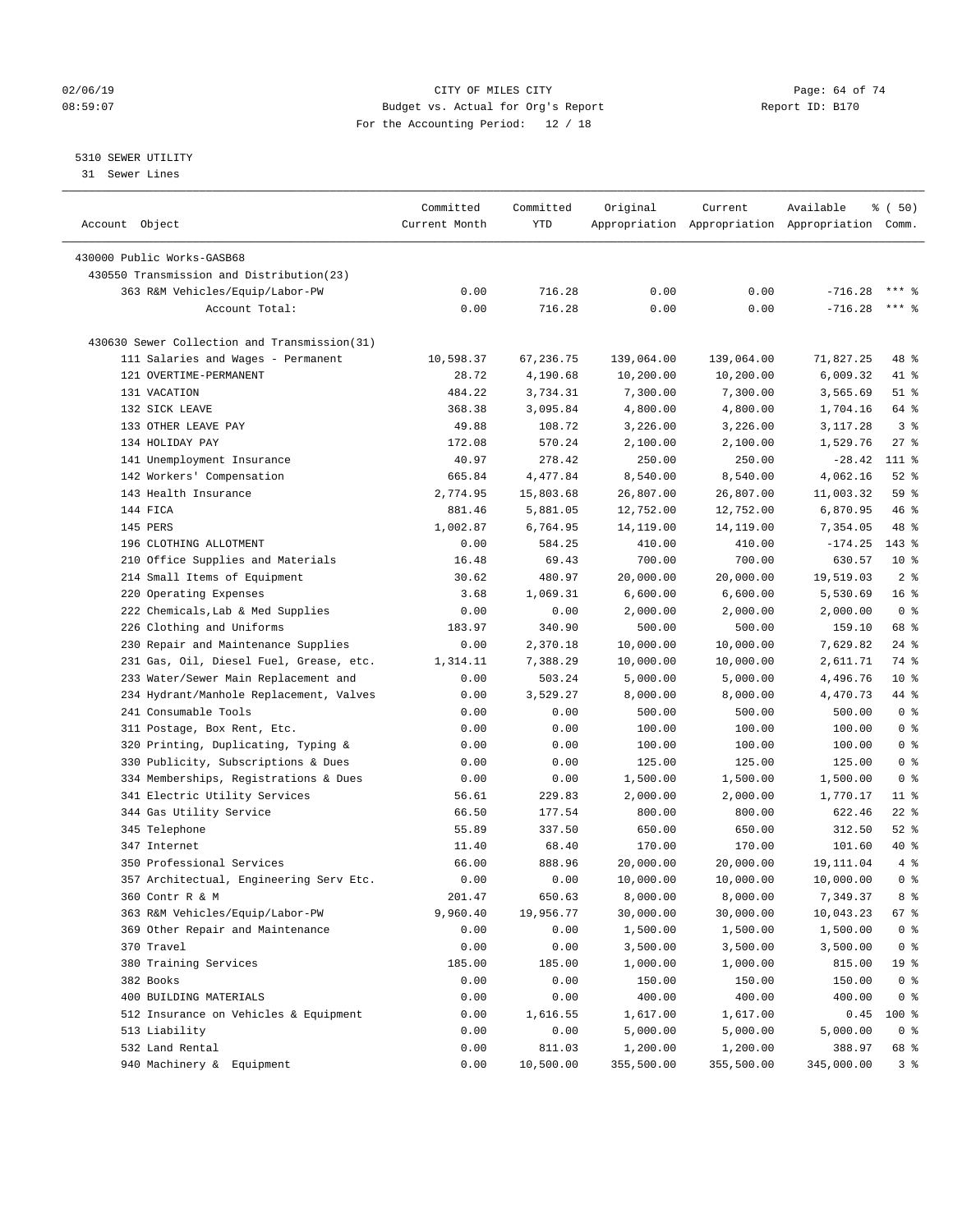CITY OF MILES CITY
Budget vs. Actual for Org's Report
For the Accounting Period: 12 / 18

02/06/19
08:59:07

Report ID: B170

5310 SEWER UTILITY
31 Sewer Lines

| Account Object | Committed Current Month | Committed YTD | Original Appropriation | Current Appropriation | Available Appropriation | % ( 50) Comm. |
|---|---|---|---|---|---|---|
| 430000 Public Works-GASB68 | | | | | | |
| 430550 Transmission and Distribution(23) | | | | | | |
| 363 R&M Vehicles/Equip/Labor-PW | 0.00 | 716.28 | 0.00 | 0.00 | -716.28 | *** % |
| Account Total: | 0.00 | 716.28 | 0.00 | 0.00 | -716.28 | *** % |
| 430630 Sewer Collection and Transmission(31) | | | | | | |
| 111 Salaries and Wages - Permanent | 10,598.37 | 67,236.75 | 139,064.00 | 139,064.00 | 71,827.25 | 48 % |
| 121 OVERTIME-PERMANENT | 28.72 | 4,190.68 | 10,200.00 | 10,200.00 | 6,009.32 | 41 % |
| 131 VACATION | 484.22 | 3,734.31 | 7,300.00 | 7,300.00 | 3,565.69 | 51 % |
| 132 SICK LEAVE | 368.38 | 3,095.84 | 4,800.00 | 4,800.00 | 1,704.16 | 64 % |
| 133 OTHER LEAVE PAY | 49.88 | 108.72 | 3,226.00 | 3,226.00 | 3,117.28 | 3 % |
| 134 HOLIDAY PAY | 172.08 | 570.24 | 2,100.00 | 2,100.00 | 1,529.76 | 27 % |
| 141 Unemployment Insurance | 40.97 | 278.42 | 250.00 | 250.00 | -28.42 | 111 % |
| 142 Workers' Compensation | 665.84 | 4,477.84 | 8,540.00 | 8,540.00 | 4,062.16 | 52 % |
| 143 Health Insurance | 2,774.95 | 15,803.68 | 26,807.00 | 26,807.00 | 11,003.32 | 59 % |
| 144 FICA | 881.46 | 5,881.05 | 12,752.00 | 12,752.00 | 6,870.95 | 46 % |
| 145 PERS | 1,002.87 | 6,764.95 | 14,119.00 | 14,119.00 | 7,354.05 | 48 % |
| 196 CLOTHING ALLOTMENT | 0.00 | 584.25 | 410.00 | 410.00 | -174.25 | 143 % |
| 210 Office Supplies and Materials | 16.48 | 69.43 | 700.00 | 700.00 | 630.57 | 10 % |
| 214 Small Items of Equipment | 30.62 | 480.97 | 20,000.00 | 20,000.00 | 19,519.03 | 2 % |
| 220 Operating Expenses | 3.68 | 1,069.31 | 6,600.00 | 6,600.00 | 5,530.69 | 16 % |
| 222 Chemicals,Lab & Med Supplies | 0.00 | 0.00 | 2,000.00 | 2,000.00 | 2,000.00 | 0 % |
| 226 Clothing and Uniforms | 183.97 | 340.90 | 500.00 | 500.00 | 159.10 | 68 % |
| 230 Repair and Maintenance Supplies | 0.00 | 2,370.18 | 10,000.00 | 10,000.00 | 7,629.82 | 24 % |
| 231 Gas, Oil, Diesel Fuel, Grease, etc. | 1,314.11 | 7,388.29 | 10,000.00 | 10,000.00 | 2,611.71 | 74 % |
| 233 Water/Sewer Main Replacement and | 0.00 | 503.24 | 5,000.00 | 5,000.00 | 4,496.76 | 10 % |
| 234 Hydrant/Manhole Replacement, Valves | 0.00 | 3,529.27 | 8,000.00 | 8,000.00 | 4,470.73 | 44 % |
| 241 Consumable Tools | 0.00 | 0.00 | 500.00 | 500.00 | 500.00 | 0 % |
| 311 Postage, Box Rent, Etc. | 0.00 | 0.00 | 100.00 | 100.00 | 100.00 | 0 % |
| 320 Printing, Duplicating, Typing & | 0.00 | 0.00 | 100.00 | 100.00 | 100.00 | 0 % |
| 330 Publicity, Subscriptions & Dues | 0.00 | 0.00 | 125.00 | 125.00 | 125.00 | 0 % |
| 334 Memberships, Registrations & Dues | 0.00 | 0.00 | 1,500.00 | 1,500.00 | 1,500.00 | 0 % |
| 341 Electric Utility Services | 56.61 | 229.83 | 2,000.00 | 2,000.00 | 1,770.17 | 11 % |
| 344 Gas Utility Service | 66.50 | 177.54 | 800.00 | 800.00 | 622.46 | 22 % |
| 345 Telephone | 55.89 | 337.50 | 650.00 | 650.00 | 312.50 | 52 % |
| 347 Internet | 11.40 | 68.40 | 170.00 | 170.00 | 101.60 | 40 % |
| 350 Professional Services | 66.00 | 888.96 | 20,000.00 | 20,000.00 | 19,111.04 | 4 % |
| 357 Architectual, Engineering Serv Etc. | 0.00 | 0.00 | 10,000.00 | 10,000.00 | 10,000.00 | 0 % |
| 360 Contr R & M | 201.47 | 650.63 | 8,000.00 | 8,000.00 | 7,349.37 | 8 % |
| 363 R&M Vehicles/Equip/Labor-PW | 9,960.40 | 19,956.77 | 30,000.00 | 30,000.00 | 10,043.23 | 67 % |
| 369 Other Repair and Maintenance | 0.00 | 0.00 | 1,500.00 | 1,500.00 | 1,500.00 | 0 % |
| 370 Travel | 0.00 | 0.00 | 3,500.00 | 3,500.00 | 3,500.00 | 0 % |
| 380 Training Services | 185.00 | 185.00 | 1,000.00 | 1,000.00 | 815.00 | 19 % |
| 382 Books | 0.00 | 0.00 | 150.00 | 150.00 | 150.00 | 0 % |
| 400 BUILDING MATERIALS | 0.00 | 0.00 | 400.00 | 400.00 | 400.00 | 0 % |
| 512 Insurance on Vehicles & Equipment | 0.00 | 1,616.55 | 1,617.00 | 1,617.00 | 0.45 | 100 % |
| 513 Liability | 0.00 | 0.00 | 5,000.00 | 5,000.00 | 5,000.00 | 0 % |
| 532 Land Rental | 0.00 | 811.03 | 1,200.00 | 1,200.00 | 388.97 | 68 % |
| 940 Machinery & Equipment | 0.00 | 10,500.00 | 355,500.00 | 355,500.00 | 345,000.00 | 3 % |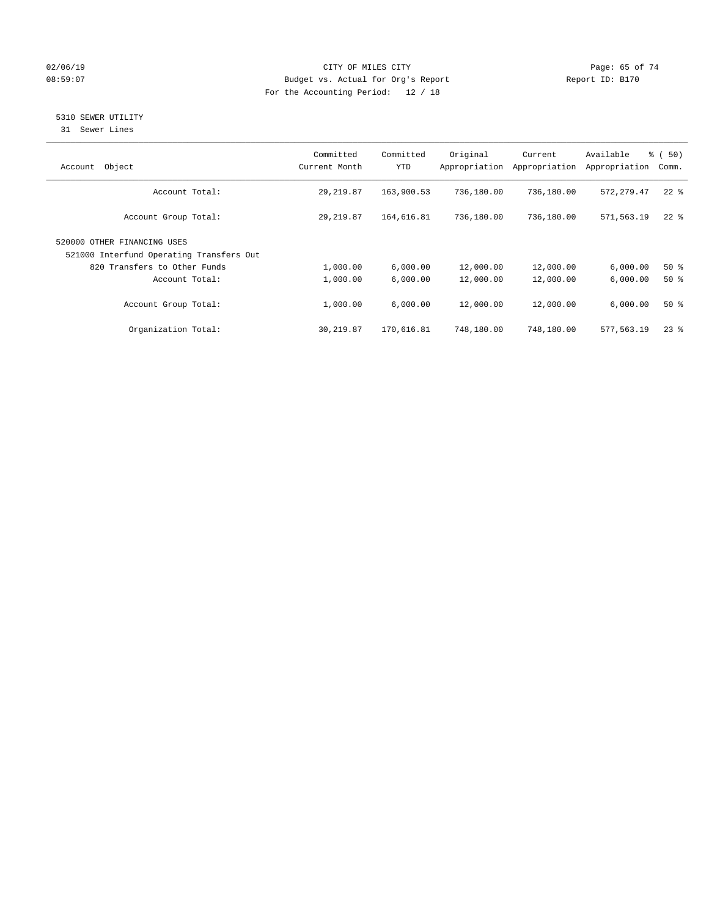CITY OF MILES CITY
Budget vs. Actual for Org's Report
For the Accounting Period: 12 / 18

02/06/19
08:59:07

Report ID: B170

5310 SEWER UTILITY
31 Sewer Lines

| Account Object | Committed Current Month | Committed YTD | Original Appropriation | Current Appropriation | Available Appropriation | % ( 50) Comm. |
|---|---|---|---|---|---|---|
| Account Total: | 29,219.87 | 163,900.53 | 736,180.00 | 736,180.00 | 572,279.47 | 22 % |
| Account Group Total: | 29,219.87 | 164,616.81 | 736,180.00 | 736,180.00 | 571,563.19 | 22 % |
| 520000 OTHER FINANCING USES | | | | | | |
| 521000 Interfund Operating Transfers Out | | | | | | |
| 820 Transfers to Other Funds | 1,000.00 | 6,000.00 | 12,000.00 | 12,000.00 | 6,000.00 | 50 % |
| Account Total: | 1,000.00 | 6,000.00 | 12,000.00 | 12,000.00 | 6,000.00 | 50 % |
| Account Group Total: | 1,000.00 | 6,000.00 | 12,000.00 | 12,000.00 | 6,000.00 | 50 % |
| Organization Total: | 30,219.87 | 170,616.81 | 748,180.00 | 748,180.00 | 577,563.19 | 23 % |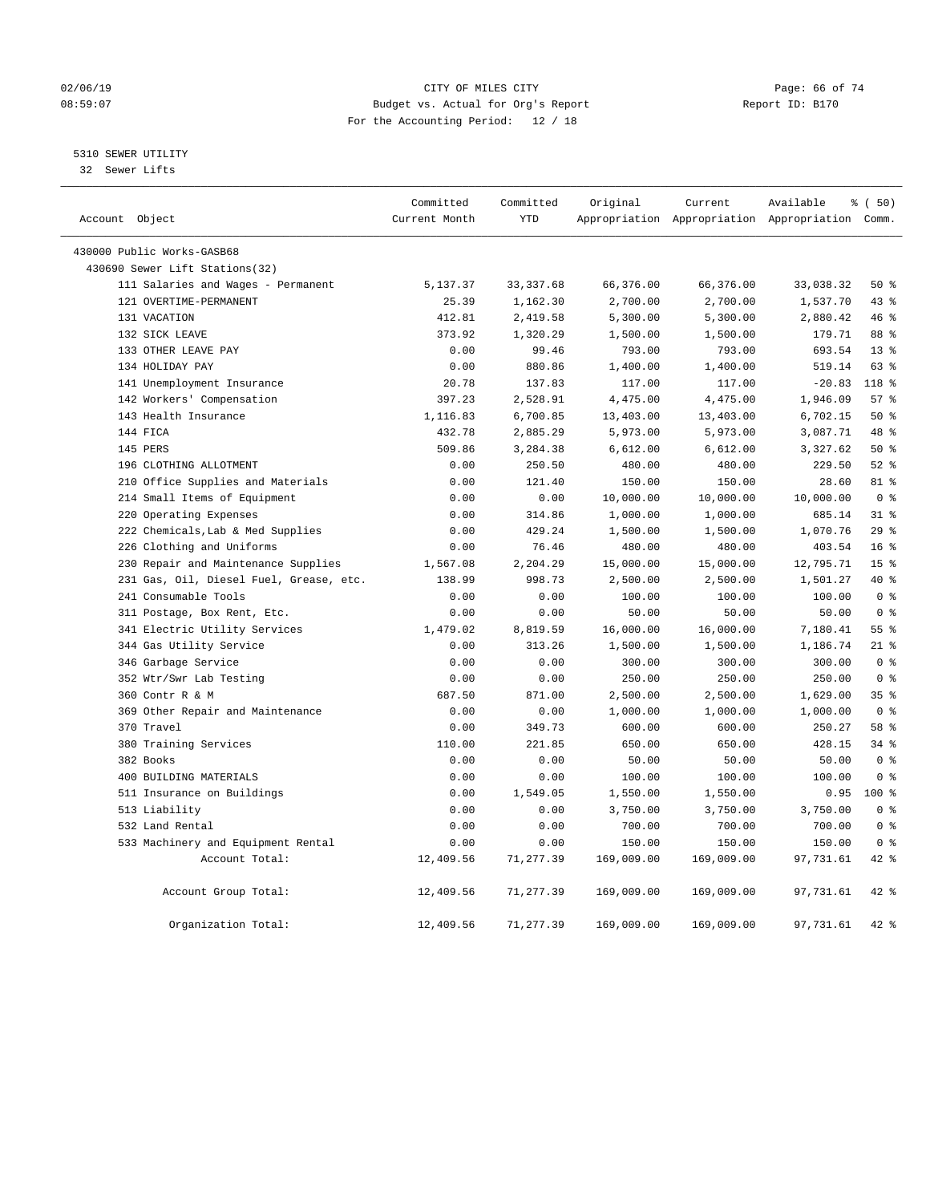CITY OF MILES CITY
Budget vs. Actual for Org's Report
For the Accounting Period: 12 / 18

5310 SEWER UTILITY
32 Sewer Lifts

| Account Object | Committed Current Month | Committed YTD | Original Appropriation | Current Appropriation | Available Appropriation | % ( 50) Comm. |
|---|---|---|---|---|---|---|
| 430000 Public Works-GASB68 | | | | | | |
| 430690 Sewer Lift Stations(32) | | | | | | |
| 111 Salaries and Wages - Permanent | 5,137.37 | 33,337.68 | 66,376.00 | 66,376.00 | 33,038.32 | 50 % |
| 121 OVERTIME-PERMANENT | 25.39 | 1,162.30 | 2,700.00 | 2,700.00 | 1,537.70 | 43 % |
| 131 VACATION | 412.81 | 2,419.58 | 5,300.00 | 5,300.00 | 2,880.42 | 46 % |
| 132 SICK LEAVE | 373.92 | 1,320.29 | 1,500.00 | 1,500.00 | 179.71 | 88 % |
| 133 OTHER LEAVE PAY | 0.00 | 99.46 | 793.00 | 793.00 | 693.54 | 13 % |
| 134 HOLIDAY PAY | 0.00 | 880.86 | 1,400.00 | 1,400.00 | 519.14 | 63 % |
| 141 Unemployment Insurance | 20.78 | 137.83 | 117.00 | 117.00 | -20.83 | 118 % |
| 142 Workers' Compensation | 397.23 | 2,528.91 | 4,475.00 | 4,475.00 | 1,946.09 | 57 % |
| 143 Health Insurance | 1,116.83 | 6,700.85 | 13,403.00 | 13,403.00 | 6,702.15 | 50 % |
| 144 FICA | 432.78 | 2,885.29 | 5,973.00 | 5,973.00 | 3,087.71 | 48 % |
| 145 PERS | 509.86 | 3,284.38 | 6,612.00 | 6,612.00 | 3,327.62 | 50 % |
| 196 CLOTHING ALLOTMENT | 0.00 | 250.50 | 480.00 | 480.00 | 229.50 | 52 % |
| 210 Office Supplies and Materials | 0.00 | 121.40 | 150.00 | 150.00 | 28.60 | 81 % |
| 214 Small Items of Equipment | 0.00 | 0.00 | 10,000.00 | 10,000.00 | 10,000.00 | 0 % |
| 220 Operating Expenses | 0.00 | 314.86 | 1,000.00 | 1,000.00 | 685.14 | 31 % |
| 222 Chemicals,Lab & Med Supplies | 0.00 | 429.24 | 1,500.00 | 1,500.00 | 1,070.76 | 29 % |
| 226 Clothing and Uniforms | 0.00 | 76.46 | 480.00 | 480.00 | 403.54 | 16 % |
| 230 Repair and Maintenance Supplies | 1,567.08 | 2,204.29 | 15,000.00 | 15,000.00 | 12,795.71 | 15 % |
| 231 Gas, Oil, Diesel Fuel, Grease, etc. | 138.99 | 998.73 | 2,500.00 | 2,500.00 | 1,501.27 | 40 % |
| 241 Consumable Tools | 0.00 | 0.00 | 100.00 | 100.00 | 100.00 | 0 % |
| 311 Postage, Box Rent, Etc. | 0.00 | 0.00 | 50.00 | 50.00 | 50.00 | 0 % |
| 341 Electric Utility Services | 1,479.02 | 8,819.59 | 16,000.00 | 16,000.00 | 7,180.41 | 55 % |
| 344 Gas Utility Service | 0.00 | 313.26 | 1,500.00 | 1,500.00 | 1,186.74 | 21 % |
| 346 Garbage Service | 0.00 | 0.00 | 300.00 | 300.00 | 300.00 | 0 % |
| 352 Wtr/Swr Lab Testing | 0.00 | 0.00 | 250.00 | 250.00 | 250.00 | 0 % |
| 360 Contr R & M | 687.50 | 871.00 | 2,500.00 | 2,500.00 | 1,629.00 | 35 % |
| 369 Other Repair and Maintenance | 0.00 | 0.00 | 1,000.00 | 1,000.00 | 1,000.00 | 0 % |
| 370 Travel | 0.00 | 349.73 | 600.00 | 600.00 | 250.27 | 58 % |
| 380 Training Services | 110.00 | 221.85 | 650.00 | 650.00 | 428.15 | 34 % |
| 382 Books | 0.00 | 0.00 | 50.00 | 50.00 | 50.00 | 0 % |
| 400 BUILDING MATERIALS | 0.00 | 0.00 | 100.00 | 100.00 | 100.00 | 0 % |
| 511 Insurance on Buildings | 0.00 | 1,549.05 | 1,550.00 | 1,550.00 | 0.95 | 100 % |
| 513 Liability | 0.00 | 0.00 | 3,750.00 | 3,750.00 | 3,750.00 | 0 % |
| 532 Land Rental | 0.00 | 0.00 | 700.00 | 700.00 | 700.00 | 0 % |
| 533 Machinery and Equipment Rental | 0.00 | 0.00 | 150.00 | 150.00 | 150.00 | 0 % |
| Account Total: | 12,409.56 | 71,277.39 | 169,009.00 | 169,009.00 | 97,731.61 | 42 % |
| Account Group Total: | 12,409.56 | 71,277.39 | 169,009.00 | 169,009.00 | 97,731.61 | 42 % |
| Organization Total: | 12,409.56 | 71,277.39 | 169,009.00 | 169,009.00 | 97,731.61 | 42 % |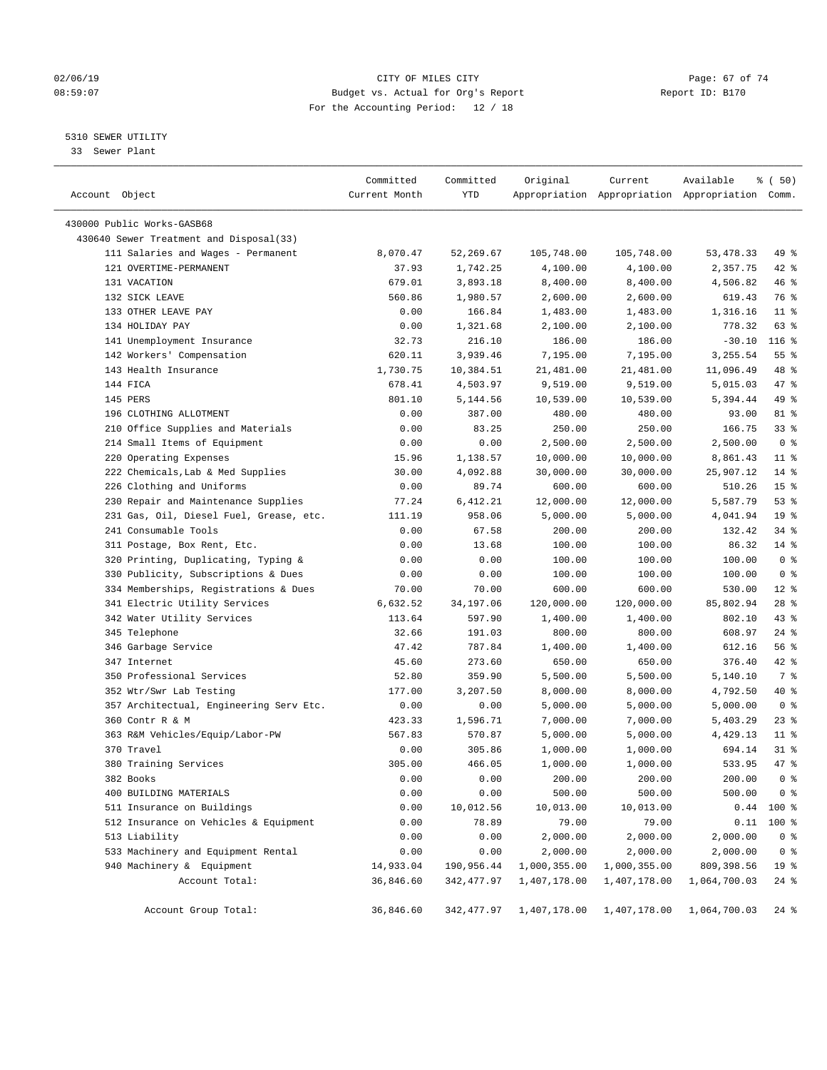CITY OF MILES CITY
Budget vs. Actual for Org's Report
For the Accounting Period: 12 / 18

02/06/19
08:59:07

Report ID: B170

5310 SEWER UTILITY
33 Sewer Plant

| Account Object | Committed Current Month | Committed YTD | Original Appropriation | Current Appropriation | Available Appropriation | % ( 50) Comm. |
|---|---|---|---|---|---|---|
| 430000 Public Works-GASB68 | | | | | | |
| 430640 Sewer Treatment and Disposal(33) | | | | | | |
| 111 Salaries and Wages - Permanent | 8,070.47 | 52,269.67 | 105,748.00 | 105,748.00 | 53,478.33 | 49 % |
| 121 OVERTIME-PERMANENT | 37.93 | 1,742.25 | 4,100.00 | 4,100.00 | 2,357.75 | 42 % |
| 131 VACATION | 679.01 | 3,893.18 | 8,400.00 | 8,400.00 | 4,506.82 | 46 % |
| 132 SICK LEAVE | 560.86 | 1,980.57 | 2,600.00 | 2,600.00 | 619.43 | 76 % |
| 133 OTHER LEAVE PAY | 0.00 | 166.84 | 1,483.00 | 1,483.00 | 1,316.16 | 11 % |
| 134 HOLIDAY PAY | 0.00 | 1,321.68 | 2,100.00 | 2,100.00 | 778.32 | 63 % |
| 141 Unemployment Insurance | 32.73 | 216.10 | 186.00 | 186.00 | -30.10 | 116 % |
| 142 Workers' Compensation | 620.11 | 3,939.46 | 7,195.00 | 7,195.00 | 3,255.54 | 55 % |
| 143 Health Insurance | 1,730.75 | 10,384.51 | 21,481.00 | 21,481.00 | 11,096.49 | 48 % |
| 144 FICA | 678.41 | 4,503.97 | 9,519.00 | 9,519.00 | 5,015.03 | 47 % |
| 145 PERS | 801.10 | 5,144.56 | 10,539.00 | 10,539.00 | 5,394.44 | 49 % |
| 196 CLOTHING ALLOTMENT | 0.00 | 387.00 | 480.00 | 480.00 | 93.00 | 81 % |
| 210 Office Supplies and Materials | 0.00 | 83.25 | 250.00 | 250.00 | 166.75 | 33 % |
| 214 Small Items of Equipment | 0.00 | 0.00 | 2,500.00 | 2,500.00 | 2,500.00 | 0 % |
| 220 Operating Expenses | 15.96 | 1,138.57 | 10,000.00 | 10,000.00 | 8,861.43 | 11 % |
| 222 Chemicals,Lab & Med Supplies | 30.00 | 4,092.88 | 30,000.00 | 30,000.00 | 25,907.12 | 14 % |
| 226 Clothing and Uniforms | 0.00 | 89.74 | 600.00 | 600.00 | 510.26 | 15 % |
| 230 Repair and Maintenance Supplies | 77.24 | 6,412.21 | 12,000.00 | 12,000.00 | 5,587.79 | 53 % |
| 231 Gas, Oil, Diesel Fuel, Grease, etc. | 111.19 | 958.06 | 5,000.00 | 5,000.00 | 4,041.94 | 19 % |
| 241 Consumable Tools | 0.00 | 67.58 | 200.00 | 200.00 | 132.42 | 34 % |
| 311 Postage, Box Rent, Etc. | 0.00 | 13.68 | 100.00 | 100.00 | 86.32 | 14 % |
| 320 Printing, Duplicating, Typing & | 0.00 | 0.00 | 100.00 | 100.00 | 100.00 | 0 % |
| 330 Publicity, Subscriptions & Dues | 0.00 | 0.00 | 100.00 | 100.00 | 100.00 | 0 % |
| 334 Memberships, Registrations & Dues | 70.00 | 70.00 | 600.00 | 600.00 | 530.00 | 12 % |
| 341 Electric Utility Services | 6,632.52 | 34,197.06 | 120,000.00 | 120,000.00 | 85,802.94 | 28 % |
| 342 Water Utility Services | 113.64 | 597.90 | 1,400.00 | 1,400.00 | 802.10 | 43 % |
| 345 Telephone | 32.66 | 191.03 | 800.00 | 800.00 | 608.97 | 24 % |
| 346 Garbage Service | 47.42 | 787.84 | 1,400.00 | 1,400.00 | 612.16 | 56 % |
| 347 Internet | 45.60 | 273.60 | 650.00 | 650.00 | 376.40 | 42 % |
| 350 Professional Services | 52.80 | 359.90 | 5,500.00 | 5,500.00 | 5,140.10 | 7 % |
| 352 Wtr/Swr Lab Testing | 177.00 | 3,207.50 | 8,000.00 | 8,000.00 | 4,792.50 | 40 % |
| 357 Architectual, Engineering Serv Etc. | 0.00 | 0.00 | 5,000.00 | 5,000.00 | 5,000.00 | 0 % |
| 360 Contr R & M | 423.33 | 1,596.71 | 7,000.00 | 7,000.00 | 5,403.29 | 23 % |
| 363 R&M Vehicles/Equip/Labor-PW | 567.83 | 570.87 | 5,000.00 | 5,000.00 | 4,429.13 | 11 % |
| 370 Travel | 0.00 | 305.86 | 1,000.00 | 1,000.00 | 694.14 | 31 % |
| 380 Training Services | 305.00 | 466.05 | 1,000.00 | 1,000.00 | 533.95 | 47 % |
| 382 Books | 0.00 | 0.00 | 200.00 | 200.00 | 200.00 | 0 % |
| 400 BUILDING MATERIALS | 0.00 | 0.00 | 500.00 | 500.00 | 500.00 | 0 % |
| 511 Insurance on Buildings | 0.00 | 10,012.56 | 10,013.00 | 10,013.00 | 0.44 | 100 % |
| 512 Insurance on Vehicles & Equipment | 0.00 | 78.89 | 79.00 | 79.00 | 0.11 | 100 % |
| 513 Liability | 0.00 | 0.00 | 2,000.00 | 2,000.00 | 2,000.00 | 0 % |
| 533 Machinery and Equipment Rental | 0.00 | 0.00 | 2,000.00 | 2,000.00 | 2,000.00 | 0 % |
| 940 Machinery & Equipment | 14,933.04 | 190,956.44 | 1,000,355.00 | 1,000,355.00 | 809,398.56 | 19 % |
| Account Total: | 36,846.60 | 342,477.97 | 1,407,178.00 | 1,407,178.00 | 1,064,700.03 | 24 % |
| Account Group Total: | 36,846.60 | 342,477.97 | 1,407,178.00 | 1,407,178.00 | 1,064,700.03 | 24 % |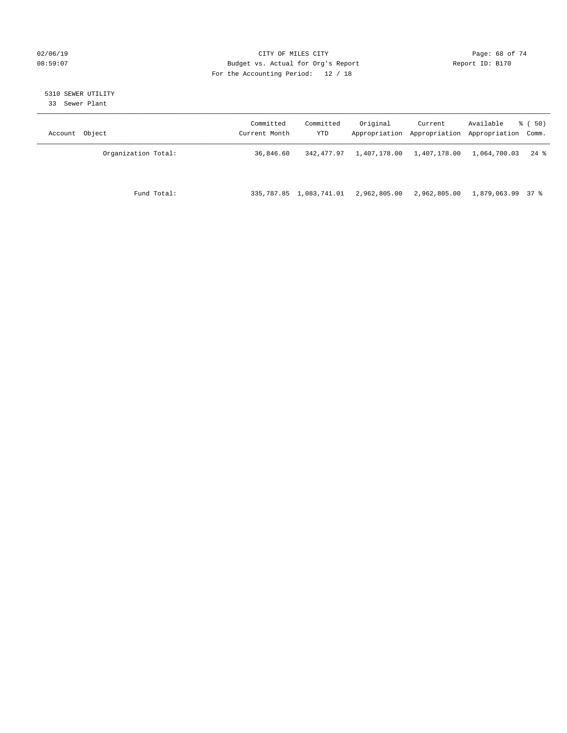CITY OF MILES CITY

Budget vs. Actual for Org's Report

For the Accounting Period: 12 / 18

02/06/19
08:59:07

Report ID: B170

5310 SEWER UTILITY

33 Sewer Plant

| Account Object | Committed Current Month | Committed YTD | Original Appropriation | Current Appropriation | Available Appropriation | % ( 50) Comm. |
|---|---|---|---|---|---|---|
| Organization Total: | 36,846.60 | 342,477.97 | 1,407,178.00 | 1,407,178.00 | 1,064,700.03 | 24 % |
| Fund Total: | 335,787.85 | 1,083,741.01 | 2,962,805.00 | 2,962,805.00 | 1,879,063.99 | 37 % |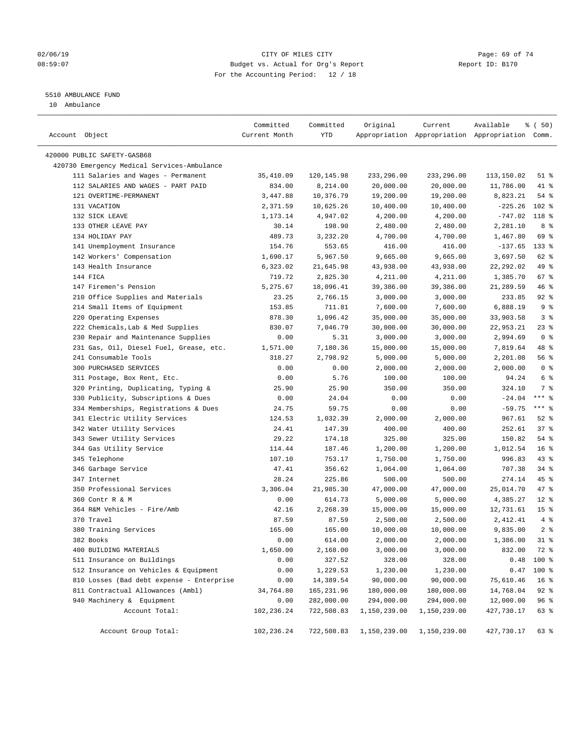CITY OF MILES CITY
Budget vs. Actual for Org's Report
For the Accounting Period: 12 / 18

5510 AMBULANCE FUND
10 Ambulance

| Account Object | Committed Current Month | Committed YTD | Original Appropriation | Current Appropriation | Available Appropriation | % ( 50) Comm. |
|---|---|---|---|---|---|---|
| 420000 PUBLIC SAFETY-GASB68 | | | | | | |
| 420730 Emergency Medical Services-Ambulance | | | | | | |
| 111 Salaries and Wages - Permanent | 35,410.09 | 120,145.98 | 233,296.00 | 233,296.00 | 113,150.02 | 51 % |
| 112 SALARIES AND WAGES - PART PAID | 834.00 | 8,214.00 | 20,000.00 | 20,000.00 | 11,786.00 | 41 % |
| 121 OVERTIME-PERMANENT | 3,447.88 | 10,376.79 | 19,200.00 | 19,200.00 | 8,823.21 | 54 % |
| 131 VACATION | 2,371.59 | 10,625.26 | 10,400.00 | 10,400.00 | -225.26 | 102 % |
| 132 SICK LEAVE | 1,173.14 | 4,947.02 | 4,200.00 | 4,200.00 | -747.02 | 118 % |
| 133 OTHER LEAVE PAY | 30.14 | 198.90 | 2,480.00 | 2,480.00 | 2,281.10 | 8 % |
| 134 HOLIDAY PAY | 489.73 | 3,232.20 | 4,700.00 | 4,700.00 | 1,467.80 | 69 % |
| 141 Unemployment Insurance | 154.76 | 553.65 | 416.00 | 416.00 | -137.65 | 133 % |
| 142 Workers' Compensation | 1,690.17 | 5,967.50 | 9,665.00 | 9,665.00 | 3,697.50 | 62 % |
| 143 Health Insurance | 6,323.02 | 21,645.98 | 43,938.00 | 43,938.00 | 22,292.02 | 49 % |
| 144 FICA | 719.72 | 2,825.30 | 4,211.00 | 4,211.00 | 1,385.70 | 67 % |
| 147 Firemen's Pension | 5,275.67 | 18,096.41 | 39,386.00 | 39,386.00 | 21,289.59 | 46 % |
| 210 Office Supplies and Materials | 23.25 | 2,766.15 | 3,000.00 | 3,000.00 | 233.85 | 92 % |
| 214 Small Items of Equipment | 153.85 | 711.81 | 7,600.00 | 7,600.00 | 6,888.19 | 9 % |
| 220 Operating Expenses | 878.30 | 1,096.42 | 35,000.00 | 35,000.00 | 33,903.58 | 3 % |
| 222 Chemicals,Lab & Med Supplies | 830.07 | 7,046.79 | 30,000.00 | 30,000.00 | 22,953.21 | 23 % |
| 230 Repair and Maintenance Supplies | 0.00 | 5.31 | 3,000.00 | 3,000.00 | 2,994.69 | 0 % |
| 231 Gas, Oil, Diesel Fuel, Grease, etc. | 1,571.00 | 7,180.36 | 15,000.00 | 15,000.00 | 7,819.64 | 48 % |
| 241 Consumable Tools | 318.27 | 2,798.92 | 5,000.00 | 5,000.00 | 2,201.08 | 56 % |
| 300 PURCHASED SERVICES | 0.00 | 0.00 | 2,000.00 | 2,000.00 | 2,000.00 | 0 % |
| 311 Postage, Box Rent, Etc. | 0.00 | 5.76 | 100.00 | 100.00 | 94.24 | 6 % |
| 320 Printing, Duplicating, Typing & | 25.90 | 25.90 | 350.00 | 350.00 | 324.10 | 7 % |
| 330 Publicity, Subscriptions & Dues | 0.00 | 24.04 | 0.00 | 0.00 | -24.04 | *** % |
| 334 Memberships, Registrations & Dues | 24.75 | 59.75 | 0.00 | 0.00 | -59.75 | *** % |
| 341 Electric Utility Services | 124.53 | 1,032.39 | 2,000.00 | 2,000.00 | 967.61 | 52 % |
| 342 Water Utility Services | 24.41 | 147.39 | 400.00 | 400.00 | 252.61 | 37 % |
| 343 Sewer Utility Services | 29.22 | 174.18 | 325.00 | 325.00 | 150.82 | 54 % |
| 344 Gas Utility Service | 114.44 | 187.46 | 1,200.00 | 1,200.00 | 1,012.54 | 16 % |
| 345 Telephone | 107.10 | 753.17 | 1,750.00 | 1,750.00 | 996.83 | 43 % |
| 346 Garbage Service | 47.41 | 356.62 | 1,064.00 | 1,064.00 | 707.38 | 34 % |
| 347 Internet | 28.24 | 225.86 | 500.00 | 500.00 | 274.14 | 45 % |
| 350 Professional Services | 3,306.04 | 21,985.30 | 47,000.00 | 47,000.00 | 25,014.70 | 47 % |
| 360 Contr R & M | 0.00 | 614.73 | 5,000.00 | 5,000.00 | 4,385.27 | 12 % |
| 364 R&M Vehicles - Fire/Amb | 42.16 | 2,268.39 | 15,000.00 | 15,000.00 | 12,731.61 | 15 % |
| 370 Travel | 87.59 | 87.59 | 2,500.00 | 2,500.00 | 2,412.41 | 4 % |
| 380 Training Services | 165.00 | 165.00 | 10,000.00 | 10,000.00 | 9,835.00 | 2 % |
| 382 Books | 0.00 | 614.00 | 2,000.00 | 2,000.00 | 1,386.00 | 31 % |
| 400 BUILDING MATERIALS | 1,650.00 | 2,168.00 | 3,000.00 | 3,000.00 | 832.00 | 72 % |
| 511 Insurance on Buildings | 0.00 | 327.52 | 328.00 | 328.00 | 0.48 | 100 % |
| 512 Insurance on Vehicles & Equipment | 0.00 | 1,229.53 | 1,230.00 | 1,230.00 | 0.47 | 100 % |
| 810 Losses (Bad debt expense - Enterprise | 0.00 | 14,389.54 | 90,000.00 | 90,000.00 | 75,610.46 | 16 % |
| 811 Contractual Allowances (Ambl) | 34,764.80 | 165,231.96 | 180,000.00 | 180,000.00 | 14,768.04 | 92 % |
| 940 Machinery & Equipment | 0.00 | 282,000.00 | 294,000.00 | 294,000.00 | 12,000.00 | 96 % |
| Account Total: | 102,236.24 | 722,508.83 | 1,150,239.00 | 1,150,239.00 | 427,730.17 | 63 % |
| Account Group Total: | 102,236.24 | 722,508.83 | 1,150,239.00 | 1,150,239.00 | 427,730.17 | 63 % |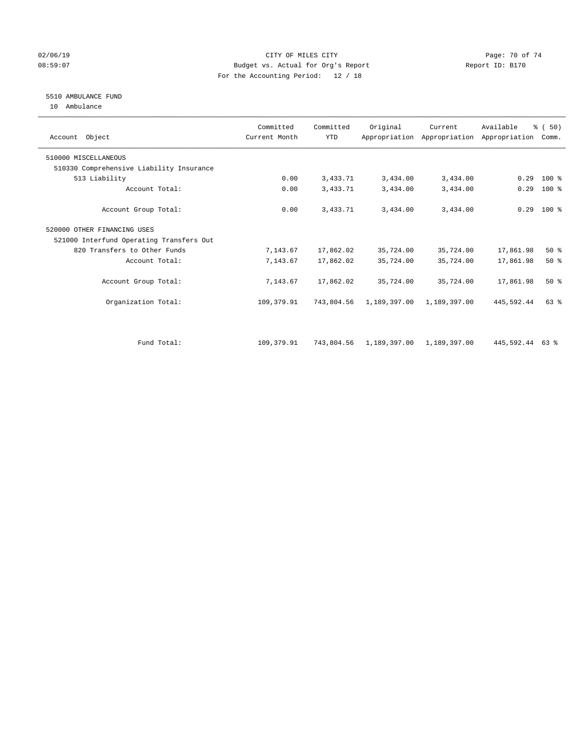CITY OF MILES CITY
Budget vs. Actual for Org's Report
For the Accounting Period: 12 / 18

02/06/19
08:59:07

Report ID: B170

## 5510 AMBULANCE FUND

10 Ambulance

| Account Object | Committed Current Month | Committed YTD | Original Appropriation | Current Appropriation | Available Appropriation | % ( 50) Comm. |
|---|---|---|---|---|---|---|
| 510000 MISCELLANEOUS | | | | | | |
| 510330 Comprehensive Liability Insurance | | | | | | |
| 513 Liability | 0.00 | 3,433.71 | 3,434.00 | 3,434.00 | 0.29 | 100 % |
| Account Total: | 0.00 | 3,433.71 | 3,434.00 | 3,434.00 | 0.29 | 100 % |
| Account Group Total: | 0.00 | 3,433.71 | 3,434.00 | 3,434.00 | 0.29 | 100 % |
| 520000 OTHER FINANCING USES | | | | | | |
| 521000 Interfund Operating Transfers Out | | | | | | |
| 820 Transfers to Other Funds | 7,143.67 | 17,862.02 | 35,724.00 | 35,724.00 | 17,861.98 | 50 % |
| Account Total: | 7,143.67 | 17,862.02 | 35,724.00 | 35,724.00 | 17,861.98 | 50 % |
| Account Group Total: | 7,143.67 | 17,862.02 | 35,724.00 | 35,724.00 | 17,861.98 | 50 % |
| Organization Total: | 109,379.91 | 743,804.56 | 1,189,397.00 | 1,189,397.00 | 445,592.44 | 63 % |
| Fund Total: | 109,379.91 | 743,804.56 | 1,189,397.00 | 1,189,397.00 | 445,592.44 | 63 % |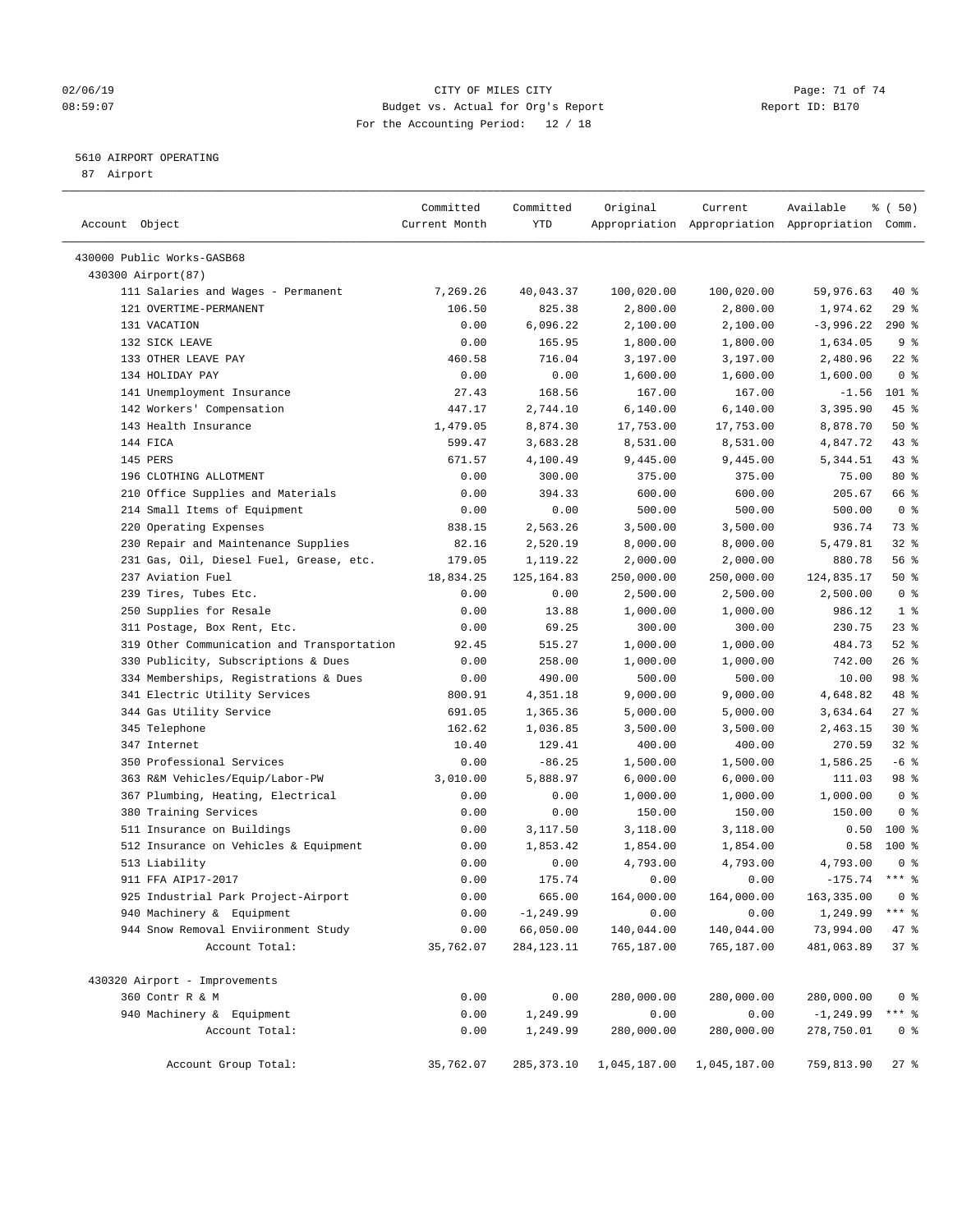02/06/19 CITY OF MILES CITY
08:59:07 Budget vs. Actual for Org's Report Report ID: B170
For the Accounting Period: 12 / 18

5610 AIRPORT OPERATING
87 Airport

| Account Object | Committed Current Month | Committed YTD | Original Appropriation | Current Appropriation | Available Appropriation | % ( 50) Comm. |
|---|---|---|---|---|---|---|
| 430000 Public Works-GASB68 | | | | | | |
| 430300 Airport(87) | | | | | | |
| 111 Salaries and Wages - Permanent | 7,269.26 | 40,043.37 | 100,020.00 | 100,020.00 | 59,976.63 | 40 % |
| 121 OVERTIME-PERMANENT | 106.50 | 825.38 | 2,800.00 | 2,800.00 | 1,974.62 | 29 % |
| 131 VACATION | 0.00 | 6,096.22 | 2,100.00 | 2,100.00 | -3,996.22 | 290 % |
| 132 SICK LEAVE | 0.00 | 165.95 | 1,800.00 | 1,800.00 | 1,634.05 | 9 % |
| 133 OTHER LEAVE PAY | 460.58 | 716.04 | 3,197.00 | 3,197.00 | 2,480.96 | 22 % |
| 134 HOLIDAY PAY | 0.00 | 0.00 | 1,600.00 | 1,600.00 | 1,600.00 | 0 % |
| 141 Unemployment Insurance | 27.43 | 168.56 | 167.00 | 167.00 | -1.56 | 101 % |
| 142 Workers' Compensation | 447.17 | 2,744.10 | 6,140.00 | 6,140.00 | 3,395.90 | 45 % |
| 143 Health Insurance | 1,479.05 | 8,874.30 | 17,753.00 | 17,753.00 | 8,878.70 | 50 % |
| 144 FICA | 599.47 | 3,683.28 | 8,531.00 | 8,531.00 | 4,847.72 | 43 % |
| 145 PERS | 671.57 | 4,100.49 | 9,445.00 | 9,445.00 | 5,344.51 | 43 % |
| 196 CLOTHING ALLOTMENT | 0.00 | 300.00 | 375.00 | 375.00 | 75.00 | 80 % |
| 210 Office Supplies and Materials | 0.00 | 394.33 | 600.00 | 600.00 | 205.67 | 66 % |
| 214 Small Items of Equipment | 0.00 | 0.00 | 500.00 | 500.00 | 500.00 | 0 % |
| 220 Operating Expenses | 838.15 | 2,563.26 | 3,500.00 | 3,500.00 | 936.74 | 73 % |
| 230 Repair and Maintenance Supplies | 82.16 | 2,520.19 | 8,000.00 | 8,000.00 | 5,479.81 | 32 % |
| 231 Gas, Oil, Diesel Fuel, Grease, etc. | 179.05 | 1,119.22 | 2,000.00 | 2,000.00 | 880.78 | 56 % |
| 237 Aviation Fuel | 18,834.25 | 125,164.83 | 250,000.00 | 250,000.00 | 124,835.17 | 50 % |
| 239 Tires, Tubes Etc. | 0.00 | 0.00 | 2,500.00 | 2,500.00 | 2,500.00 | 0 % |
| 250 Supplies for Resale | 0.00 | 13.88 | 1,000.00 | 1,000.00 | 986.12 | 1 % |
| 311 Postage, Box Rent, Etc. | 0.00 | 69.25 | 300.00 | 300.00 | 230.75 | 23 % |
| 319 Other Communication and Transportation | 92.45 | 515.27 | 1,000.00 | 1,000.00 | 484.73 | 52 % |
| 330 Publicity, Subscriptions & Dues | 0.00 | 258.00 | 1,000.00 | 1,000.00 | 742.00 | 26 % |
| 334 Memberships, Registrations & Dues | 0.00 | 490.00 | 500.00 | 500.00 | 10.00 | 98 % |
| 341 Electric Utility Services | 800.91 | 4,351.18 | 9,000.00 | 9,000.00 | 4,648.82 | 48 % |
| 344 Gas Utility Service | 691.05 | 1,365.36 | 5,000.00 | 5,000.00 | 3,634.64 | 27 % |
| 345 Telephone | 162.62 | 1,036.85 | 3,500.00 | 3,500.00 | 2,463.15 | 30 % |
| 347 Internet | 10.40 | 129.41 | 400.00 | 400.00 | 270.59 | 32 % |
| 350 Professional Services | 0.00 | -86.25 | 1,500.00 | 1,500.00 | 1,586.25 | -6 % |
| 363 R&M Vehicles/Equip/Labor-PW | 3,010.00 | 5,888.97 | 6,000.00 | 6,000.00 | 111.03 | 98 % |
| 367 Plumbing, Heating, Electrical | 0.00 | 0.00 | 1,000.00 | 1,000.00 | 1,000.00 | 0 % |
| 380 Training Services | 0.00 | 0.00 | 150.00 | 150.00 | 150.00 | 0 % |
| 511 Insurance on Buildings | 0.00 | 3,117.50 | 3,118.00 | 3,118.00 | 0.50 | 100 % |
| 512 Insurance on Vehicles & Equipment | 0.00 | 1,853.42 | 1,854.00 | 1,854.00 | 0.58 | 100 % |
| 513 Liability | 0.00 | 0.00 | 4,793.00 | 4,793.00 | 4,793.00 | 0 % |
| 911 FFA AIP17-2017 | 0.00 | 175.74 | 0.00 | 0.00 | -175.74 | *** % |
| 925 Industrial Park Project-Airport | 0.00 | 665.00 | 164,000.00 | 164,000.00 | 163,335.00 | 0 % |
| 940 Machinery & Equipment | 0.00 | -1,249.99 | 0.00 | 0.00 | 1,249.99 | *** % |
| 944 Snow Removal Enviironment Study | 0.00 | 66,050.00 | 140,044.00 | 140,044.00 | 73,994.00 | 47 % |
| Account Total: | 35,762.07 | 284,123.11 | 765,187.00 | 765,187.00 | 481,063.89 | 37 % |
| 430320 Airport - Improvements | | | | | | |
| 360 Contr R & M | 0.00 | 0.00 | 280,000.00 | 280,000.00 | 280,000.00 | 0 % |
| 940 Machinery & Equipment | 0.00 | 1,249.99 | 0.00 | 0.00 | -1,249.99 | *** % |
| Account Total: | 0.00 | 1,249.99 | 280,000.00 | 280,000.00 | 278,750.01 | 0 % |
| Account Group Total: | 35,762.07 | 285,373.10 | 1,045,187.00 | 1,045,187.00 | 759,813.90 | 27 % |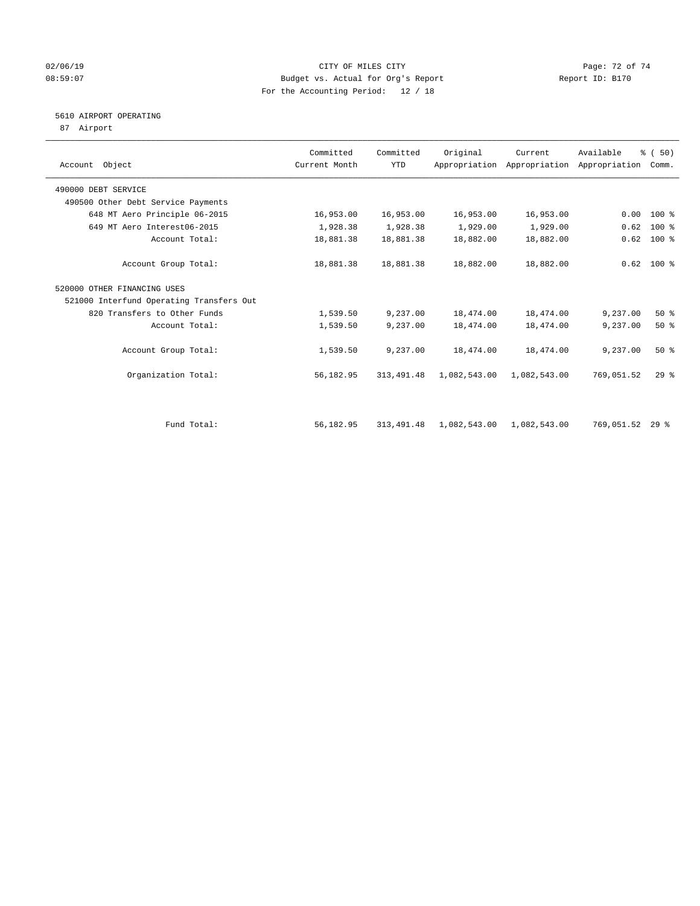CITY OF MILES CITY
Budget vs. Actual for Org's Report
For the Accounting Period: 12 / 18

02/06/19
08:59:07

Report ID: B170

## 5610 AIRPORT OPERATING

87 Airport

| Account Object | Committed Current Month | Committed YTD | Original Appropriation | Current Appropriation | Available Appropriation | % ( 50) Comm. |
|---|---|---|---|---|---|---|
| 490000 DEBT SERVICE | | | | | | |
| 490500 Other Debt Service Payments | | | | | | |
| 648 MT Aero Principle 06-2015 | 16,953.00 | 16,953.00 | 16,953.00 | 16,953.00 | 0.00 | 100 % |
| 649 MT Aero Interest06-2015 | 1,928.38 | 1,928.38 | 1,929.00 | 1,929.00 | 0.62 | 100 % |
| Account Total: | 18,881.38 | 18,881.38 | 18,882.00 | 18,882.00 | 0.62 | 100 % |
| Account Group Total: | 18,881.38 | 18,881.38 | 18,882.00 | 18,882.00 | 0.62 | 100 % |
| 520000 OTHER FINANCING USES | | | | | | |
| 521000 Interfund Operating Transfers Out | | | | | | |
| 820 Transfers to Other Funds | 1,539.50 | 9,237.00 | 18,474.00 | 18,474.00 | 9,237.00 | 50 % |
| Account Total: | 1,539.50 | 9,237.00 | 18,474.00 | 18,474.00 | 9,237.00 | 50 % |
| Account Group Total: | 1,539.50 | 9,237.00 | 18,474.00 | 18,474.00 | 9,237.00 | 50 % |
| Organization Total: | 56,182.95 | 313,491.48 | 1,082,543.00 | 1,082,543.00 | 769,051.52 | 29 % |
| Fund Total: | 56,182.95 | 313,491.48 | 1,082,543.00 | 1,082,543.00 | 769,051.52 | 29 % |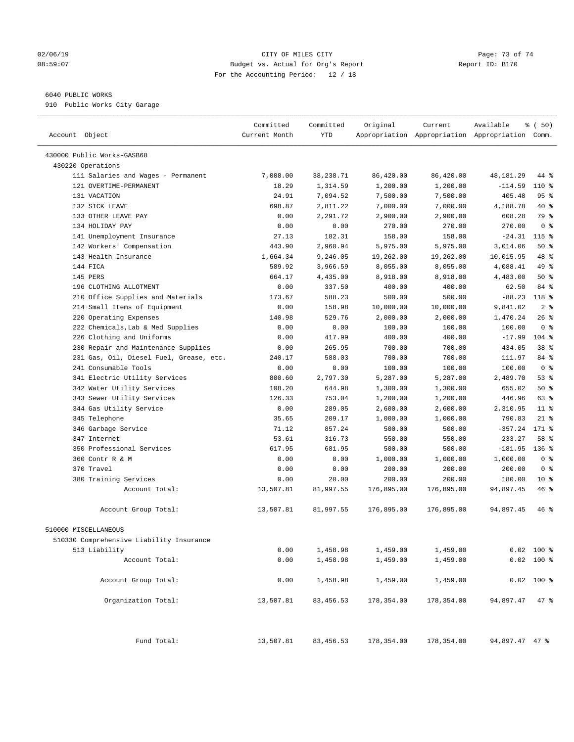02/06/19 CITY OF MILES CITY
08:59:07 Budget vs. Actual for Org's Report Report ID: B170
For the Accounting Period: 12 / 18

6040 PUBLIC WORKS
910 Public Works City Garage

| Account Object | Committed Current Month | Committed YTD | Original Appropriation | Current Appropriation | Available Appropriation | % ( 50) Comm. |
|---|---|---|---|---|---|---|
| 430000 Public Works-GASB68 | | | | | | |
| 430220 Operations | | | | | | |
| 111 Salaries and Wages - Permanent | 7,008.00 | 38,238.71 | 86,420.00 | 86,420.00 | 48,181.29 | 44 % |
| 121 OVERTIME-PERMANENT | 18.29 | 1,314.59 | 1,200.00 | 1,200.00 | -114.59 | 110 % |
| 131 VACATION | 24.91 | 7,094.52 | 7,500.00 | 7,500.00 | 405.48 | 95 % |
| 132 SICK LEAVE | 698.87 | 2,811.22 | 7,000.00 | 7,000.00 | 4,188.78 | 40 % |
| 133 OTHER LEAVE PAY | 0.00 | 2,291.72 | 2,900.00 | 2,900.00 | 608.28 | 79 % |
| 134 HOLIDAY PAY | 0.00 | 0.00 | 270.00 | 270.00 | 270.00 | 0 % |
| 141 Unemployment Insurance | 27.13 | 182.31 | 158.00 | 158.00 | -24.31 | 115 % |
| 142 Workers' Compensation | 443.90 | 2,960.94 | 5,975.00 | 5,975.00 | 3,014.06 | 50 % |
| 143 Health Insurance | 1,664.34 | 9,246.05 | 19,262.00 | 19,262.00 | 10,015.95 | 48 % |
| 144 FICA | 589.92 | 3,966.59 | 8,055.00 | 8,055.00 | 4,088.41 | 49 % |
| 145 PERS | 664.17 | 4,435.00 | 8,918.00 | 8,918.00 | 4,483.00 | 50 % |
| 196 CLOTHING ALLOTMENT | 0.00 | 337.50 | 400.00 | 400.00 | 62.50 | 84 % |
| 210 Office Supplies and Materials | 173.67 | 588.23 | 500.00 | 500.00 | -88.23 | 118 % |
| 214 Small Items of Equipment | 0.00 | 158.98 | 10,000.00 | 10,000.00 | 9,841.02 | 2 % |
| 220 Operating Expenses | 140.98 | 529.76 | 2,000.00 | 2,000.00 | 1,470.24 | 26 % |
| 222 Chemicals,Lab & Med Supplies | 0.00 | 0.00 | 100.00 | 100.00 | 100.00 | 0 % |
| 226 Clothing and Uniforms | 0.00 | 417.99 | 400.00 | 400.00 | -17.99 | 104 % |
| 230 Repair and Maintenance Supplies | 0.00 | 265.95 | 700.00 | 700.00 | 434.05 | 38 % |
| 231 Gas, Oil, Diesel Fuel, Grease, etc. | 240.17 | 588.03 | 700.00 | 700.00 | 111.97 | 84 % |
| 241 Consumable Tools | 0.00 | 0.00 | 100.00 | 100.00 | 100.00 | 0 % |
| 341 Electric Utility Services | 800.60 | 2,797.30 | 5,287.00 | 5,287.00 | 2,489.70 | 53 % |
| 342 Water Utility Services | 108.20 | 644.98 | 1,300.00 | 1,300.00 | 655.02 | 50 % |
| 343 Sewer Utility Services | 126.33 | 753.04 | 1,200.00 | 1,200.00 | 446.96 | 63 % |
| 344 Gas Utility Service | 0.00 | 289.05 | 2,600.00 | 2,600.00 | 2,310.95 | 11 % |
| 345 Telephone | 35.65 | 209.17 | 1,000.00 | 1,000.00 | 790.83 | 21 % |
| 346 Garbage Service | 71.12 | 857.24 | 500.00 | 500.00 | -357.24 | 171 % |
| 347 Internet | 53.61 | 316.73 | 550.00 | 550.00 | 233.27 | 58 % |
| 350 Professional Services | 617.95 | 681.95 | 500.00 | 500.00 | -181.95 | 136 % |
| 360 Contr R & M | 0.00 | 0.00 | 1,000.00 | 1,000.00 | 1,000.00 | 0 % |
| 370 Travel | 0.00 | 0.00 | 200.00 | 200.00 | 200.00 | 0 % |
| 380 Training Services | 0.00 | 20.00 | 200.00 | 200.00 | 180.00 | 10 % |
| Account Total: | 13,507.81 | 81,997.55 | 176,895.00 | 176,895.00 | 94,897.45 | 46 % |
| Account Group Total: | 13,507.81 | 81,997.55 | 176,895.00 | 176,895.00 | 94,897.45 | 46 % |
| 510000 MISCELLANEOUS | | | | | | |
| 510330 Comprehensive Liability Insurance | | | | | | |
| 513 Liability | 0.00 | 1,458.98 | 1,459.00 | 1,459.00 | 0.02 | 100 % |
| Account Total: | 0.00 | 1,458.98 | 1,459.00 | 1,459.00 | 0.02 | 100 % |
| Account Group Total: | 0.00 | 1,458.98 | 1,459.00 | 1,459.00 | 0.02 | 100 % |
| Organization Total: | 13,507.81 | 83,456.53 | 178,354.00 | 178,354.00 | 94,897.47 | 47 % |
| Fund Total: | 13,507.81 | 83,456.53 | 178,354.00 | 178,354.00 | 94,897.47 | 47 % |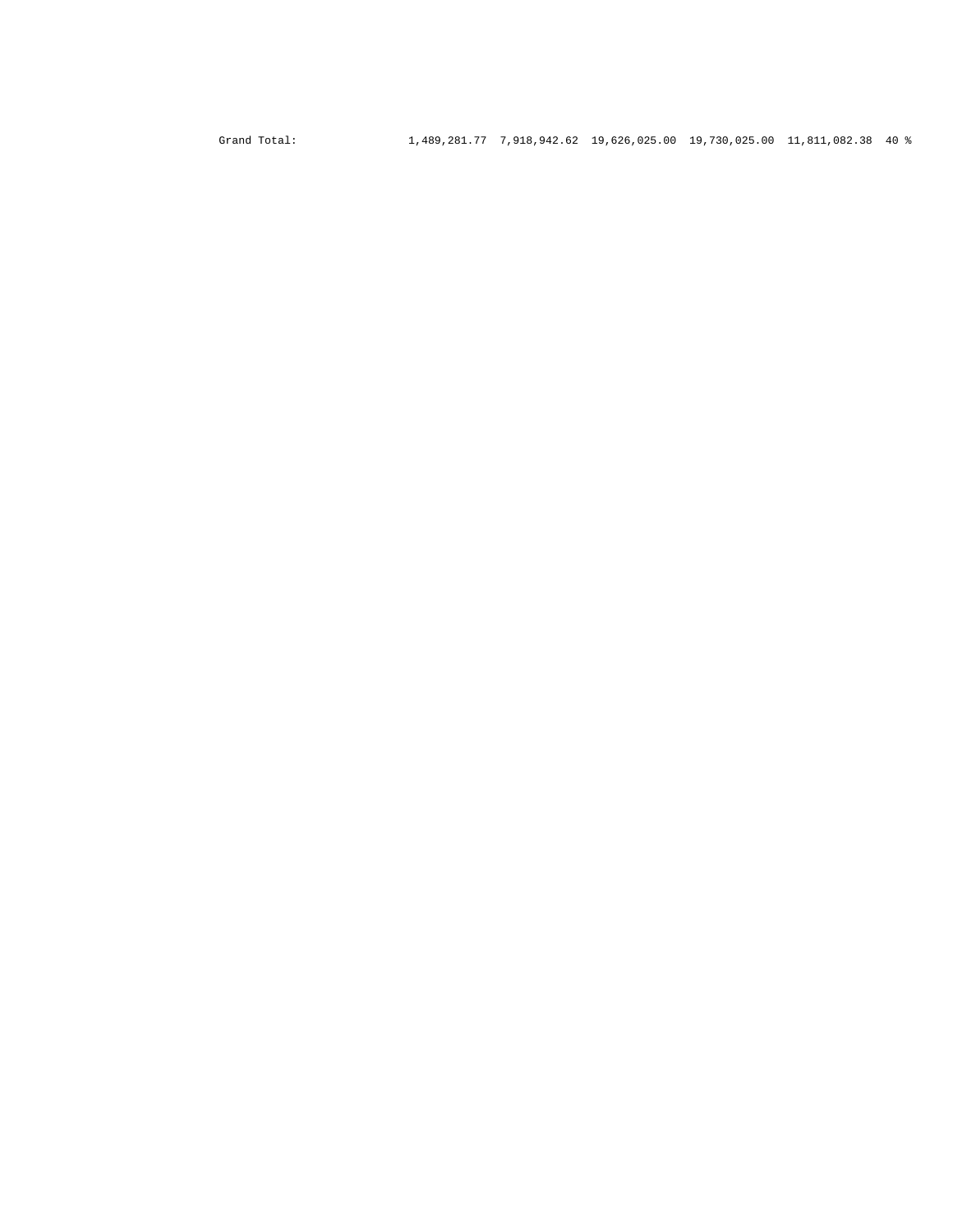| | | | | | | |
|---|---|---|---|---|---|---|
| Grand Total: | 1,489,281.77 | 7,918,942.62 | 19,626,025.00 | 19,730,025.00 | 11,811,082.38 | 40 % |